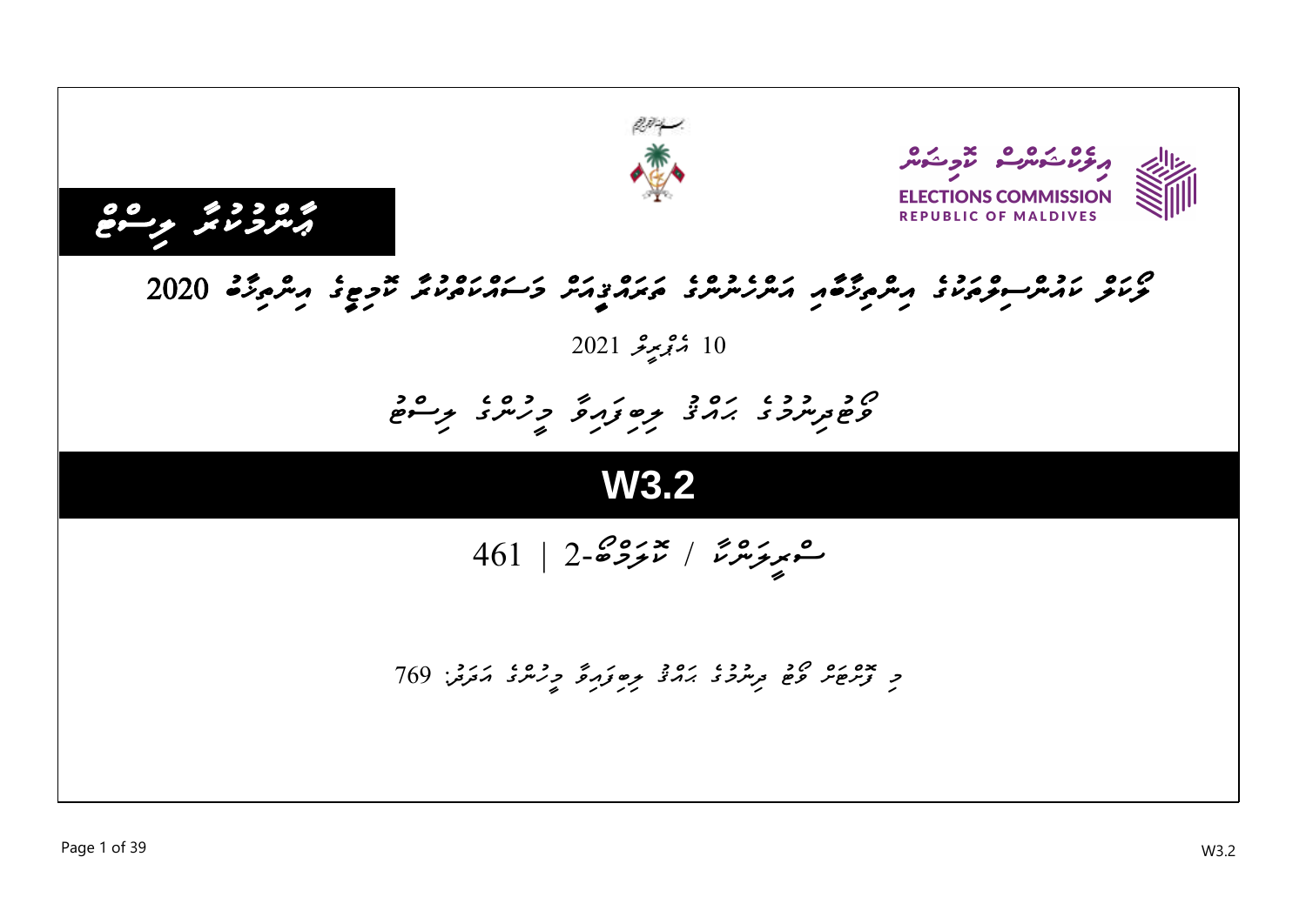ދިވެހިރާއްޖޭގެ އިންތިޚާބާތު ކޮމިޝަން

ELECTIONS COMMISSION
REPUBLIC OF MALDIVES

އަންގުމުގެ ލިސްޓު

# ލޯކަލް ކައުންސިލްތަކުގެ އިންތިޚާބާއި އަންހެނުންގެ ތަރައްޤީއަށް މަސައްކަތްކުރާ ކޮމިޓީގެ އިންތިޚާބު 2020

10 އޭޕްރިލް 2021

ވޯޓުދިނުމުގެ ޙައްޤު ލިބިފައިވާ މީހުންގެ ލިސްޓު

# W3.2

ސްރީވަނާ / ކާވަމްޕަ-2 | 461

މި ފޮންޓަން ވޯޓު ދިނުމުގެ ޙައްޤު ލިބިފައިވާ މީހުންގެ އަދަދު: 769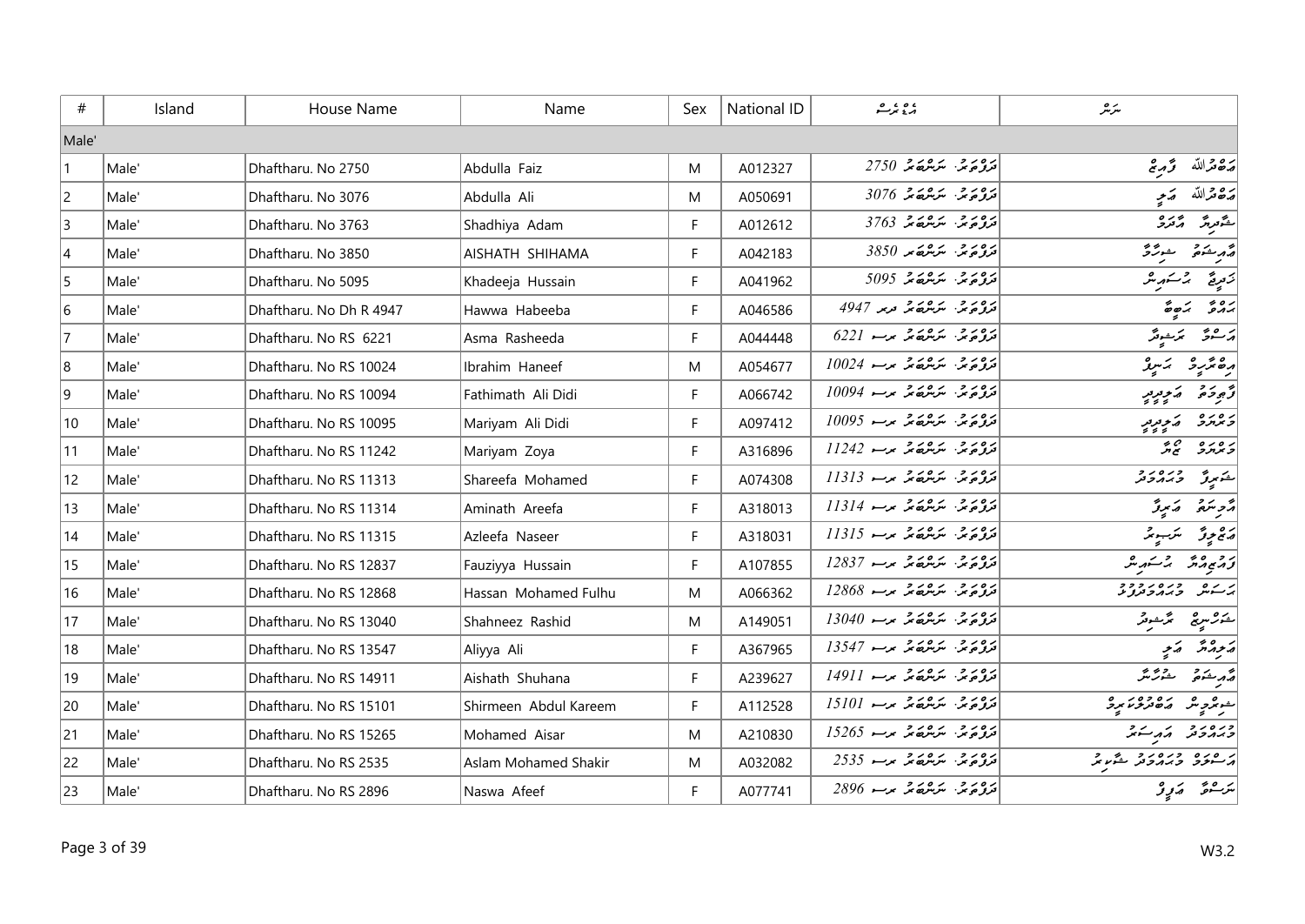| # | Island | House Name | Name | Sex | National ID | ދާއިރާ | ނަން |
|---|---|---|---|---|---|---|---|
| Male' | | | | | | | |
| 1 | Male' | Dhaftharu. No 2750 | Abdulla Faiz | M | A012327 | ދަފްތަރު. ނަންބަރު 2750 | އަބްދުﷲ ފާއިޒް |
| 2 | Male' | Dhaftharu. No 3076 | Abdulla Ali | M | A050691 | ދަފްތަރު. ނަންބަރު 3076 | އަބްދުﷲ ޢަލީ |
| 3 | Male' | Dhaftharu. No 3763 | Shadhiya Adam | F | A012612 | ދަފްތަރު. ނަންބަރު 3763 | ޝާދިޔާ އާދަމް |
| 4 | Male' | Dhaftharu. No 3850 | AISHATH SHIHAMA | F | A042183 | ދަފްތަރު. ނަންބަރު 3850 | އައިޝަތު ޝިހާމާ |
| 5 | Male' | Dhaftharu. No 5095 | Khadeeja Hussain | F | A041962 | ދަފްތަރު. ނަންބަރު 5095 | ޚަދީޖާ ޙުސައިން |
| 6 | Male' | Dhaftharu. No Dh R 4947 | Hawwa Habeeba | F | A046586 | ދަފްތަރު. ނަންބަރު ދރ 4947 | ޙައްވާ ހަބީބާ |
| 7 | Male' | Dhaftharu. No RS 6221 | Asma Rasheeda | F | A044448 | ދަފްތަރު. ނަންބަރު ރސ 6221 | އަސްމާ ރަޝީދާ |
| 8 | Male' | Dhaftharu. No RS 10024 | Ibrahim Haneef | M | A054677 | ދަފްތަރު. ނަންބަރު ރސ 10024 | އިބްރާހީމް ޙަނީފް |
| 9 | Male' | Dhaftharu. No RS 10094 | Fathimath Ali Didi | F | A066742 | ދަފްތަރު. ނަންބަރު ރސ 10094 | ފާތިމަތު ޢަލީދީދީ |
| 10 | Male' | Dhaftharu. No RS 10095 | Mariyam Ali Didi | F | A097412 | ދަފްތަރު. ނަންބަރު ރސ 10095 | މަރިޔަމް ޢަލީދީދީ |
| 11 | Male' | Dhaftharu. No RS 11242 | Mariyam Zoya | F | A316896 | ދަފްތަރު. ނަންބަރު ރސ 11242 | މަރިޔަމް ޒޯޔާ |
| 12 | Male' | Dhaftharu. No RS 11313 | Shareefa Mohamed | F | A074308 | ދަފްތަރު. ނަންބަރު ރސ 11313 | ޝަރީފާ މުޙައްމަދު |
| 13 | Male' | Dhaftharu. No RS 11314 | Aminath Areefa | F | A318013 | ދަފްތަރު. ނަންބަރު ރސ 11314 | އާމިނަތު އަރީފާ |
| 14 | Male' | Dhaftharu. No RS 11315 | Azleefa Naseer | F | A318031 | ދަފްތަރު. ނަންބަރު ރސ 11315 | އަޒްލީފާ ނަސީރު |
| 15 | Male' | Dhaftharu. No RS 12837 | Fauziyya Hussain | F | A107855 | ދަފްތަރު. ނަންބަރު ރސ 12837 | ފައުޒިއްޔާ ޙުސައިން |
| 16 | Male' | Dhaftharu. No RS 12868 | Hassan Mohamed Fulhu | M | A066362 | ދަފްތަރު. ނަންބަރު ރސ 12868 | ޙަސަން މުޙައްމަދުފުޅު |
| 17 | Male' | Dhaftharu. No RS 13040 | Shahneez Rashid | M | A149051 | ދަފްތަރު. ނަންބަރު ރސ 13040 | ޝަހްނީޒް ރާޝިދު |
| 18 | Male' | Dhaftharu. No RS 13547 | Aliyya Ali | F | A367965 | ދަފްތަރު. ނަންބަރު ރސ 13547 | ޢަލިއްޔާ ޢަލީ |
| 19 | Male' | Dhaftharu. No RS 14911 | Aishath Shuhana | F | A239627 | ދަފްތަރު. ނަންބަރު ރސ 14911 | އައިޝަތު ޝުހާނާ |
| 20 | Male' | Dhaftharu. No RS 15101 | Shirmeen Abdul Kareem | F | A112528 | ދަފްތަރު. ނަންބަރު ރސ 15101 | ޝިރްމީން އަބްދުލްކަރީމް |
| 21 | Male' | Dhaftharu. No RS 15265 | Mohamed Aisar | M | A210830 | ދަފްތަރު. ނަންބަރު ރސ 15265 | މުޙައްމަދު އައިސަރު |
| 22 | Male' | Dhaftharu. No RS 2535 | Aslam Mohamed Shakir | M | A032082 | ދަފްތަރު. ނަންބަރު ރސ 2535 | އަސްލަމް މުޙައްމަދު ޝާކިރު |
| 23 | Male' | Dhaftharu. No RS 2896 | Naswa Afeef | F | A077741 | ދަފްތަރު. ނަންބަރު ރސ 2896 | ނަސްވާ އަފީފް |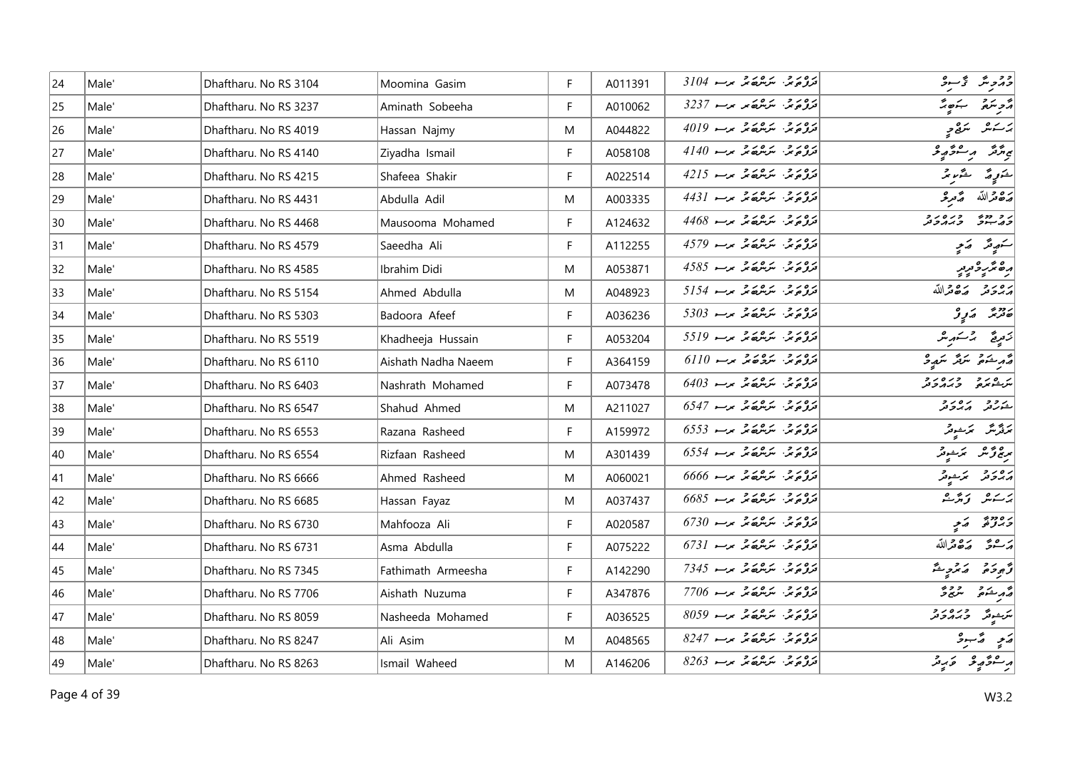| 24 | Male' | Dhaftharu. No RS 3104 | Moomina Gasim | F | A011391 | ދަފްތަރު. ނަންބަރު ރს 3104 | މޫމިނާ ގާސިމް |
|---|---|---|---|---|---|---|---|
| 25 | Male' | Dhaftharu. No RS 3237 | Aminath Sobeeha | F | A010062 | ދަފްތަރު. ނަންބަރު ރސ 3237 | އާމިނަތު ސަބީހާ |
| 26 | Male' | Dhaftharu. No RS 4019 | Hassan Najmy | M | A044822 | ދަފްތަރު. ނަންބަރު ރސ 4019 | ޙަސަން ނަޖްމީ |
| 27 | Male' | Dhaftharu. No RS 4140 | Ziyadha Ismail | F | A058108 | ދަފްތަރު. ނަންބަރު ރސ 4140 | ޒިޔާދާ އިސްމާއިލް |
| 28 | Male' | Dhaftharu. No RS 4215 | Shafeea Shakir | F | A022514 | ދަފްތަރު. ނަންބަރު ރސ 4215 | ޝަފީޢާ ޝާކިރު |
| 29 | Male' | Dhaftharu. No RS 4431 | Abdulla Adil | M | A003335 | ދަފްތަރު. ނަންބަރު ރސ 4431 | އަބްދުﷲ އާދިލް |
| 30 | Male' | Dhaftharu. No RS 4468 | Mausooma Mohamed | F | A124632 | ދަފްތަރު. ނަންބަރު ރސ 4468 | މައުޞޫމާ މުޙައްމަދު |
| 31 | Male' | Dhaftharu. No RS 4579 | Saeedha Ali | F | A112255 | ދަފްތަރު. ނަންބަރު ރސ 4579 | ސަޢީދާ އަލި |
| 32 | Male' | Dhaftharu. No RS 4585 | Ibrahim Didi | M | A053871 | ދަފްތަރު. ނަންބަރު ރސ 4585 | އިބްރާހިމްދީދީ |
| 33 | Male' | Dhaftharu. No RS 5154 | Ahmed Abdulla | M | A048923 | ދަފްތަރު. ނަންބަރު ރސ 5154 | އަޙްމަދު އަބްދުﷲ |
| 34 | Male' | Dhaftharu. No RS 5303 | Badoora Afeef | F | A036236 | ދަފްތަރު. ނަންބަރު ރސ 5303 | ބަދޫރާ އަފީފް |
| 35 | Male' | Dhaftharu. No RS 5519 | Khadheeja Hussain | F | A053204 | ދަފްތަރު. ނަންބަރު ރސ 5519 | ޚަދީޖާ ޙުސައިން |
| 36 | Male' | Dhaftharu. No RS 6110 | Aishath Nadha Naeem | F | A364159 | ދަފްތަރު. ނަންބަރު ރސ 6110 | އާއިޝަތު ނަދާ ނަޢީމް |
| 37 | Male' | Dhaftharu. No RS 6403 | Nashrath Mohamed | F | A073478 | ދަފްތަރު. ނަންބަރު ރސ 6403 | ނަޝްރަތު މުޙައްމަދު |
| 38 | Male' | Dhaftharu. No RS 6547 | Shahud Ahmed | M | A211027 | ދަފްތަރު. ނަންބަރު ރސ 6547 | ޝަހުދު އަޙްމަދު |
| 39 | Male' | Dhaftharu. No RS 6553 | Razana Rasheed | F | A159972 | ދަފްތަރު. ނަންބަރު ރސ 6553 | ރަޒާނާ ރަޝީދު |
| 40 | Male' | Dhaftharu. No RS 6554 | Rizfaan Rasheed | M | A301439 | ދަފްތަރު. ނަންބަރު ރސ 6554 | ރިޒްފާން ރަޝީދު |
| 41 | Male' | Dhaftharu. No RS 6666 | Ahmed Rasheed | M | A060021 | ދަފްތަރު. ނަންބަރު ރސ 6666 | އަޙްމަދު ރަޝީދު |
| 42 | Male' | Dhaftharu. No RS 6685 | Hassan Fayaz | M | A037437 | ދަފްތަރު. ނަންބަރު ރސ 6685 | ޙަސަން ފައްޔާޒް |
| 43 | Male' | Dhaftharu. No RS 6730 | Mahfooza Ali | F | A020587 | ދަފްތަރު. ނަންބަރު ރސ 6730 | މަޙްފޫޒާ އަލި |
| 44 | Male' | Dhaftharu. No RS 6731 | Asma Abdulla | F | A075222 | ދަފްތަރު. ނަންބަރު ރސ 6731 | އަސްމާ އަބްދުﷲ |
| 45 | Male' | Dhaftharu. No RS 7345 | Fathimath Armeesha | F | A142290 | ދަފްތަރު. ނަންބަރު ރސ 7345 | ފާތިމަތު އަރްމީޝާ |
| 46 | Male' | Dhaftharu. No RS 7706 | Aishath Nuzuma | F | A347876 | ދަފްތަރު. ނަންބަރު ރސ 7706 | އާއިޝަތު ނުޒުމާ |
| 47 | Male' | Dhaftharu. No RS 8059 | Nasheeda Mohamed | F | A036525 | ދަފްތަރު. ނަންބަރު ރސ 8059 | ނަޝީދާ މުޙައްމަދު |
| 48 | Male' | Dhaftharu. No RS 8247 | Ali Asim | M | A048565 | ދަފްތަރު. ނަންބަރު ރސ 8247 | އަލި އާސިމް |
| 49 | Male' | Dhaftharu. No RS 8263 | Ismail Waheed | M | A146206 | ދަފްތަރު. ނަންބަރު ރސ 8263 | އިސްމާއިލް ވަޙީދު |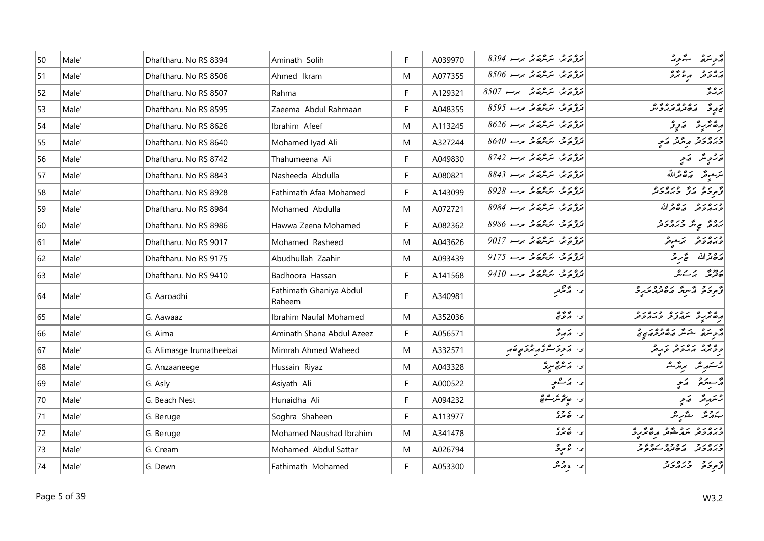| 50 | Male' | Dhaftharu. No RS 8394 | Aminath Solih | F | A039970 | ދަފްތަރު. ނަންބަރު ރސ 8394 | އާމިނަތު ސާލިހު |
|---|---|---|---|---|---|---|---|
| 51 | Male' | Dhaftharu. No RS 8506 | Ahmed Ikram | M | A077355 | ދަފްތަރު. ނަންބަރު ރސ 8506 | އަޙްމަދު އިކްރާމް |
| 52 | Male' | Dhaftharu. No RS 8507 | Rahma | F | A129321 | ދަފްތަރު. ނަންބަރު ރސ 8507 | ރަޙްމާ |
| 53 | Male' | Dhaftharu. No RS 8595 | Zaeema Abdul Rahmaan | F | A048355 | ދަފްތަރު. ނަންބަރު ރސ 8595 | ޒައީމާ ޢަބްދުއްރަޙްމާން |
| 54 | Male' | Dhaftharu. No RS 8626 | Ibrahim Afeef | M | A113245 | ދަފްތަރު. ނަންބަރު ރސ 8626 | އިބްރާހީމް ޢަފީފް |
| 55 | Male' | Dhaftharu. No RS 8640 | Mohamed Iyad Ali | M | A327244 | ދަފްތަރު. ނަންބަރު ރސ 8640 | މުޙައްމަދު އިޔާދު ޢަލީ |
| 56 | Male' | Dhaftharu. No RS 8742 | Thahumeena Ali | F | A049830 | ދަފްތަރު. ނަންބަރު ރސ 8742 | ތަހުމީނާ ޢަލީ |
| 57 | Male' | Dhaftharu. No RS 8843 | Nasheeda Abdulla | F | A080821 | ދަފްތަރު. ނަންބަރު ރސ 8843 | ނަޝީދާ ޢަބްދުﷲ |
| 58 | Male' | Dhaftharu. No RS 8928 | Fathimath Afaa Mohamed | F | A143099 | ދަފްތަރު. ނަންބަރު ރސ 8928 | ފާތިމަތު އަފާ މުޙައްމަދު |
| 59 | Male' | Dhaftharu. No RS 8984 | Mohamed Abdulla | M | A072721 | ދަފްތަރު. ނަންބަރު ރސ 8984 | މުޙައްމަދު ޢަބްދުﷲ |
| 60 | Male' | Dhaftharu. No RS 8986 | Hawwa Zeena Mohamed | F | A082362 | ދަފްތަރު. ނަންބަރު ރސ 8986 | ޙައްވާ ޒީނާ މުޙައްމަދު |
| 61 | Male' | Dhaftharu. No RS 9017 | Mohamed Rasheed | M | A043626 | ދަފްތަރު. ނަންބަރު ރސ 9017 | މުޙައްމަދު ރަޝީދު |
| 62 | Male' | Dhaftharu. No RS 9175 | Abudhullah Zaahir | M | A093439 | ދަފްތަރު. ނަންބަރު ރސ 9175 | ޢަބްދުﷲ ޒާހިރު |
| 63 | Male' | Dhaftharu. No RS 9410 | Badhoora Hassan | F | A141568 | ދަފްތަރު. ނަންބަރު ރސ 9410 | ބަދޫރާ ޙަސަން |
| 64 | Male' | G. Aaroadhi | Fathimath Ghaniya Abdul Raheem | F | A340981 | ގ. އާރޯދި | ފާތިމަތު ޣާނިޔާ ޢަބްދުއްރަޙީމް |
| 65 | Male' | G. Aawaaz | Ibrahim Naufal Mohamed | M | A352036 | ގ. އާވާޒް | އިބްރާހީމް ނައުފަލް މުޙައްމަދު |
| 66 | Male' | G. Aima | Aminath Shana Abdul Azeez | F | A056571 | ގ. އައިމާ | އާމިނަތު ޝަނާ ޢަބްދުލްޢަޒީޒު |
| 67 | Male' | G. Alimasge Irumatheebai | Mimrah Ahmed Waheed | M | A332571 | ގ. އަލިމަސްގެ އިރުމަތީބައި | މިމްރާޙް އަޙްމަދު ވަޙީދު |
| 68 | Male' | G. Anzaaneege | Hussain Riyaz | M | A043328 | ގ. އަންޒާނީގެ | ޙުސައިން ރިޔާޒް |
| 69 | Male' | G. Asly | Asiyath Ali | F | A000522 | ގ. އަސްލީ | އާސިޔަތު ޢަލީ |
| 70 | Male' | G. Beach Nest | Hunaidha Ali | F | A094232 | ގ. ބީޗްނެސްޓް | ހުނައިދާ ޢަލީ |
| 71 | Male' | G. Beruge | Soghra Shaheen | F | A113977 | ގ. ބެރުގެ | ސުޣްރާ ޝާހީން |
| 72 | Male' | G. Beruge | Mohamed Naushad Ibrahim | M | A341478 | ގ. ބެރުގެ | މުޙައްމަދު ނައުޝާދު އިބްރާހީމް |
| 73 | Male' | G. Cream | Mohamed Abdul Sattar | M | A026794 | ގ. ކްރީމް | މުޙައްމަދު ޢަބްދުއްސައްތާރު |
| 74 | Male' | G. Dewn | Fathimath Mohamed | F | A053300 | ގ. ޑިއުން | ފާތިމަތު މުޙައްމަދު |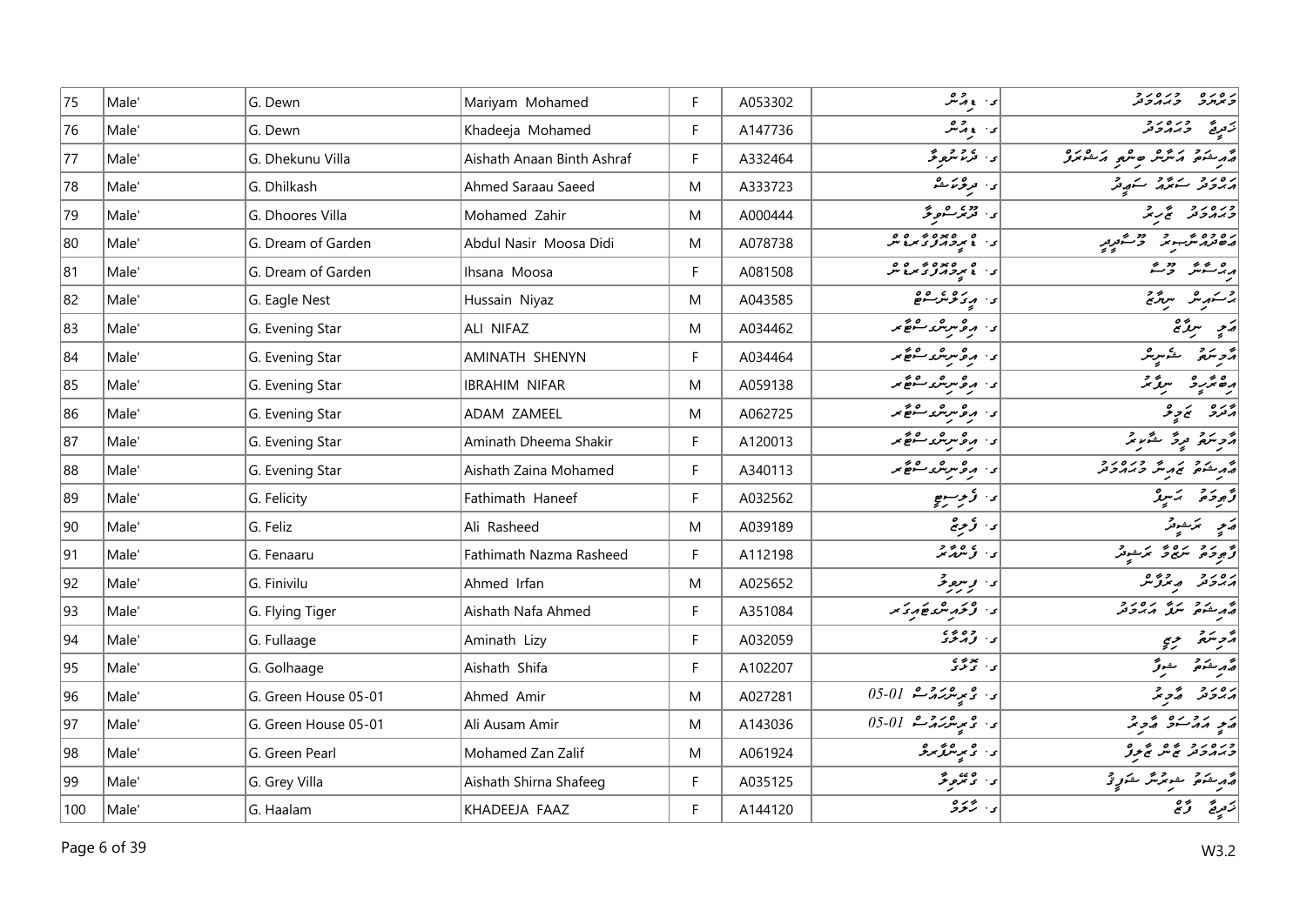| 75 | Male' | G. Dewn | Mariyam Mohamed | F | A053302 | ގ. ޑިއުން | މަރިޔަމް މުޙައްމަދު |
|---|---|---|---|---|---|---|---|
| 76 | Male' | G. Dewn | Khadeeja Mohamed | F | A147736 | ގ. ޑިއުން | ޚަދީޖާ މުޙައްމަދު |
| 77 | Male' | G. Dhekunu Villa | Aishath Anaan Binth Ashraf | F | A332464 | ގ. ދެކުނުވިލާ | އައިޝަތު އަނާން ބިންތި އަޝްރަފް |
| 78 | Male' | G. Dhilkash | Ahmed Saraau Saeed | M | A333723 | ގ. ދިލްކަޝް | އަޙްމަދު ސަރާއު ސައީދު |
| 79 | Male' | G. Dhoores Villa | Mohamed Zahir | M | A000444 | ގ. ދޫރެސްވިލާ | މުޙައްމަދު ޒާހިރު |
| 80 | Male' | G. Dream of Garden | Abdul Nasir Moosa Didi | M | A078738 | ގ. ޑްރީމްއޮފްގާޑަން | އަބްދުލްނާޞިރު މޫސާދީދީ |
| 81 | Male' | G. Dream of Garden | Ihsana Moosa | F | A081508 | ގ. ޑްރީމްއޮފްގާޑަން | އިޙްސާނާ މޫސާ |
| 82 | Male' | G. Eagle Nest | Hussain Niyaz | M | A043585 | ގ. އީގަލްނެސްޓް | ޙުސައިން ނިޔާޒު |
| 83 | Male' | G. Evening Star | ALI NIFAZ | M | A034462 | ގ. އިވްނިންގސްޓާރ | އަލި ނިފާޒު |
| 84 | Male' | G. Evening Star | AMINATH SHENYN | F | A034464 | ގ. އިވްނިންގސްޓާރ | އާމިނަތު ޝެނިން |
| 85 | Male' | G. Evening Star | IBRAHIM NIFAR | M | A059138 | ގ. އިވްނިންގސްޓާރ | އިބްރާހީމް ނިފާރު |
| 86 | Male' | G. Evening Star | ADAM ZAMEEL | M | A062725 | ގ. އިވްނިންގސްޓާރ | އާދަމް ޒަމީލް |
| 87 | Male' | G. Evening Star | Aminath Dheema Shakir | F | A120013 | ގ. އިވްނިންގސްޓާރ | އާމިނަތު ދީމާ ޝާކިރު |
| 88 | Male' | G. Evening Star | Aishath Zaina Mohamed | F | A340113 | ގ. އިވްނިންގސްޓާރ | އައިޝަތު ޒައިނާ މުޙައްމަދު |
| 89 | Male' | G. Felicity | Fathimath Haneef | F | A032562 | ގ. ފެލިސިޓީ | ފާތިމަތު ހަނީފް |
| 90 | Male' | G. Feliz | Ali Rasheed | M | A039189 | ގ. ފެލިޒް | އަލި ރަޝީދު |
| 91 | Male' | G. Fenaaru | Fathimath Nazma Rasheed | F | A112198 | ގ. ފެނާރު | ފާތިމަތު ނަޒްމާ ރަޝީދު |
| 92 | Male' | G. Finivilu | Ahmed Irfan | M | A025652 | ގ. ފިނިވިލު | އަޙްމަދު އިރުފާން |
| 93 | Male' | G. Flying Tiger | Aishath Nafa Ahmed | F | A351084 | ގ. ފްލައިންގޓައިގަރ | އައިޝަތު ނަފާ އަޙްމަދު |
| 94 | Male' | G. Fullaage | Aminath Lizy | F | A032059 | ގ. ފުއްލާގެ | އާމިނަތު ލިޒީ |
| 95 | Male' | G. Golhaage | Aishath Shifa | F | A102207 | ގ. ގޯޅާގެ | އައިޝަތު ޝިފާ |
| 96 | Male' | G. Green House 05-01 | Ahmed Amir | M | A027281 | ގ. ގްރީންހައުސް 05-01 | އަޙްމަދު އާމިރު |
| 97 | Male' | G. Green House 05-01 | Ali Ausam Amir | M | A143036 | ގ. ގްރީންހައުސް 05-01 | އަލި އައުސަމް އާމިރު |
| 98 | Male' | G. Green Pearl | Mohamed Zan Zalif | M | A061924 | ގ. ގްރީންޕާރލް | މުޙައްމަދު ޒާން ޒާލިފު |
| 99 | Male' | G. Grey Villa | Aishath Shirna Shafeeg | F | A035125 | ގ. ގްރޭވިލާ | އައިޝަތު ޝިރުނާ ޝަފީގު |
| 100 | Male' | G. Haalam | KHADEEJA FAAZ | F | A144120 | ގ. ހާލަމް | ޚަދީޖާ ފާޒް |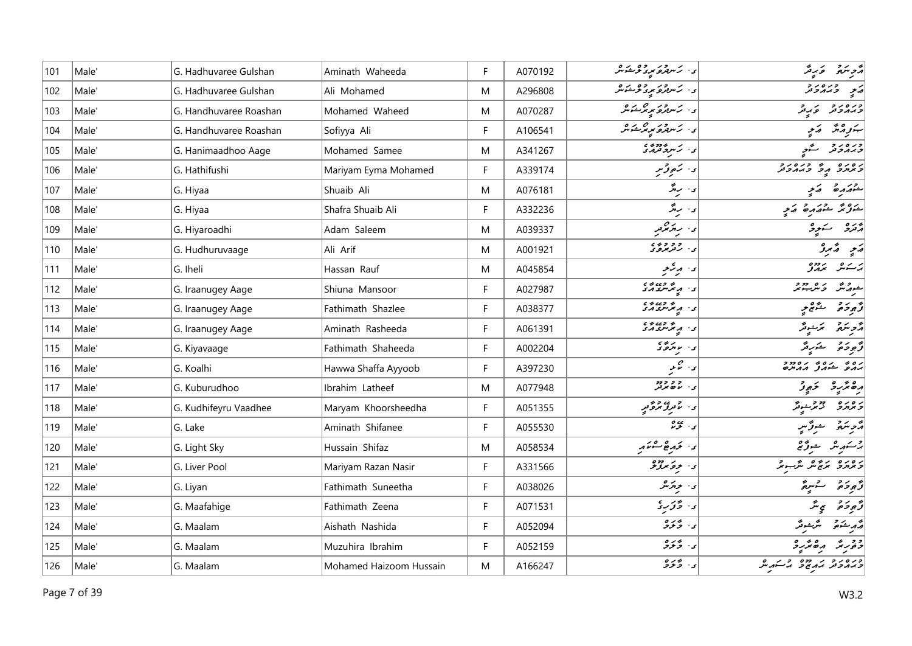| 101 | Male' | G. Hadhuvaree Gulshan | Aminath Waheeda | F | A070192 | ގ. ހަނދުވަރީގުލްޝަން | އާމިނަތު ވަހީދާ |
|---|---|---|---|---|---|---|---|
| 102 | Male' | G. Hadhuvaree Gulshan | Ali Mohamed | M | A296808 | ގ. ހަނދުވަރީގުލްޝަން | އަލި މުހައްމަދު |
| 103 | Male' | G. Handhuvaree Roashan | Mohamed Waheed | M | A070287 | ގ. ހަނދުވަރީރޯޝަން | މުހައްމަދު ވަހީދު |
| 104 | Male' | G. Handhuvaree Roashan | Sofiyya Ali | F | A106541 | ގ. ހަނދުވަރީރޯޝަން | ސޯފިއްޔާ އަލި |
| 105 | Male' | G. Hanimaadhoo Aage | Mohamed Samee | M | A341267 | ގ. ހަނިމާދޫއާގެ | މުހައްމަދު ސަމީ |
| 106 | Male' | G. Hathifushi | Mariyam Eyma Mohamed | F | A339174 | ގ. ހަތިފުށި | މަރިޔަމް އީމާ މުހައްމަދު |
| 107 | Male' | G. Hiyaa | Shuaib Ali | M | A076181 | ގ. ހިޔާ | ޝުޢައިބު އަލި |
| 108 | Male' | G. Hiyaa | Shafra Shuaib Ali | F | A332236 | ގ. ހިޔާ | ޝަފްރާ ޝުޢައިބު އަލި |
| 109 | Male' | G. Hiyaroadhi | Adam Saleem | M | A039337 | ގ. ހިޔަރޯދި | އާދަމް ސަލީމް |
| 110 | Male' | G. Hudhuruvaage | Ali Arif | M | A001921 | ގ. ހުދުރުވާގެ | އަލި އާރިފު |
| 111 | Male' | G. Iheli | Hassan Rauf | M | A045854 | ގ. އިހެލި | ހަސަން ރައުފު |
| 112 | Male' | G. Iraanugey Aage | Shiuna Mansoor | F | A027987 | ގ. އިރާނުގޭއާގެ | ޝިއުނާ މަންސޫރު |
| 113 | Male' | G. Iraanugey Aage | Fathimath Shazlee | F | A038377 | ގ. އިރާނުގޭއާގެ | ފާތިމަތު ޝަޒްލީ |
| 114 | Male' | G. Iraanugey Aage | Aminath Rasheeda | F | A061391 | ގ. އިރާނުގޭއާގެ | އާމިނަތު ރަޝީދާ |
| 115 | Male' | G. Kiyavaage | Fathimath Shaheeda | F | A002204 | ގ. ކިޔަވާގެ | ފާތިމަތު ޝަހީދާ |
| 116 | Male' | G. Koalhi | Hawwa Shaffa Ayyoob | F | A397230 | ގ. ކޯޅި | ހައްވާ ޝައްފާ އައްޔޫބު |
| 117 | Male' | G. Kuburudhoo | Ibrahim Latheef | M | A077948 | ގ. ކުބުރުދޫ | އިބްރާހީމް ލަތީފު |
| 118 | Male' | G. Kudhifeyru Vaadhee | Maryam Khoorsheedha | F | A051355 | ގ. ކުދިފެއިރުވާދީ | މަރިޔަމް ޚޫރުޝީދާ |
| 119 | Male' | G. Lake | Aminath Shifanee | F | A055530 | ގ. ލޭކް | އާމިނަތު ޝިފާނީ |
| 120 | Male' | G. Light Sky | Hussain Shifaz | M | A058534 | ގ. ލައިޓްސްކައި | ހުސައިން ޝިފާޒު |
| 121 | Male' | G. Liver Pool | Mariyam Razan Nasir | F | A331566 | ގ. ލިވަރޕޫލް | މަރިޔަމް ރަޒާން ނާސިރު |
| 122 | Male' | G. Liyan | Fathimath Suneetha | F | A038026 | ގ. ލިޔަން | ފާތިމަތު ސުނީތާ |
| 123 | Male' | G. Maafahige | Fathimath Zeena | F | A071531 | ގ. މާފަހިގެ | ފާތިމަތު ޒީނާ |
| 124 | Male' | G. Maalam | Aishath Nashida | F | A052094 | ގ. މާލަމް | އައިޝަތު ނާޝިދާ |
| 125 | Male' | G. Maalam | Muzuhira Ibrahim | F | A052159 | ގ. މާލަމް | މުޒުހިރާ އިބްރާހީމް |
| 126 | Male' | G. Maalam | Mohamed Haizoom Hussain | M | A166247 | ގ. މާލަމް | މުހައްމަދު ހައިޒޫމް ހުސައިން |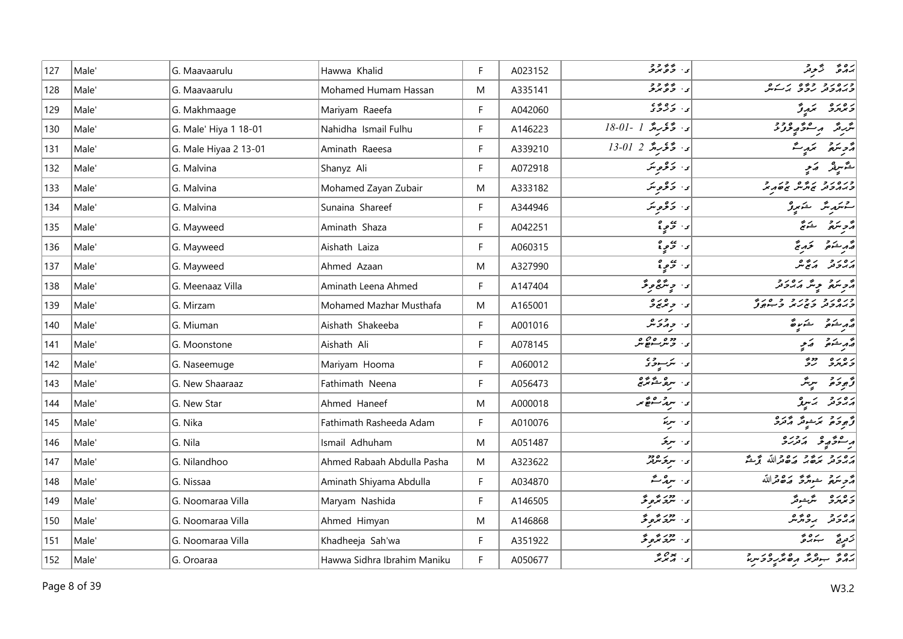| 127 | Male' | G. Maavaarulu | Hawwa Khalid | F | A023152 | ގ. މާވާރުލު | ހައްވާ ހާލިދު |
|---|---|---|---|---|---|---|---|
| 128 | Male' | G. Maavaarulu | Mohamed Humam Hassan | M | A335141 | ގ. މާވާރުލު | މުހައްމަދު ހުމާމް ހަސަން |
| 129 | Male' | G. Makhmaage | Mariyam Raeefa | F | A042060 | ގ. މަޚްމާގެ | މަރިޔަމް ރައީފާ |
| 130 | Male' | G. Male' Hiya 1 18-01 | Nahidha Ismail Fulhu | F | A146223 | ގ. މާލެހިޔާ 1 -18-01 | ނާހިދާ އިސްމާޢީލްފުޅު |
| 131 | Male' | G. Male Hiyaa 2 13-01 | Aminath Raeesa | F | A339210 | ގ. މާލެހިޔާ 2 13-01 | އާމިނަތު ރައީސާ |
| 132 | Male' | G. Malvina | Shanyz Ali | F | A072918 | ގ. މަލްވިނަ | ޝާނީޒް ޢަލީ |
| 133 | Male' | G. Malvina | Mohamed Zayan Zubair | M | A333182 | ގ. މަލްވިނަ | މުހައްމަދު ޒަޔާން ޒުބައިރު |
| 134 | Male' | G. Malvina | Sunaina Shareef | F | A344946 | ގ. މަލްވިނަ | ސުނައިނާ ޝަރީފް |
| 135 | Male' | G. Mayweed | Aminath Shaza | F | A042251 | ގ. މޭވީޑް | އާމިނަތު ޝަޒާ |
| 136 | Male' | G. Mayweed | Aishath Laiza | F | A060315 | ގ. މޭވީޑް | އާއިޝަތު ލައިޒާ |
| 137 | Male' | G. Mayweed | Ahmed Azaan | M | A327990 | ގ. މޭވީޑް | އަޙްމަދު އަޒާން |
| 138 | Male' | G. Meenaaz Villa | Aminath Leena Ahmed | F | A147404 | ގ. މީނާޒްވިލާ | އާމިނަތު ލީނާ އަޙްމަދު |
| 139 | Male' | G. Mirzam | Mohamed Mazhar Musthafa | M | A165001 | ގ. މިރްޒަމް | މުހައްމަދު މަޒްހަރު މުސްތަފާ |
| 140 | Male' | G. Miuman | Aishath Shakeeba | F | A001016 | ގ. މިއުމަން | އާއިޝަތު ޝަކީބާ |
| 141 | Male' | G. Moonstone | Aishath Ali | F | A078145 | ގ. މޫންސްޓޯން | އާއިޝަތު ޢަލީ |
| 142 | Male' | G. Naseemuge | Mariyam Hooma | F | A060012 | ގ. ނަސީމުގެ | މަރިޔަމް ހޫމާ |
| 143 | Male' | G. New Shaaraaz | Fathimath Neena | F | A056473 | ގ. ނިއުޝާރާޒް | ފާތިމަތު ނީނާ |
| 144 | Male' | G. New Star | Ahmed Haneef | M | A000018 | ގ. ނިއުސްޓާރ | އަޙްމަދު ހަނީފް |
| 145 | Male' | G. Nika | Fathimath Rasheeda Adam | F | A010076 | ގ. ނިކަ | ފާތިމަތު ރަޝީދާ އާދަމް |
| 146 | Male' | G. Nila | Ismail Adhuham | M | A051487 | ގ. ނިލަ | އިސްމާޢީލް އަދުހަމް |
| 147 | Male' | G. Nilandhoo | Ahmed Rabaah Abdulla Pasha | M | A323622 | ގ. ނިލަންދޫ | އަޙްމަދު ރަބާޙް އަބްދުﷲ ޕާޝާ |
| 148 | Male' | G. Nissaa | Aminath Shiyama Abdulla | F | A034870 | ގ. ނިއްސާ | އާމިނަތު ޝިޔާމާ އަބްދުﷲ |
| 149 | Male' | G. Noomaraa Villa | Maryam Nashida | F | A146505 | ގ. ނޫމަރާވިލާ | މަރްޔަމް ނާޝިދާ |
| 150 | Male' | G. Noomaraa Villa | Ahmed Himyan | M | A146868 | ގ. ނޫމަރާވިލާ | އަޙްމަދު ހިމްޔާން |
| 151 | Male' | G. Noomaraa Villa | Khadheeja Sah'wa | F | A351922 | ގ. ނޫމަރާވިލާ | ޚަދީޖާ ސަޙްވާ |
| 152 | Male' | G. Oroaraa | Hawwa Sidhra Ibrahim Maniku | F | A050677 | ގ. އޮރޯރާ | ހައްވާ ސިދްރާ އިބްރާހީމްމަނިކު |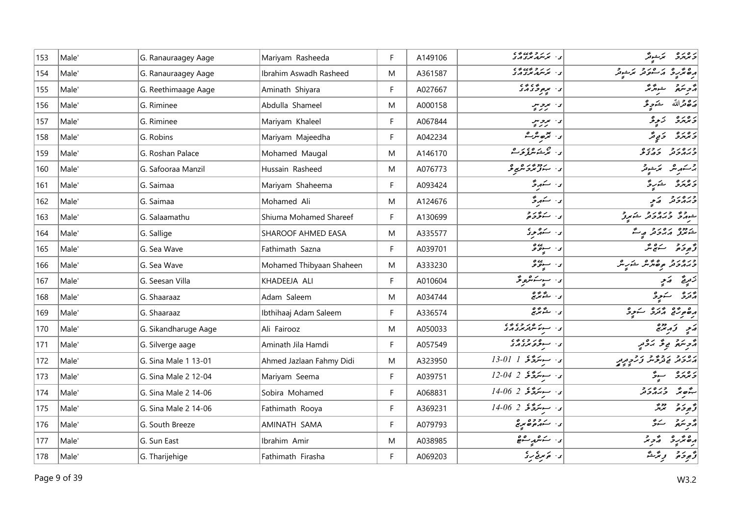| 153 | Male' | G. Ranauraagey Aage | Mariyam Rasheeda | F | A149106 | ގ. ރަނައުރާގޭ އާގެ | މަރިޔަމް ރަޝީދާ |
|---|---|---|---|---|---|---|---|
| 154 | Male' | G. Ranauraagey Aage | Ibrahim Aswadh Rasheed | M | A361587 | ގ. ރަނައުރާގޭ އާގެ | އިބްރާހީމް އަސްވަދު ރަޝީދު |
| 155 | Male' | G. Reethimaage Aage | Aminath Shiyara | F | A027667 | ގ. ރީތިމާގެ އާގެ | އާމިނަތު ޝިޔާރާ |
| 156 | Male' | G. Riminee | Abdulla Shameel | M | A000158 | ގ. ރިމިނީ | އަބްދުﷲ ޝަމީލު |
| 157 | Male' | G. Riminee | Mariyam Khaleel | F | A067844 | ގ. ރިމިނީ | މަރިޔަމް ޚަލީލް |
| 158 | Male' | G. Robins | Mariyam Majeedha | F | A042234 | ގ. ރޮބިންސް | މަރިޔަމް މަޖީދާ |
| 159 | Male' | G. Roshan Palace | Mohamed Maugal | M | A146170 | ގ. ރޮޝަންޕެލަސް | މުހައްމަދު މައުގަލް |
| 160 | Male' | G. Safooraa Manzil | Hussain Rasheed | M | A076773 | ގ. ސަފޫރާމަންޒިލް | ހުސައިން ރަޝީދު |
| 161 | Male' | G. Saimaa | Mariyam Shaheema | F | A093424 | ގ. ސައިމާ | މަރިޔަމް ޝަހީމާ |
| 162 | Male' | G. Saimaa | Mohamed Ali | M | A124676 | ގ. ސައިމާ | މުހައްމަދު އަލި |
| 163 | Male' | G. Salaamathu | Shiuma Mohamed Shareef | F | A130699 | ގ. ސަލާމަތު | ޝިއުމާ މުހައްމަދު ޝަރީފު |
| 164 | Male' | G. Sallige | SHAROOF AHMED EASA | M | A335577 | ގ. ސައްލިގެ | ޝަރޫފް އަހްމަދު ޢީސާ |
| 165 | Male' | G. Sea Wave | Fathimath Sazna | F | A039701 | ގ. ސީވޭވް | ފާތިމަތު ސަޒްނާ |
| 166 | Male' | G. Sea Wave | Mohamed Thibyaan Shaheen | M | A333230 | ގ. ސީވޭވް | މުހައްމަދު ތިބްޔާން ޝަހީން |
| 167 | Male' | G. Seesan Villa | KHADEEJA ALI | F | A010604 | ގ. ސީސަންވިލާ | ޚަދީޖާ އަލި |
| 168 | Male' | G. Shaaraaz | Adam Saleem | M | A034744 | ގ. ޝާރާޒް | އާދަމް ސަލީމް |
| 169 | Male' | G. Shaaraaz | Ibthihaaj Adam Saleem | F | A336574 | ގ. ޝާރާޒް | އިބްތިހާޖް އާދަމް ސަލީމް |
| 170 | Male' | G. Sikandharuge Aage | Ali Fairooz | M | A050033 | ގ. ސިކަންދަރުގެ އާގެ | އަލި ފައިރޫޒް |
| 171 | Male' | G. Silverge aage | Aminath Jila Hamdi | F | A057549 | ގ. ސިލްވަރުގެ އާގެ | އާމިނަތު ޖިލާ ހަމްދީ |
| 172 | Male' | G. Sina Male 1 13-01 | Ahmed Jazlaan Fahmy Didi | M | A323950 | ގ. ސިނަމާލެ 1 13-01 | އަހްމަދު ޖަޒްލާން ފަހުމީ ދީދީ |
| 173 | Male' | G. Sina Male 2 12-04 | Mariyam Seema | F | A039751 | ގ. ސިނަމާލެ 2 12-04 | މަރިޔަމް ސީމާ |
| 174 | Male' | G. Sina Male 2 14-06 | Sobira Mohamed | F | A068831 | ގ. ސިނަމާލެ 2 14-06 | ޞާބިރާ މުހައްމަދު |
| 175 | Male' | G. Sina Male 2 14-06 | Fathimath Rooya | F | A369231 | ގ. ސިނަމާލެ 2 14-06 | ފާތިމަތު ރޫޔާ |
| 176 | Male' | G. South Breeze | AMINATH SAMA | F | A079793 | ގ. ސައުތުބްރީޒް | އާމިނަތު ސަމާ |
| 177 | Male' | G. Sun East | Ibrahim Amir | M | A038985 | ގ. ސަންއީސްޓް | އިބްރާހީމް އާމިރު |
| 178 | Male' | G. Tharijehige | Fathimath Firasha | F | A069203 | ގ. ތަރިޖެހިގެ | ފާތިމަތު ފިރާޝާ |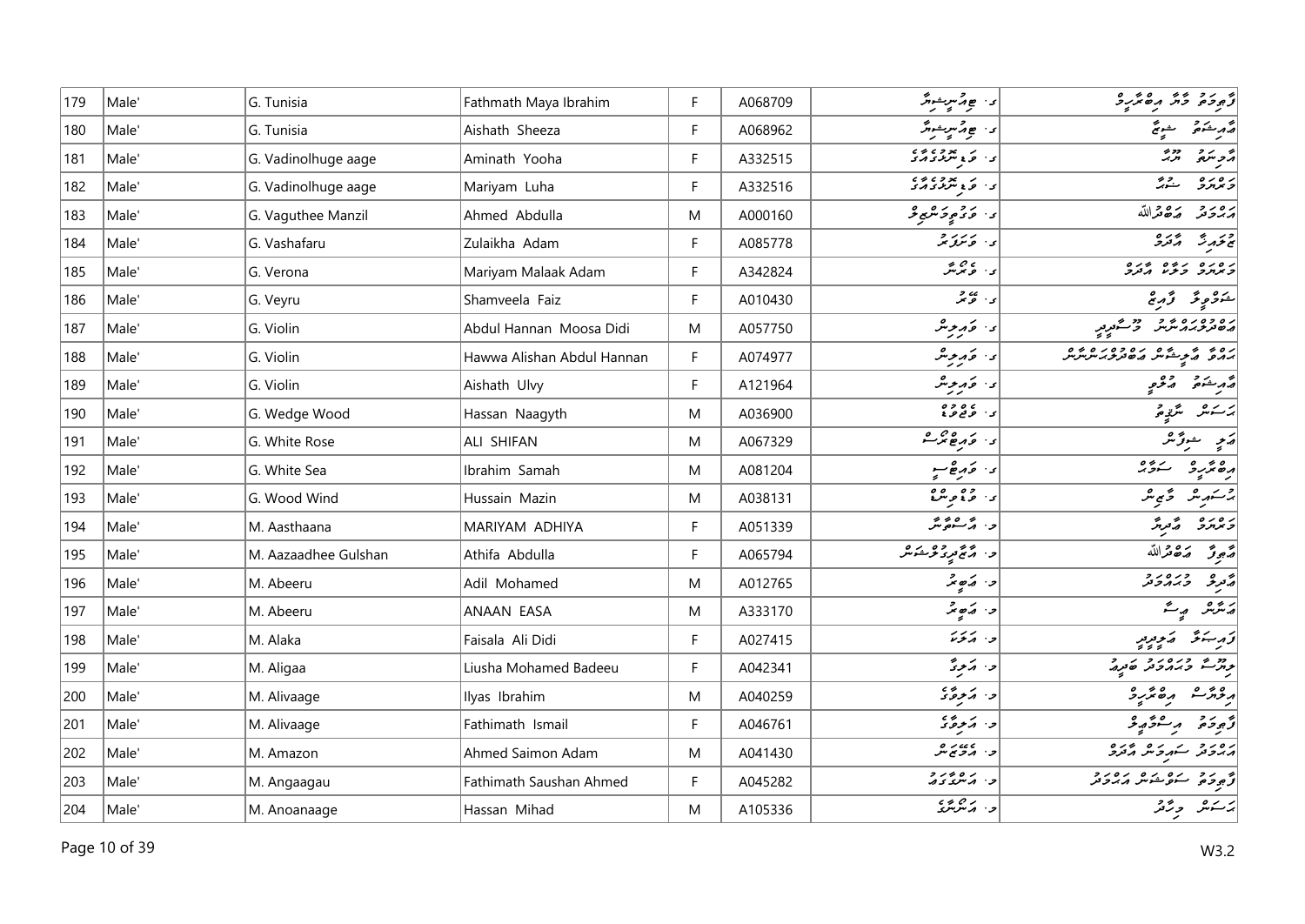| 179 | Male' | G. Tunisia | Fathmath Maya Ibrahim | F | A068709 | ގ. ޓިއުނީޝިއާ | ފާތިމަތު މާޔާ އިބްރާހީމް |
|---|---|---|---|---|---|---|---|
| 180 | Male' | G. Tunisia | Aishath Sheeza | F | A068962 | ގ. ޓިއުނީޝިއާ | އާއިޝަތު ޝީޒާ |
| 181 | Male' | G. Vadinolhuge aage | Aminath Yooha | F | A332515 | ގ. ވަޑިނޮޅުގެއާގެ | އާމިނަތު ޔޫހާ |
| 182 | Male' | G. Vadinolhuge aage | Mariyam Luha | F | A332516 | ގ. ވަޑިނޮޅުގެއާގެ | މަރިޔަމް ލުހާ |
| 183 | Male' | G. Vaguthee Manzil | Ahmed Abdulla | M | A000160 | ގ. ވަގުތީމަންޒިލް | އަޙްމަދު އަބްދުﷲ |
| 184 | Male' | G. Vashafaru | Zulaikha Adam | F | A085778 | ގ. ވަށަފަރު | ޒުލައިޚާ އާދަމް |
| 185 | Male' | G. Verona | Mariyam Malaak Adam | F | A342824 | ގ. ވެރޮނާ | މަރިޔަމް މަލާކު އާދަމް |
| 186 | Male' | G. Veyru | Shamveela Faiz | F | A010430 | ގ. ވޭރު | ޝަމްވީލާ ފާއިޒް |
| 187 | Male' | G. Violin | Abdul Hannan Moosa Didi | M | A057750 | ގ. ވަޔަލިން | އަބްދުލްހައްނާން މޫސާދީދީ |
| 188 | Male' | G. Violin | Hawwa Alishan Abdul Hannan | F | A074977 | ގ. ވަޔަލިން | ހައްވާ އަލިޝާން އަބްދުލްހައްނާން |
| 189 | Male' | G. Violin | Aishath Ulvy | F | A121964 | ގ. ވަޔަލިން | އާއިޝަތު އުލްވީ |
| 190 | Male' | G. Wedge Wood | Hassan Naagyth | M | A036900 | ގ. ވެޖްވުޑް | ހަސަން ނާގިތު |
| 191 | Male' | G. White Rose | ALI SHIFAN | M | A067329 | ގ. ވައިޓްރޯސް | އަލި ޝިފާން |
| 192 | Male' | G. White Sea | Ibrahim Samah | M | A081204 | ގ. ވައިޓްސީ | އިބްރާހީމް ސަމާހު |
| 193 | Male' | G. Wood Wind | Hussain Mazin | M | A038131 | ގ. ވުޑްވިންޑް | ހުސައިން މާޒިން |
| 194 | Male' | M. Aasthaana | MARIYAM ADHIYA | F | A051339 | މ. އާސްތާނާ | މަރިޔަމް އާދިޔާ |
| 195 | Male' | M. Aazaadhee Gulshan | Athifa Abdulla | F | A065794 | މ. އާޒާދީގުލްޝަން | އާތިފާ އަބްދުﷲ |
| 196 | Male' | M. Abeeru | Adil Mohamed | M | A012765 | މ. އަބީރު | އާދިލް މުޙައްމަދު |
| 197 | Male' | M. Abeeru | ANAAN EASA | M | A333170 | މ. އަބީރު | އަނާން ޢީސާ |
| 198 | Male' | M. Alaka | Faisala Ali Didi | F | A027415 | މ. އަލަކަ | ފައިސަލާ އަލިދީދީ |
| 199 | Male' | M. Aligaa | Liusha Mohamed Badeeu | F | A042341 | މ. އަލިގާ | ލިއުޝާ މުޙައްމަދު ބަދީއު |
| 200 | Male' | M. Alivaage | Ilyas Ibrahim | M | A040259 | މ. އަލިވާގެ | އިލްޔާސް އިބްރާހީމް |
| 201 | Male' | M. Alivaage | Fathimath Ismail | F | A046761 | މ. އަލިވާގެ | ފާތިމަތު އިސްމާޢީލް |
| 202 | Male' | M. Amazon | Ahmed Saimon Adam | M | A041430 | މ. އެމެޒަން | އަޙްމަދު ސައިމަން އާދަމް |
| 203 | Male' | M. Angaagau | Fathimath Saushan Ahmed | F | A045282 | މ. އަންގާގައު | ފާތިމަތު ސައުޝަން އަޙްމަދު |
| 204 | Male' | M. Anoanaage | Hassan Mihad | M | A105336 | މ. އަނޯނާގެ | ހަސަން މިހާދު |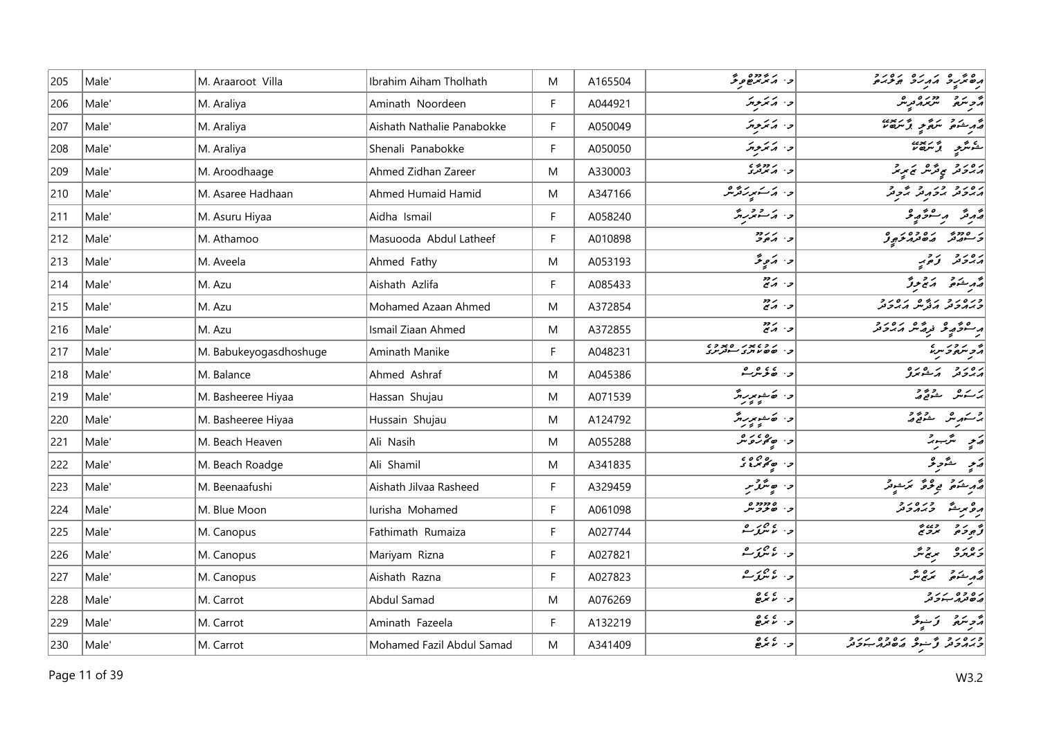| 205 | Male' | M. Araaroot Villa | Ibrahim Aiham Tholhath | M | A165504 | މ. އަރާރޫޓްވިލާ | އިބްރާހީމް އައިހަމް ތޮޅްހަތު |
|---|---|---|---|---|---|---|---|
| 206 | Male' | M. Araliya | Aminath Noordeen | F | A044921 | މ. އަރަލިޔަ | އާމިނަތު ނޫރުއްދީން |
| 207 | Male' | M. Araliya | Aishath Nathalie Panabokke | F | A050049 | މ. އަރަލިޔަ | ޢާއިޝަތު ނަތާލީ ޕަނަބޮކޭ |
| 208 | Male' | M. Araliya | Shenali Panabokke | F | A050050 | މ. އަރަލިޔަ | ޝެނާލީ ޕަނަބޮކޭ |
| 209 | Male' | M. Aroodhaage | Ahmed Zidhan Zareer | M | A330003 | މ. އަރޫދާގެ | އަޙްމަދު ޒިދާން ޒަރީރު |
| 210 | Male' | M. Asaree Hadhaan | Ahmed Humaid Hamid | M | A347166 | މ. އަސަރީހަދާން | އަޙްމަދު ހުމައިދު ހާމިދު |
| 211 | Male' | M. Asuru Hiyaa | Aidha Ismail | F | A058240 | މ. އަސުރުހިޔާ | ޢާއިދާ އިސްމާޢީލް |
| 212 | Male' | M. Athamoo | Masuooda Abdul Latheef | F | A010898 | މ. އަތަމޫ | މަސްޢޫދާ އަބްދުއްލަޠީފް |
| 213 | Male' | M. Aveela | Ahmed Fathy | M | A053193 | މ. އަވީލާ | އަޙްމަދު ފަތީ |
| 214 | Male' | M. Azu | Aishath Azlifa | F | A085433 | މ. އަޒު | ޢާއިޝަތު އަޒްލިފާ |
| 215 | Male' | M. Azu | Mohamed Azaan Ahmed | M | A372854 | މ. އަޒު | މުޙައްމަދު އަޒާން އަޙްމަދު |
| 216 | Male' | M. Azu | Ismail Ziaan Ahmed | M | A372855 | މ. އަޒު | އިސްމާޢީލް ޒިޔާން އަޙްމަދު |
| 217 | Male' | M. Babukeyogasdhoshuge | Aminath Manike | F | A048231 | މ. ބަބުކެޔޮގަސްދޮށުގެ | އާމިނަތު މަނިކެ |
| 218 | Male' | M. Balance | Ahmed Ashraf | M | A045386 | މ. ބެލެންސް | އަޙްމަދު އަޝްރަފް |
| 219 | Male' | M. Basheeree Hiyaa | Hassan Shujau | M | A071539 | މ. ބަޝީރީހިޔާ | ޙަސަން ޝުޖާޢު |
| 220 | Male' | M. Basheeree Hiyaa | Hussain Shujau | M | A124792 | މ. ބަޝީރީހިޔާ | ޙުސައިން ޝުޖާޢު |
| 221 | Male' | M. Beach Heaven | Ali Nasih | M | A055288 | މ. ބީޗްހެވަން | ޢަލީ ނާޞިޙު |
| 222 | Male' | M. Beach Roadge | Ali Shamil | M | A341835 | މ. ބީޗްރޯޑްގެ | ޢަލީ ޝާމިލް |
| 223 | Male' | M. Beenaafushi | Aishath Jilvaa Rasheed | F | A329459 | މ. ބީނާފުށި | ޢާއިޝަތު ޖިލްވާ ރަޝީދު |
| 224 | Male' | M. Blue Moon | Iurisha Mohamed | F | A061098 | މ. ބްލޫމޫން | އިއުރިޝާ މުޙައްމަދު |
| 225 | Male' | M. Canopus | Fathimath Rumaiza | F | A027744 | މ. ކެނޯޕަސް | ފާޠިމަތު ރުމައިޒާ |
| 226 | Male' | M. Canopus | Mariyam Rizna | F | A027821 | މ. ކެނޯޕަސް | މަރިޔަމް ރިޒްނާ |
| 227 | Male' | M. Canopus | Aishath Razna | F | A027823 | މ. ކެނޯޕަސް | ޢާއިޝަތު ރަޒްނާ |
| 228 | Male' | M. Carrot | Abdul Samad | M | A076269 | މ. ކެރެޓް | އަބްދުއްސަމަދު |
| 229 | Male' | M. Carrot | Aminath Fazeela | F | A132219 | މ. ކެރެޓް | އާމިނަތު ފަޒީލާ |
| 230 | Male' | M. Carrot | Mohamed Fazil Abdul Samad | M | A341409 | މ. ކެރެޓް | މުޙައްމަދު ފާޟިލް އަބްދުއްސަމަދު |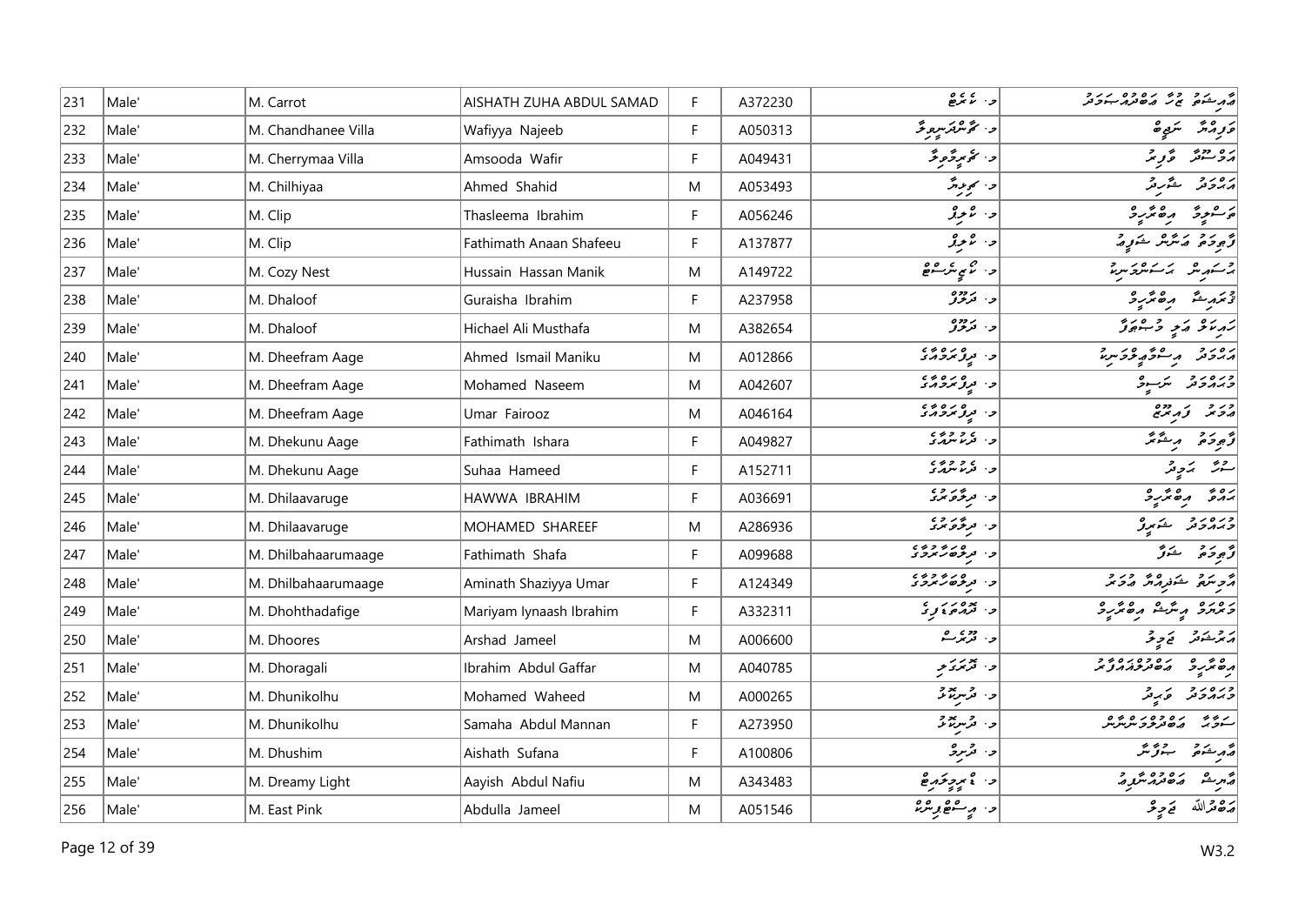| 231 | Male' | M. Carrot | AISHATH ZUHA ABDUL SAMAD | F | A372230 | މ. ކެރަޓް | އައިޝަތު ޒުހާ އަބްދުލްސަމަދު |
|---|---|---|---|---|---|---|---|
| 232 | Male' | M. Chandhanee Villa | Wafiyya Najeeb | F | A050313 | މ. ޗަންދަނީވިލާ | ވަފިއްޔާ ނަޖީބް |
| 233 | Male' | M. Cherrymaa Villa | Amsooda Wafir | F | A049431 | މ. ޗެރީމާވިލާ | އަމްސޫދާ ވާފިރު |
| 234 | Male' | M. Chilhiyaa | Ahmed Shahid | M | A053493 | މ. ޗިލްހިޔާ | އަޙްމަދު ޝާހިދު |
| 235 | Male' | M. Clip | Thasleema Ibrahim | F | A056246 | މ. ކްލިޕް | ތަސްލީމާ އިބްރާހީމް |
| 236 | Male' | M. Clip | Fathimath Anaan Shafeeu | F | A137877 | މ. ކްލިޕް | ފާތިމަތު އަނާން ޝަފީޢު |
| 237 | Male' | M. Cozy Nest | Hussain Hassan Manik | M | A149722 | މ. ކޯޒީނެސްޓް | ހުސައިން ހަސަންމަނިކު |
| 238 | Male' | M. Dhaloof | Guraisha Ibrahim | F | A237958 | މ. ދަލޫފް | ގުރައިޝާ އިބްރާހީމް |
| 239 | Male' | M. Dhaloof | Hichael Ali Musthafa | M | A382654 | މ. ދަލޫފް | ހިޗަލް ޢަލީ މުސްތަފާ |
| 240 | Male' | M. Dheefram Aage | Ahmed Ismail Maniku | M | A012866 | މ. ދީފްރަމްއާގެ | އަޙްމަދު އިސްމާޢީލްމަނިކު |
| 241 | Male' | M. Dheefram Aage | Mohamed Naseem | M | A042607 | މ. ދީފްރަމްއާގެ | މުޙައްމަދު ނަސީމް |
| 242 | Male' | M. Dheefram Aage | Umar Fairooz | M | A046164 | މ. ދީފްރަމްއާގެ | ޢުމަރު ފައިރޫޒު |
| 243 | Male' | M. Dhekunu Aage | Fathimath Ishara | F | A049827 | މ. ދެކުނުއާގެ | ފާތިމަތު އިޝާރާ |
| 244 | Male' | M. Dhekunu Aage | Suhaa Hameed | F | A152711 | މ. ދެކުނުއާގެ | ސުހާ ހަމީދު |
| 245 | Male' | M. Dhilaavaruge | HAWWA IBRAHIM | F | A036691 | މ. ދިލާވަރުގެ | ހައްވާ އިބްރާހީމް |
| 246 | Male' | M. Dhilaavaruge | MOHAMED SHAREEF | M | A286936 | މ. ދިލާވަރުގެ | މުޙައްމަދު ޝަރީފް |
| 247 | Male' | M. Dhilbahaarumaage | Fathimath Shafa | F | A099688 | މ. ދިލްބަހާރުމާގެ | ފާތިމަތު ޝަފާ |
| 248 | Male' | M. Dhilbahaarumaage | Aminath Shaziyya Umar | F | A124349 | މ. ދިލްބަހާރުމާގެ | އާމިނަތު ޝަޒިއްޔާ ޢުމަރު |
| 249 | Male' | M. Dhohthadafige | Mariyam Iynaash Ibrahim | F | A332311 | މ. ދޮއްތަދަފިގެ | މަރިޔަމް އީނާޝް އިބްރާހީމް |
| 250 | Male' | M. Dhoores | Arshad Jameel | M | A006600 | މ. ދޫރެސް | އަރުޝަދު ޖަމީލް |
| 251 | Male' | M. Dhoragali | Ibrahim Abdul Gaffar | M | A040785 | މ. ދޮރަގަލި | އިބްރާހީމް އަބްދުލްޣައްފާރު |
| 252 | Male' | M. Dhunikolhu | Mohamed Waheed | M | A000265 | މ. ދުނިކޮޅު | މުޙައްމަދު ވަހީދު |
| 253 | Male' | M. Dhunikolhu | Samaha Abdul Mannan | F | A273950 | މ. ދުނިކޮޅު | ސަމާހާ އަބްދުލްމައްނާން |
| 254 | Male' | M. Dhushim | Aishath Sufana | F | A100806 | މ. ދުޝިމް | އައިޝަތު ސުފާނާ |
| 255 | Male' | M. Dreamy Light | Aayish Abdul Nafiu | M | A343483 | މ. ޑްރީމީލައިޓް | އާއިޝް އަބްދުލްނާފިޢު |
| 256 | Male' | M. East Pink | Abdulla Jameel | M | A051546 | މ. އީސްޓްޕިންކް | އަބްދުﷲ ޖަމީލް |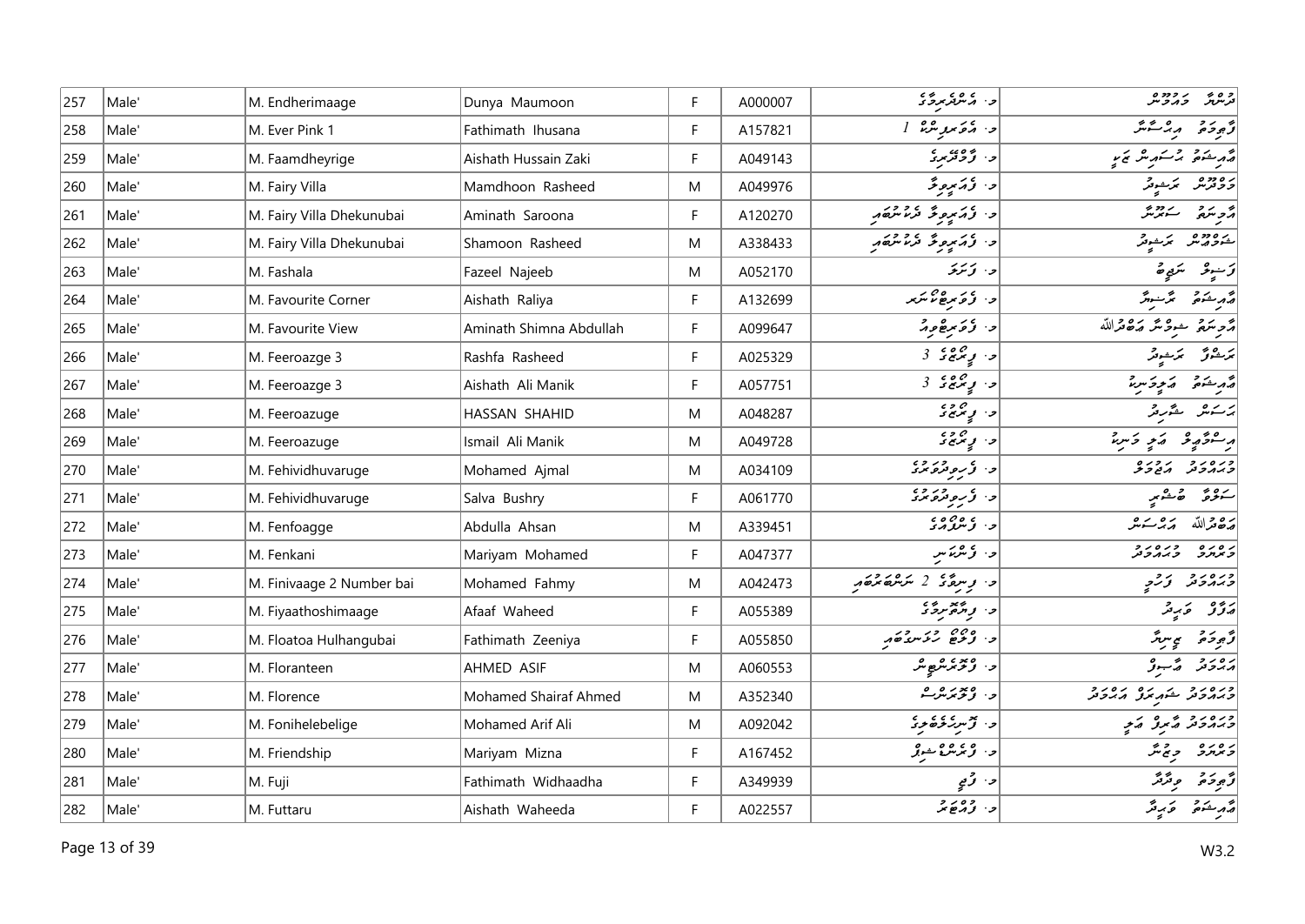| 257 | Male' | M. Endherimaage | Dunya Maumoon | F | A000007 | މ. އެންދެރިމާގެ | ދުންޔާ މައުމޫން |
|---|---|---|---|---|---|---|---|
| 258 | Male' | M. Ever Pink 1 | Fathimath Ihusana | F | A157821 | މ. އެވަރޕިންކް 1 | ފާތިމަތު އިހުސާނާ |
| 259 | Male' | M. Faamdheyrige | Aishath Hussain Zaki | F | A049143 | މ. ފާމްދޭރިގެ | އާއިޝަތު ހުސައިން ޒަކީ |
| 260 | Male' | M. Fairy Villa | Mamdhoon Rasheed | M | A049976 | މ. ފެއަރީވިލާ | މަމްދޫން ރަޝީދު |
| 261 | Male' | M. Fairy Villa Dhekunubai | Aminath Saroona | F | A120270 | މ. ފެއަރީވިލާ ދެކުނުބައި | އާމިނަތު ސަރޫނާ |
| 262 | Male' | M. Fairy Villa Dhekunubai | Shamoon Rasheed | M | A338433 | މ. ފެއަރީވިލާ ދެކުނުބައި | ޝަމްއޫން ރަޝީދު |
| 263 | Male' | M. Fashala | Fazeel Najeeb | M | A052170 | މ. ފަޝަލާ | ފަޒީލް ނަޖީބު |
| 264 | Male' | M. Favourite Corner | Aishath Raliya | F | A132699 | މ. ފޭވަރިޓްކޯނަރ | އާއިޝަތު ރާލިޔާ |
| 265 | Male' | M. Favourite View | Aminath Shimna Abdullah | F | A099647 | މ. ފޭވަރިޓްވިއު | އާމިނަތު ޝިމްނާ އަބްދުﷲ |
| 266 | Male' | M. Feeroazge 3 | Rashfa Rasheed | F | A025329 | މ. ފީރޯޒްގެ 3 | ރަޝްފާ ރަޝީދު |
| 267 | Male' | M. Feeroazge 3 | Aishath Ali Manik | F | A057751 | މ. ފީރޯޒްގެ 3 | އާއިޝަތު އަލިމަނިކު |
| 268 | Male' | M. Feeroazuge | HASSAN SHAHID | M | A048287 | މ. ފީރޯޒުގެ | ހަސަން ޝާހިދު |
| 269 | Male' | M. Feeroazuge | Ismail Ali Manik | M | A049728 | މ. ފީރޯޒުގެ | އިސްމާއިލް އަލި މަނިކު |
| 270 | Male' | M. Fehividhuvaruge | Mohamed Ajmal | M | A034109 | މ. ފެހިވިދުވަރުގެ | މުޙައްމަދު އަޖުމަލް |
| 271 | Male' | M. Fehividhuvaruge | Salva Bushry | F | A061770 | މ. ފެހިވިދުވަރުގެ | ސަލްވާ ބުޝްރީ |
| 272 | Male' | M. Fenfoagge | Abdulla Ahsan | M | A339451 | މ. ފެންފޯއްގެ | އަބްދުﷲ އަޙްސަން |
| 273 | Male' | M. Fenkani | Mariyam Mohamed | F | A047377 | މ. ފެންކަނި | މަރިޔަމް މުޙައްމަދު |
| 274 | Male' | M. Finivaage 2 Number bai | Mohamed Fahmy | M | A042473 | މ. ފިނިވާގެ 2 ނަންބަރުބައި | މުޙައްމަދު ފަހުމީ |
| 275 | Male' | M. Fiyaathoshimaage | Afaaf Waheed | F | A055389 | މ. ފިޔާތޮށިމާގެ | އަފާފް ވަހީދު |
| 276 | Male' | M. Floatoa Hulhangubai | Fathimath Zeeniya | F | A055850 | މ. ފްލޯޓޯ ހުޅަނގުބައި | ފާތިމަތު ޒީނިޔާ |
| 277 | Male' | M. Floranteen | AHMED ASIF | M | A060553 | މ. ފްލޯރަންޓީން | އަޙްމަދު އާސިފް |
| 278 | Male' | M. Florence | Mohamed Shairaf Ahmed | M | A352340 | މ. ފްލޯރެންސް | މުޙައްމަދު ޝައިރަފް އަޙްމަދު |
| 279 | Male' | M. Fonihelebelige | Mohamed Arif Ali | M | A092042 | މ. ފޮނިހެލެބެލިގެ | މުޙައްމަދު އާރިފް އަލި |
| 280 | Male' | M. Friendship | Mariyam Mizna | F | A167452 | މ. ފްރެންޑްޝިޕް | މަރިޔަމް މިޒްނާ |
| 281 | Male' | M. Fuji | Fathimath Widhaadha | F | A349939 | މ. ފުޖީ | ފާތިމަތު ވިދާދާ |
| 282 | Male' | M. Futtaru | Aishath Waheeda | F | A022557 | މ. ފުއްޓަރު | އާއިޝަތު ވަހީދާ |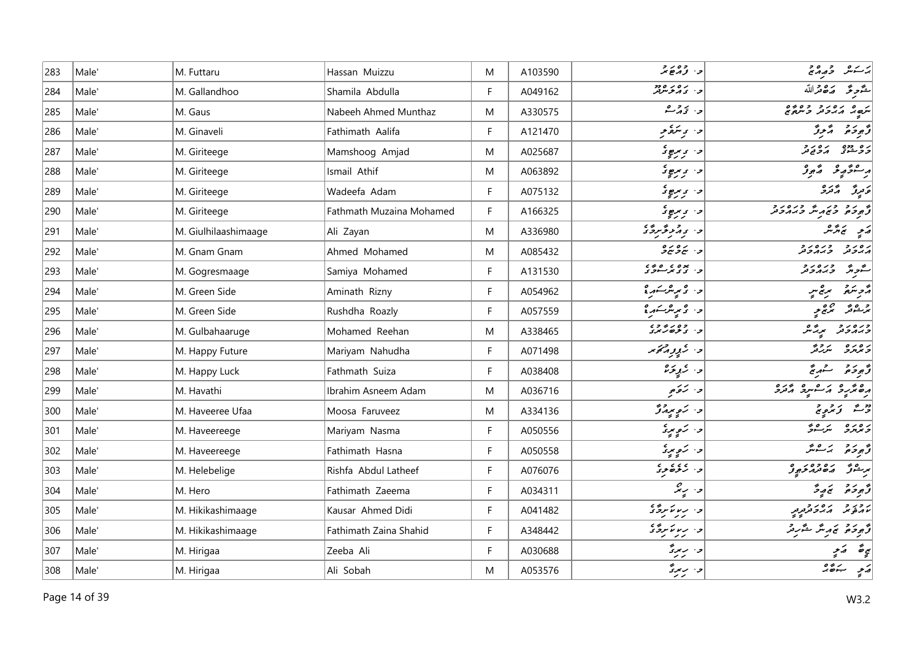| 283 | Male' | M. Futtaru | Hassan Muizzu | M | A103590 | މ. ފުއްޓަރު | ޙަސަން މުޢިއްޒު |
|---|---|---|---|---|---|---|---|
| 284 | Male' | M. Gallandhoo | Shamila Abdulla | F | A049162 | މ. ގަލަންދޫ | ޝާމިލާ އަބްދުﷲ |
| 285 | Male' | M. Gaus | Nabeeh Ahmed Munthaz | M | A330575 | މ. ގައުސް | ނަބީހް އަޙްމަދު މުންތާޒު |
| 286 | Male' | M. Ginaveli | Fathimath Aalifa | F | A121470 | މ. ގިނަވެލި | ފާތިމަތު އާލިފާ |
| 287 | Male' | M. Giriteege | Mamshoog Amjad | M | A025687 | މ. ގިރިޓީގެ | މަމްޝޫގު އަމްޖަދު |
| 288 | Male' | M. Giriteege | Ismail Athif | M | A063892 | މ. ގިރިޓީގެ | އިސްމާޢީލް އާތިފު |
| 289 | Male' | M. Giriteege | Wadeefa Adam | F | A075132 | މ. ގިރިޓީގެ | ވަދީފާ އާދަމް |
| 290 | Male' | M. Giriteege | Fathmath Muzaina Mohamed | F | A166325 | މ. ގިރިޓީގެ | ފާތިމަތު މުޒައިނާ މުޙައްމަދު |
| 291 | Male' | M. Giulhilaashimaage | Ali Zayan | M | A336980 | މ. ގިއުޅިލާޝިމާގެ | ޢަލީ ޒަޔާން |
| 292 | Male' | M. Gnam Gnam | Ahmed Mohamed | M | A085432 | މ. ޏަމްޏަމް | އަޙްމަދު މުޙައްމަދު |
| 293 | Male' | M. Gogresmaage | Samiya Mohamed | F | A131530 | މ. ގޯގްރެސްމާގެ | ސާމިޔާ މުޙައްމަދު |
| 294 | Male' | M. Green Side | Aminath Rizny | F | A054962 | މ. ގްރީންސައިޑް | އާމިނަތު ރިޒްނީ |
| 295 | Male' | M. Green Side | Rushdha Roazly | F | A057559 | މ. ގްރީންސައިޑް | ރުޝްދާ ރޯޒްލީ |
| 296 | Male' | M. Gulbahaaruge | Mohamed Reehan | M | A338465 | މ. ގުލްބަހާރުގެ | މުޙައްމަދު ރީހާން |
| 297 | Male' | M. Happy Future | Mariyam Nahudha | F | A071498 | މ. ހެޕީފިއުޗަރ | މަރިޔަމް ނަހުދާ |
| 298 | Male' | M. Happy Luck | Fathmath Suiza | F | A038408 | މ. ހެޕީލަކް | ފާތިމަތު ސުއިޒާ |
| 299 | Male' | M. Havathi | Ibrahim Asneem Adam | M | A036716 | މ. ހަވަތި | އިބްރާހީމް އަސްނީމް އާދަމް |
| 300 | Male' | M. Haveeree Ufaa | Moosa Faruveez | M | A334136 | މ. ހަވީރީއުފާ | މޫސާ ފަރުވީޒު |
| 301 | Male' | M. Haveereege | Mariyam Nasma | F | A050556 | މ. ހަވީރީގެ | މަރިޔަމް ނަސްމާ |
| 302 | Male' | M. Haveereege | Fathimath Hasna | F | A050558 | މ. ހަވީރީގެ | ފާތިމަތު ހަސްނާ |
| 303 | Male' | M. Helebelige | Rishfa Abdul Latheef | F | A076076 | މ. ހެލެބެލިގެ | ރިޝްފާ އަބްދުއްލަޠީފް |
| 304 | Male' | M. Hero | Fathimath Zaeema | F | A034311 | މ. ހިރޯ | ފާތިމަތު ޒައީމާ |
| 305 | Male' | M. Hikikashimaage | Kausar Ahmed Didi | F | A041482 | މ. ހިކިކަށިމާގެ |ކައުސަރު އަޙްމަދުދީދީ |
| 306 | Male' | M. Hikikashimaage | Fathimath Zaina Shahid | F | A348442 | މ. ހިކިކަށިމާގެ | ފާތިމަތު ޒައިނާ ޝާހިދު |
| 307 | Male' | M. Hirigaa | Zeeba Ali | F | A030688 | މ. ހިރިގާ | ޒީބާ ޢަލީ |
| 308 | Male' | M. Hirigaa | Ali Sobah | M | A053576 | މ. ހިރިގާ | ޢަލީ ސަބާހް |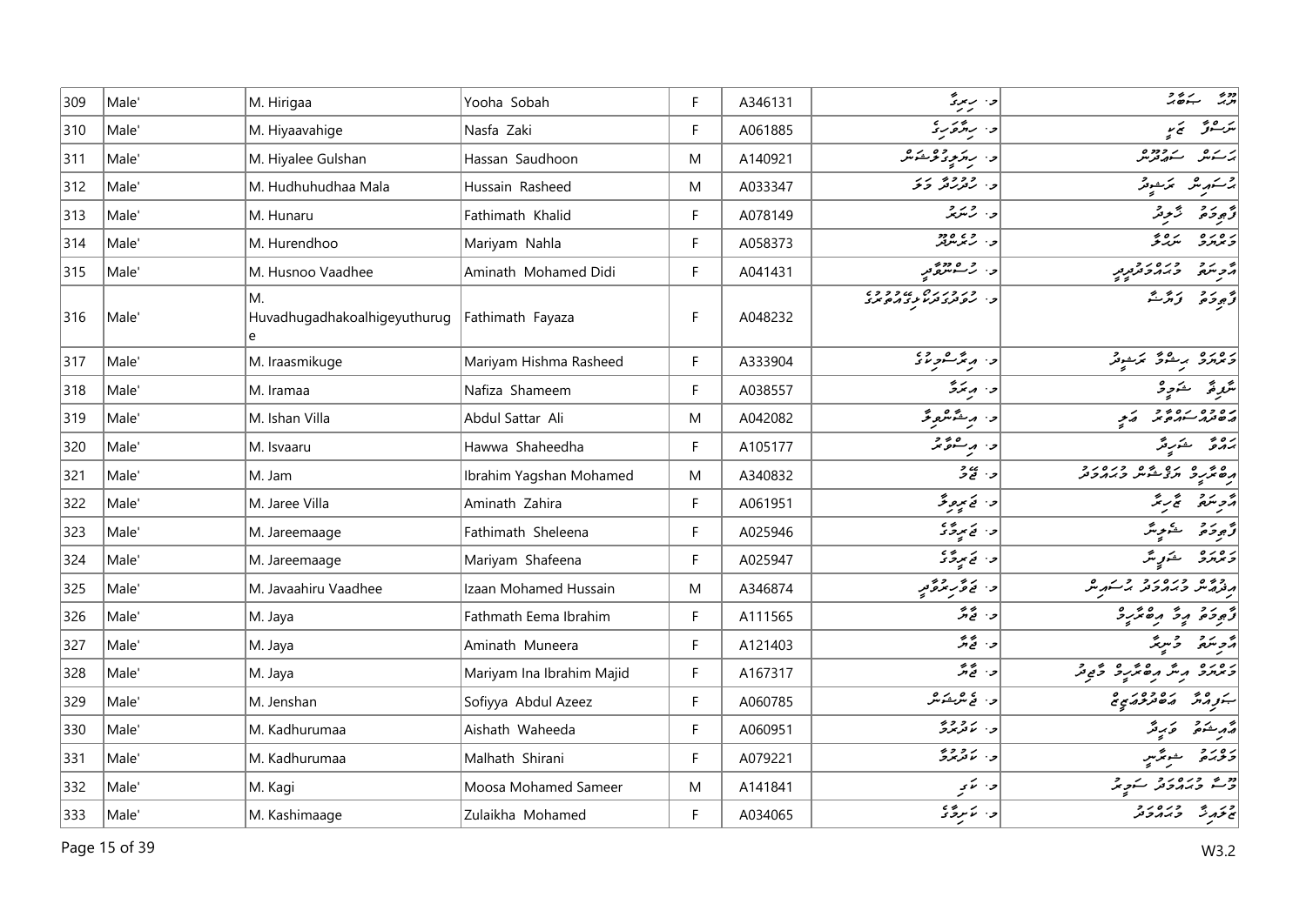| 309 | Male' | M. Hirigaa | Yooha Sobah | F | A346131 | މ. ހިރިގާ | ޔޫހާ ސަބާހު |
|---|---|---|---|---|---|---|---|
| 310 | Male' | M. Hiyaavahige | Nasfa Zaki | F | A061885 | މ. ހިޔާވަހިގެ | ނަސްފާ ޒަކީ |
| 311 | Male' | M. Hiyalee Gulshan | Hassan Saudhoon | M | A140921 | މ. ހިޔަލީގުލްޝަން | ހަސަން ސައުދޫން |
| 312 | Male' | M. Hudhuhudhaa Mala | Hussain Rasheed | M | A033347 | މ. ހުދުހުދާ މަލަ | ހުސައިން ރަޝީދު |
| 313 | Male' | M. Hunaru | Fathimath Khalid | F | A078149 | މ. ހުނަރު | ފާތިމަތު ޚާލިދު |
| 314 | Male' | M. Hurendhoo | Mariyam Nahla | F | A058373 | މ. ހުރެންދޫ | މަރިޔަމް ނަހްލާ |
| 315 | Male' | M. Husnoo Vaadhee | Aminath Mohamed Didi | F | A041431 | މ. ހުސްނޫވާދީ | އާމިނަތު މުހައްމަދުދީދީ |
| 316 | Male' | M. Huvadhugadhakoalhigeyuthuruge | Fathimath Fayaza | F | A048232 | މ. ހުވަދުގަދަކޮޅިގެޔުތުރުގެ | ފާތިމަތު ފައްޔާޒާ |
| 317 | Male' | M. Iraasmikuge | Mariyam Hishma Rasheed | F | A333904 | މ. އިރާސްމިކުގެ | މަރިޔަމް ހިޝްމާ ރަޝީދު |
| 318 | Male' | M. Iramaa | Nafiza Shameem | F | A038557 | މ. އިރަމާ | ނާފިޒާ ޝަމީމް |
| 319 | Male' | M. Ishan Villa | Abdul Sattar Ali | M | A042082 | މ. އިޝާންވިލާ | އަބްދުލްސައްތާރު ޢަލީ |
| 320 | Male' | M. Isvaaru | Hawwa Shaheedha | F | A105177 | މ. އިސްވާރު | ހައްވާ ޝަހީދާ |
| 321 | Male' | M. Jam | Ibrahim Yagshan Mohamed | M | A340832 | މ. ޖެމް | އިބްރާހިމް ޔަގްޝާން މުހައްމަދު |
| 322 | Male' | M. Jaree Villa | Aminath Zahira | F | A061951 | މ. ޖަރީވިލާ | އާމިނަތު ޒާހިރާ |
| 323 | Male' | M. Jareemaage | Fathimath Sheleena | F | A025946 | މ. ޖަރީމާގެ | ފާތިމަތު ޝެލީނާ |
| 324 | Male' | M. Jareemaage | Mariyam Shafeena | F | A025947 | މ. ޖަރީމާގެ | މަރިޔަމް ޝަފީނާ |
| 325 | Male' | M. Javaahiru Vaadhee | Izaan Mohamed Hussain | M | A346874 | މ. ޖަވާހިރުވާދީ | އިޒާން މުހައްމަދު ހުސައިން |
| 326 | Male' | M. Jaya | Fathmath Eema Ibrahim | F | A111565 | މ. ޖާޔާ | ފާތިމަތު އީމާ އިބްރާހިމް |
| 327 | Male' | M. Jaya | Aminath Muneera | F | A121403 | މ. ޖާޔާ | އާމިނަތު މުނީރާ |
| 328 | Male' | M. Jaya | Mariyam Ina Ibrahim Majid | F | A167317 | މ. ޖާޔާ | މަރިޔަމް އިނާ އިބްރާހިމް މާޖިދު |
| 329 | Male' | M. Jenshan | Sofiyya Abdul Azeez | F | A060785 | މ. ޖެންޝަން | ސޯފިއްޔާ އަބްދުލްޢަޒީޒު |
| 330 | Male' | M. Kadhurumaa | Aishath Waheeda | F | A060951 | މ. ކަދުރުމާ | އާއިޝަތު ވަޙީދާ |
| 331 | Male' | M. Kadhurumaa | Malhath Shirani | F | A079221 | މ. ކަދުރުމާ | މަލްހަތު ޝިރާނީ |
| 332 | Male' | M. Kagi | Moosa Mohamed Sameer | M | A141841 | މ. ކަގި | މޫސާ މުހައްމަދު ސަމީރު |
| 333 | Male' | M. Kashimaage | Zulaikha Mohamed | F | A034065 | މ. ކަށިމާގެ | ޒުލައިޚާ މުހައްމަދު |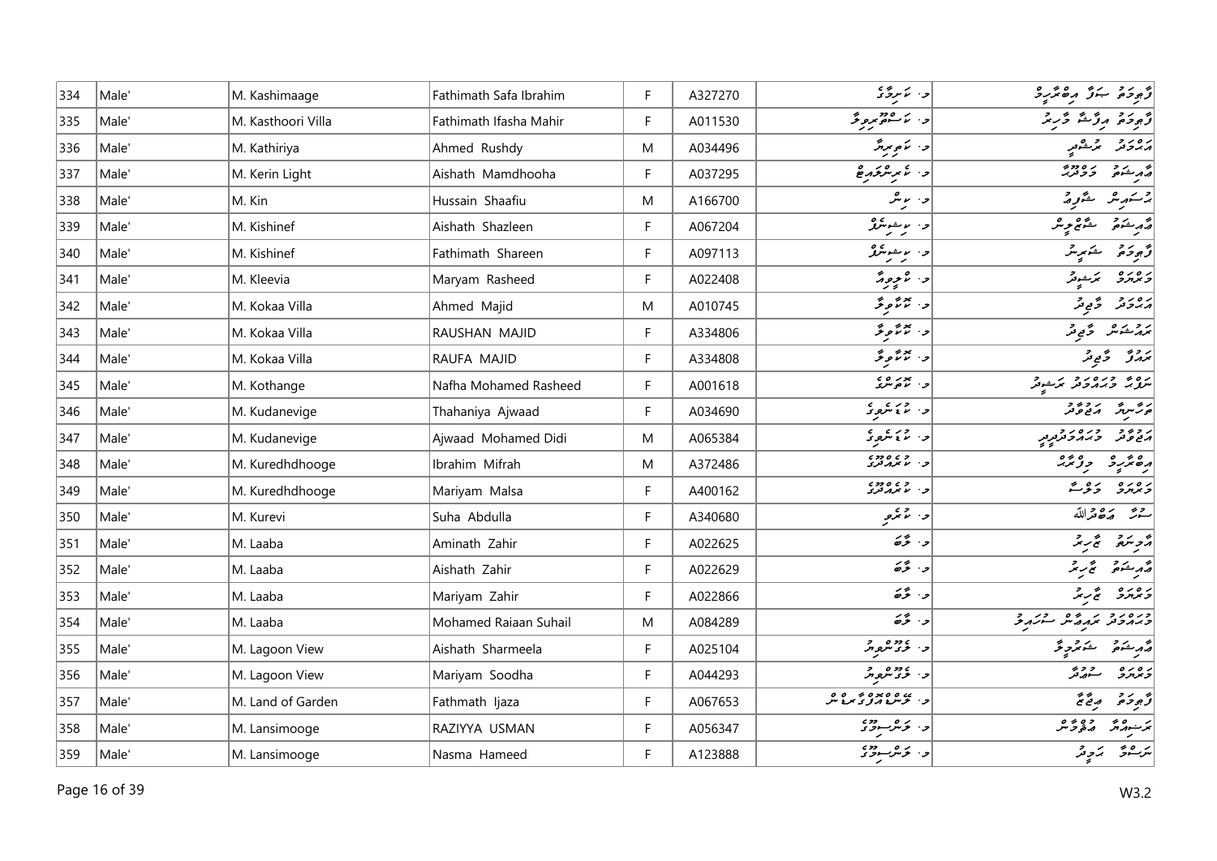| 334 | Male' | M. Kashimaage | Fathimath Safa Ibrahim | F | A327270 | މ. ކަޝިމާގެ | ފާތިމަތު ސަފާ އިބްރާހީމް |
|---|---|---|---|---|---|---|---|
| 335 | Male' | M. Kasthoori Villa | Fathimath Ifasha Mahir | F | A011530 | މ. ކަސްތޫރިވިލާ | ފާތިމަތު އިފާޝާ މާހިރު |
| 336 | Male' | M. Kathiriya | Ahmed Rushdy | M | A034496 | މ. ކަތިރިޔާ | އަހްމަދު ރުޝްދީ |
| 337 | Male' | M. Kerin Light | Aishath Mamdhooha | F | A037295 | މ. ކެރިންލައިޓް | އައިޝަތު މަމްދޫހާ |
| 338 | Male' | M. Kin | Hussain Shaafiu | M | A166700 | މ. ކިން | ހުސައިން ޝާފިޢު |
| 339 | Male' | M. Kishinef | Aishath Shazleen | F | A067204 | މ. ކިޝިނެފް | އައިޝަތު ޝާޒްލީން |
| 340 | Male' | M. Kishinef | Fathimath Shareen | F | A097113 | މ. ކިޝިނެފް | ފާތިމަތު ޝަރީން |
| 341 | Male' | M. Kleevia | Maryam Rasheed | F | A022408 | މ. ކްލީވިއާ | މަރްޔަމް ރަޝީދު |
| 342 | Male' | M. Kokaa Villa | Ahmed Majid | M | A010745 | މ. ކޮކާވިލާ | އަހްމަދު މާޖިދު |
| 343 | Male' | M. Kokaa Villa | RAUSHAN MAJID | F | A334806 | މ. ކޮކާވިލާ | ރައުޝަން މާޖިދު |
| 344 | Male' | M. Kokaa Villa | RAUFA MAJID | F | A334808 | މ. ކޮކާވިލާ | ރައުފާ މާޖިދު |
| 345 | Male' | M. Kothange | Nafha Mohamed Rasheed | F | A001618 | މ. ކޮތަންގެ | ނަފްހާ މުހައްމަދު ރަޝީދު |
| 346 | Male' | M. Kudanevige | Thahaniya Ajwaad | F | A034690 | މ. ކުދަނެވިގެ | ތަހާނިޔާ އަޖްވާދު |
| 347 | Male' | M. Kudanevige | Ajwaad Mohamed Didi | M | A065384 | މ. ކުދަނެވިގެ | އަޖްވާދު މުހައްމަދުދީދީ |
| 348 | Male' | M. Kuredhdhooge | Ibrahim Mifrah | M | A372486 | މ. ކުރެއްދޫގެ | އިބްރާހީމް މިފްރާހް |
| 349 | Male' | M. Kuredhdhooge | Mariyam Malsa | F | A400162 | މ. ކުރެއްދޫގެ | މަރިޔަމް މަލްސާ |
| 350 | Male' | M. Kurevi | Suha Abdulla | F | A340680 | މ. ކުރެވި | ސުހާ އަބްދުﷲ |
| 351 | Male' | M. Laaba | Aminath Zahir | F | A022625 | މ. ލާބަ | އާމިނަތު ޒާހިރު |
| 352 | Male' | M. Laaba | Aishath Zahir | F | A022629 | މ. ލާބަ | އައިޝަތު ޒާހިރު |
| 353 | Male' | M. Laaba | Mariyam Zahir | F | A022866 | މ. ލާބަ | މަރިޔަމް ޒާހިރު |
| 354 | Male' | M. Laaba | Mohamed Raiaan Suhail | M | A084289 | މ. ލާބަ | މުހައްމަދު ރައިޔާން ސުހައިލް |
| 355 | Male' | M. Lagoon View | Aishath Sharmeela | F | A025104 | މ. ލަގޫންވިއު | އައިޝަތު ޝަރުމީލާ |
| 356 | Male' | M. Lagoon View | Mariyam Soodha | F | A044293 | މ. ލަގޫންވިއު | މަރިޔަމް ސޫދާ |
| 357 | Male' | M. Land of Garden | Fathmath Ijaza | F | A067653 | މ. ލޭންޑްއޮފްގާޑަން | ފާތިމަތު އިޖާޒާ |
| 358 | Male' | M. Lansimooge | RAZIYYA USMAN | F | A056347 | މ. ލަންސިމޫގެ | ރަޟިއްޔާ ޢުثްމާން |
| 359 | Male' | M. Lansimooge | Nasma Hameed | F | A123888 | މ. ލަންސިމޫގެ | ނަސްމާ ހަމީދު |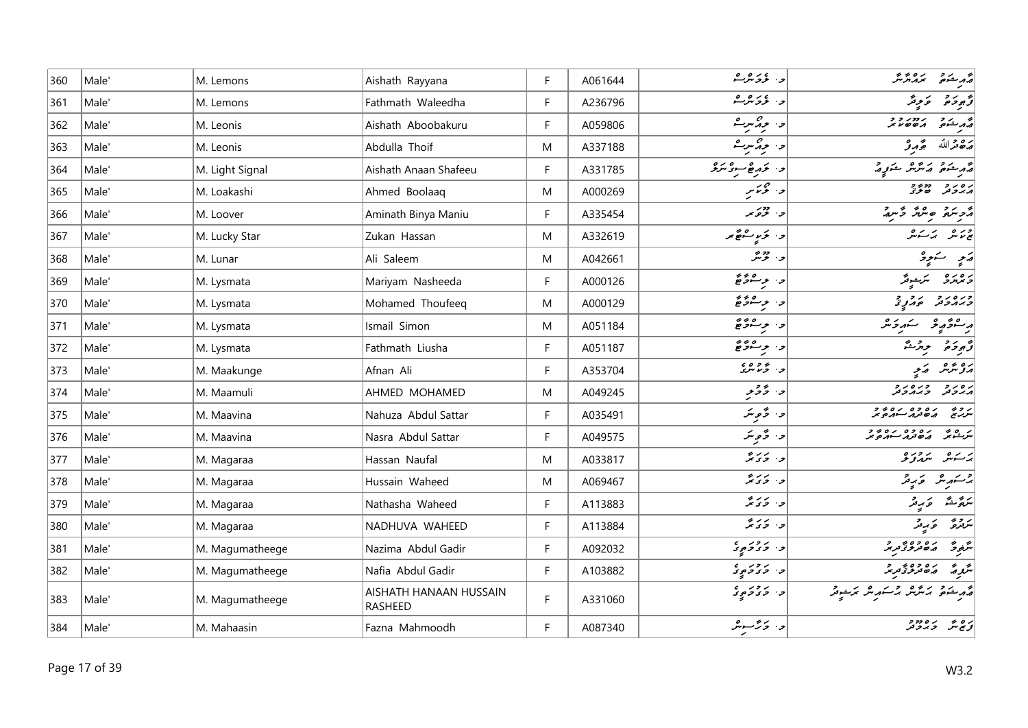| 360 | Male' | M. Lemons | Aishath Rayyana | F | A061644 | ޅ. ލެމަންސް | އާއިޝަތު ރައްޔާނާ |
|---|---|---|---|---|---|---|---|
| 361 | Male' | M. Lemons | Fathmath Waleedha | F | A236796 | ޅ. ލެމަންސް | ފާތިމަތު ވަލީދާ |
| 362 | Male' | M. Leonis | Aishath Aboobakuru | F | A059806 | ޅ. ލިއޯނިސް | އާއިޝަތު އަބޫބަކުރު |
| 363 | Male' | M. Leonis | Abdulla Thoif | M | A337188 | ޅ. ލިއޯނިސް | އަބްދުﷲ ޠާއިފު |
| 364 | Male' | M. Light Signal | Aishath Anaan Shafeeu | F | A331785 | ޅ. ލައިޓްސިގްނަލް | އާއިޝަތު އަނާން ޝަފީޢު |
| 365 | Male' | M. Loakashi | Ahmed Boolaaq | M | A000269 | ޅ. ލޯކަޝި | އަހުމަދު ބޫލާޤު |
| 366 | Male' | M. Loover | Aminath Binya Maniu | F | A335454 | ޅ. ލޫވަރ | އާމިނަތު ބިންޔާ މަނިއު |
| 367 | Male' | M. Lucky Star | Zukan Hassan | M | A332619 | ޅ. ލަކީސްޓާރ | ޒުކާން ހަސަން |
| 368 | Male' | M. Lunar | Ali Saleem | M | A042661 | ޅ. ލޫނާ | އަލި ސަލީމް |
| 369 | Male' | M. Lysmata | Mariyam Nasheeda | F | A000126 | ޅ. ލިސްމާޓާ | މަރިޔަމް ނަޝީދާ |
| 370 | Male' | M. Lysmata | Mohamed Thoufeeq | M | A000129 | ޅ. ލިސްމާޓާ | މުހައްމަދު ތައުފީޤު |
| 371 | Male' | M. Lysmata | Ismail Simon | M | A051184 | ޅ. ލިސްމާޓާ | އިސްމާއިލް ސައިމަން |
| 372 | Male' | M. Lysmata | Fathmath Liusha | F | A051187 | ޅ. ލިސްމާޓާ | ފާތިމަތު ލިއުޝާ |
| 373 | Male' | M. Maakunge | Afnan Ali | F | A353704 | ޅ. މާކުންގެ | އަފްނާން އަލި |
| 374 | Male' | M. Maamuli | AHMED MOHAMED | M | A049245 | ޅ. މާމުލި | އަހުމަދު މުހައްމަދު |
| 375 | Male' | M. Maavina | Nahuza Abdul Sattar | F | A035491 | ޅ. މާވިނަ | ނަހުޒާ އަބްދުލްސައްތާރު |
| 376 | Male' | M. Maavina | Nasra Abdul Sattar | F | A049575 | ޅ. މާވިނަ | ނަސްރާ އަބްދުލްސައްތާރު |
| 377 | Male' | M. Magaraa | Hassan Naufal | M | A033817 | ޅ. މަގަރާ | ހަސަން ނައުފަލް |
| 378 | Male' | M. Magaraa | Hussain Waheed | M | A069467 | ޅ. މަގަރާ | ހުސައިން ވަހީދު |
| 379 | Male' | M. Magaraa | Nathasha Waheed | F | A113883 | ޅ. މަގަރާ | ނަތާޝާ ވަހީދު |
| 380 | Male' | M. Magaraa | NADHUVA WAHEED | F | A113884 | ޅ. މަގަރާ | ނަދުވާ ވަހީދު |
| 381 | Male' | M. Magumatheege | Nazima Abdul Gadir | F | A092032 | ޅ. މަގުމަތީގެ | ނާޒިމާ އަބްދުލްޤާދިރު |
| 382 | Male' | M. Magumatheege | Nafia Abdul Gadir | F | A103882 | ޅ. މަގުމަތީގެ | ނާފިޢާ އަބްދުލްޤާދިރު |
| 383 | Male' | M. Magumatheege | AISHATH HANAAN HUSSAIN RASHEED | F | A331060 | ޅ. މަގުމަތީގެ | އާއިޝަތު ހަނާން ހުސައިން ރަޝީދު |
| 384 | Male' | M. Mahaasin | Fazna Mahmoodh | F | A087340 | ޅ. މަހާސިން | ފަޒްނާ މަޙްމޫދު |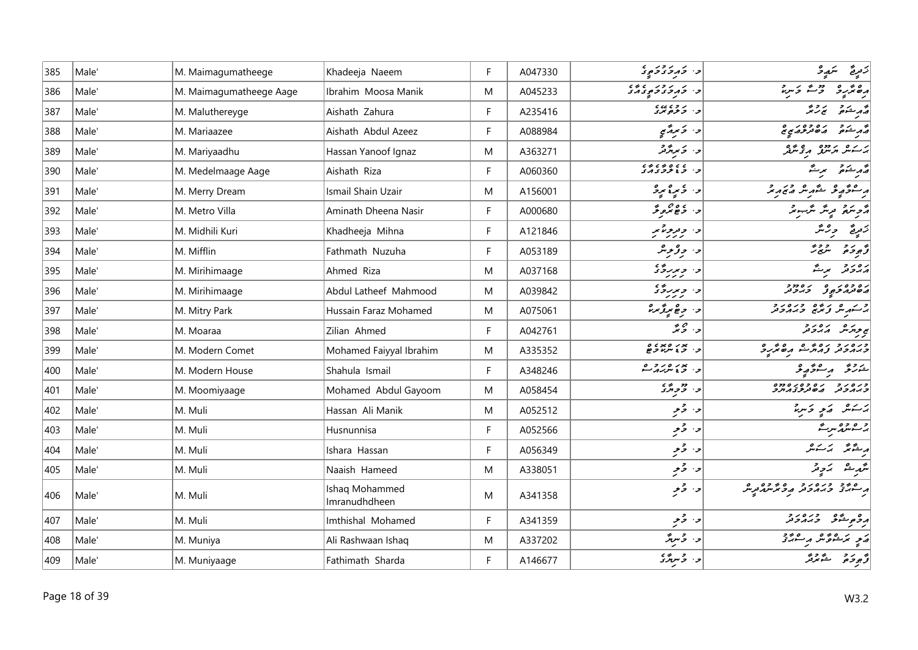| 385 | Male' | M. Maimagumatheege | Khadeeja Naeem | F | A047330 | د· ځ‌ړځ‌ځځ‌ړی | ځ‌ړځ‌ ښځ‌ړ |
|---|---|---|---|---|---|---|---|
| 386 | Male' | M. Maimagumatheege Aage | Ibrahim Moosa Manik | M | A045233 | د· ځ‌ړځ‌ځځ‌ړی ډی | ړڅ‌ڼړځ ځ‌ڪ ځ‌ښړ |
| 387 | Male' | M. Maluthereyge | Aishath Zahura | F | A235416 | د· ځ‌ځ‌ځ‌ړی | ډړڪځ‌ ځ‌ړښ |
| 388 | Male' | M. Mariaazee | Aishath Abdul Azeez | F | A088984 | د· ځ‌ښړځ‌ | ډړڪځ‌ ډڅ‌ځ‌ډځ‌ځ |
| 389 | Male' | M. Mariyaadhu | Hassan Yanoof Ignaz | M | A363271 | د· ځ‌ښړډ | ښڪښ ړښځ ړځښځ |
| 390 | Male' | M. Medelmaage Aage | Aishath Riza | F | A060360 | د· ځ‌ځ‌ځ‌ځ‌ډی | ډړڪځ‌ ښڪ |
| 391 | Male' | M. Merry Dream | Ismail Shain Uzair | M | A156001 | د· ځ‌ښ ړښځ | ړڪځ‌ړ ڪډړښ ډځ‌ړښ |
| 392 | Male' | M. Metro Villa | Aminath Dheena Nasir | F | A000680 | د· ځ‌ځ‌ښځ‌ | ډځ‌ښځ‌ ړښ ښښښ |
| 393 | Male' | M. Midhili Kuri | Khadheeja Mihna | F | A121846 | د· ځ‌ړځ‌ځ‌ښ | ځ‌ړځ‌ ځ‌ړښ |
| 394 | Male' | M. Mifflin | Fathmath Nuzuha | F | A053189 | د· ځ‌ځ‌ړښ | ځ‌ځ‌ځ‌ ښځ‌ |
| 395 | Male' | M. Mirihimaage | Ahmed Riza | M | A037168 | د· ځ‌ښړځ‌ی | ډڅ‌ځ‌ ښڪ |
| 396 | Male' | M. Mirihimaage | Abdul Latheef Mahmood | M | A039842 | د· ځ‌ښړځ‌ی | ډڅ‌ځ‌ځ‌ړ ځ‌څ‌ځ‌ |
| 397 | Male' | M. Mitry Park | Hussain Faraz Mohamed | M | A075061 | د· ځ‌ځ‌ښ ڼښ | ډڪښ ځ‌ښځ ځ‌ښځ‌ځ |
| 398 | Male' | M. Moaraa | Zilian Ahmed | F | A042761 | د· ځ‌ښ | ځ‌ړښ ډڅ‌ځ‌ |
| 399 | Male' | M. Modern Comet | Mohamed Faiyyal Ibrahim | M | A335352 | د· ځ‌ځ‌ښ ځ‌ځ‌ | ځ‌ښځ‌ځ ځ‌ړښ ړڅ‌ڼړځ |
| 400 | Male' | M. Modern House | Shahula Ismail | F | A348246 | د· ځ‌ځ‌ښ ښځ‌ڪ | ڪځ‌ ړڪځ‌ړ |
| 401 | Male' | M. Moomiyaage | Mohamed Abdul Gayoom | M | A058454 | د· ځ‌ځ‌ړی | ځ‌ښځ‌ځ ډڅ‌ځ‌ځ‌ړځ |
| 402 | Male' | M. Muli | Hassan Ali Manik | M | A052512 | د· ځ‌ځ‌ | ښڪښ ډړ ځ‌ښړ |
| 403 | Male' | M. Muli | Husnunnisa | F | A052566 | د· ځ‌ځ‌ | ډڪښښڪ |
| 404 | Male' | M. Muli | Ishara Hassan | F | A056349 | د· ځ‌ځ‌ | ړڪښ ښڪښ |
| 405 | Male' | M. Muli | Naaish Hameed | M | A338051 | د· ځ‌ځ‌ | ښړڪ ښځ‌ړ |
| 406 | Male' | M. Muli | Ishaq Mohammed Imranudhdheen | M | A341358 | د· ځ‌ځ‌ | ړڪڼځ ځ‌ښځ‌ځ ړځښښځ‌ړښ |
| 407 | Male' | M. Muli | Imthishal Mohamed | F | A341359 | د· ځ‌ځ‌ | ړځ‌ړڪځ ځ‌ښځ‌ځ |
| 408 | Male' | M. Muniya | Ali Rashwaan Ishaq | M | A337202 | د· ځ‌ښړ | ډړ ښڪځ‌ښ ړڪڼځ |
| 409 | Male' | M. Muniyaage | Fathimath Sharda | F | A146677 | د· ځ‌ښړی | ځ‌ځ‌ځ‌ ڪښځ |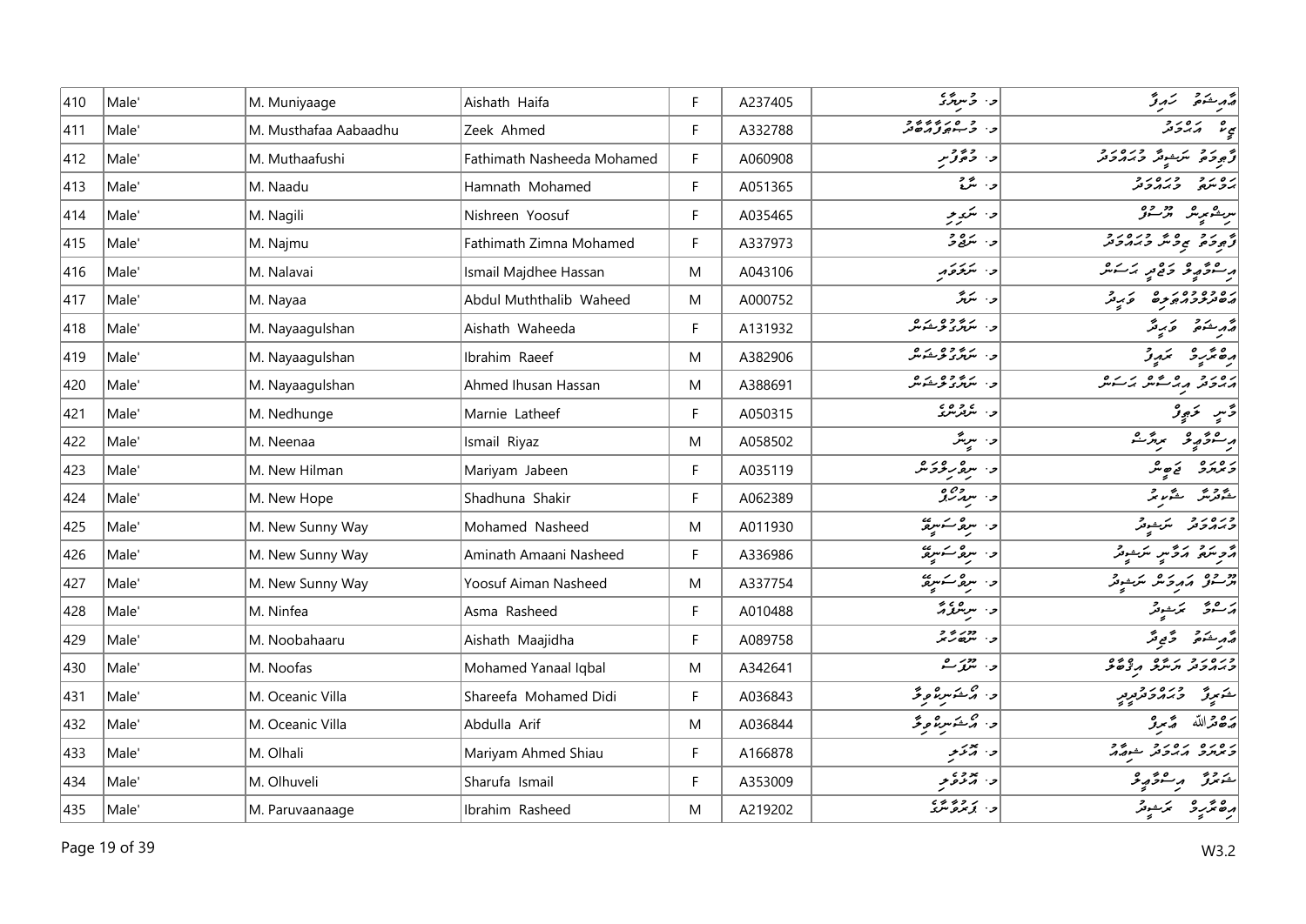| 410 | Male' | M. Muniyaage | Aishath Haifa | F | A237405 | މ. މުނިޔާގެ | އައިޝަތު ހައިފާ |
|---|---|---|---|---|---|---|---|
| 411 | Male' | M. Musthafaa Aabaadhu | Zeek Ahmed | F | A332788 | މ. މުސްތަފާއާބާދު | ޒީކް އަޙްމަދު |
| 412 | Male' | M. Muthaafushi | Fathimath Nasheeda Mohamed | F | A060908 | މ. މުތާފުށި | ފާތިމަތު ނަޝީދާ މުޙައްމަދު |
| 413 | Male' | M. Naadu | Hamnath Mohamed | F | A051365 | މ. ނާދު | ހަމްނަތު މުޙައްމަދު |
| 414 | Male' | M. Nagili | Nishreen Yoosuf | F | A035465 | މ. ނަގިލި | ނިޝްރީން ޔޫސުފް |
| 415 | Male' | M. Najmu | Fathimath Zimna Mohamed | F | A337973 | މ. ނަޖްމު | ފާތިމަތު ޒިމްނާ މުޙައްމަދު |
| 416 | Male' | M. Nalavai | Ismail Majdhee Hassan | M | A043106 | މ. ނަލަވައި | އިސްމާޢީލް މަޖްދީ ޙަސަން |
| 417 | Male' | M. Nayaa | Abdul Muththalib Waheed | M | A000752 | މ. ނަޔާ | އަބްދުލްމުއްޠަލިބް ވަޙީދު |
| 418 | Male' | M. Nayaagulshan | Aishath Waheeda | F | A131932 | މ. ނަޔާގުލްޝަން | އައިޝަތު ވަޙީދާ |
| 419 | Male' | M. Nayaagulshan | Ibrahim Raeef | M | A382906 | މ. ނަޔާގުލްޝަން | އިބްރާހީމް ރައީފު |
| 420 | Male' | M. Nayaagulshan | Ahmed Ihusan Hassan | M | A388691 | މ. ނަޔާގުލްޝަން | އަޙްމަދު އިޙުސާން ޙަސަން |
| 421 | Male' | M. Nedhunge | Marnie Latheef | F | A050315 | މ. ނެދުންގެ | މާނީ ލަޠީފް |
| 422 | Male' | M. Neenaa | Ismail Riyaz | M | A058502 | މ. ނީނާ | އިސްމާޢީލް ރިޔާޒް |
| 423 | Male' | M. New Hilman | Mariyam Jabeen | F | A035119 | މ. ނިއުހިލްމަން | މަރިޔަމް ޖަބީން |
| 424 | Male' | M. New Hope | Shadhuna Shakir | F | A062389 | މ. ނިއުހޯޕް | ޝަދުނާ ޝާކިރު |
| 425 | Male' | M. New Sunny Way | Mohamed Nasheed | M | A011930 | މ. ނިއުސަނީވޭ | މުޙައްމަދު ނަޝީދު |
| 426 | Male' | M. New Sunny Way | Aminath Amaani Nasheed | F | A336986 | މ. ނިއުސަނީވޭ | އާމިނަތު އަމާނީ ނަޝީދު |
| 427 | Male' | M. New Sunny Way | Yoosuf Aiman Nasheed | M | A337754 | މ. ނިއުސަނީވޭ | ޔޫސުފް އައިމަން ނަޝީދު |
| 428 | Male' | M. Ninfea | Asma Rasheed | F | A010488 | މ. ނިންފިއާ | އަސްމާ ރަޝީދު |
| 429 | Male' | M. Noobahaaru | Aishath Maajidha | F | A089758 | މ. ނޫބަހާރު | އައިޝަތު މާޖިދާ |
| 430 | Male' | M. Noofas | Mohamed Yanaal Iqbal | M | A342641 | މ. ނޫފަސް | މުޙައްމަދު ޔަނާލް އިޤްބާލް |
| 431 | Male' | M. Oceanic Villa | Shareefa Mohamed Didi | F | A036843 | މ. އޯޝަނިކްވިލާ | ޝަރީފާ މުޙައްމަދުދީދީ |
| 432 | Male' | M. Oceanic Villa | Abdulla Arif | M | A036844 | މ. އޯޝަނިކްވިލާ | އަބްދުﷲ އާރިފު |
| 433 | Male' | M. Olhali | Mariyam Ahmed Shiau | F | A166878 | މ. އޮޅަލި | މަރިޔަމް އަޙްމަދު ޝިޔާއު |
| 434 | Male' | M. Olhuveli | Sharufa Ismail | F | A353009 | މ. އޮޅުވެލި | ޝަރުފާ އިސްމާޢީލް |
| 435 | Male' | M. Paruvaanaage | Ibrahim Rasheed | M | A219202 | މ. ޕަރުވާނާގެ | އިބްރާހީމް ރަޝީދު |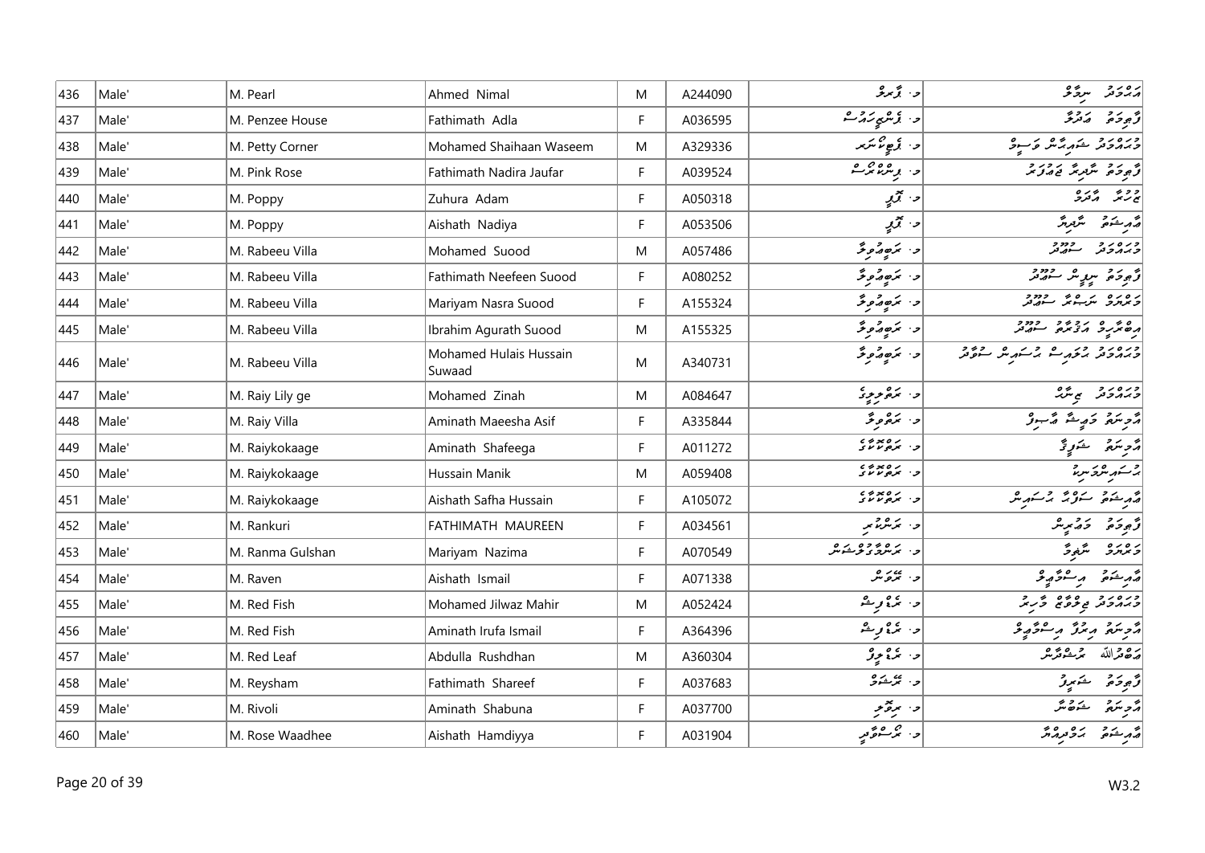| 436 | Male' | M. Pearl | Ahmed Nimal | M | A244090 | މ. ޕާރލް | އަޙްމަދު ނިމާލް |
|---|---|---|---|---|---|---|---|
| 437 | Male' | M. Penzee House | Fathimath Adla | F | A036595 | މ. ޕެންޒީހައުސް | ފާތިމަތު އަދްލާ |
| 438 | Male' | M. Petty Corner | Mohamed Shaihaan Waseem | M | A329336 | މ. ޕެޓީކޯނަރ | މުޙައްމަދު ޝައިހާން ވަސީމް |
| 439 | Male' | M. Pink Rose | Fathimath Nadira Jaufar | F | A039524 | މ. ޕިންކްރޯސް | ފާތިމަތު ނާދިރާ ޖައުފަރު |
| 440 | Male' | M. Poppy | Zuhura Adam | F | A050318 | މ. ޕޮޕީ | ޒުހުރާ އާދަމް |
| 441 | Male' | M. Poppy | Aishath Nadiya | F | A053506 | މ. ޕޮޕީ | އާއިޝަތު ނާދިޔާ |
| 442 | Male' | M. Rabeeu Villa | Mohamed Suood | M | A057486 | މ. ރަބީއުވިލާ | މުޙައްމަދު ސުޢޫދު |
| 443 | Male' | M. Rabeeu Villa | Fathimath Neefeen Suood | F | A080252 | މ. ރަބީއުވިލާ | ފާތިމަތު ނީފީން ސުޢޫދު |
| 444 | Male' | M. Rabeeu Villa | Mariyam Nasra Suood | F | A155324 | މ. ރަބީއުވިލާ | މަރިޔަމް ނަސްރާ ސުޢޫދު |
| 445 | Male' | M. Rabeeu Villa | Ibrahim Agurath Suood | M | A155325 | މ. ރަބީއުވިލާ | އިބްރާހީމް އަގުރަތު ސުޢޫދު |
| 446 | Male' | M. Rabeeu Villa | Mohamed Hulais Hussain Suwaad | M | A340731 | މ. ރަބީއުވިލާ | މުޙައްމަދު ހުލައިސް ހުސައިން ސުވާދު |
| 447 | Male' | M. Raiy Lily ge | Mohamed Zinah | M | A084647 | މ. ރަތްލިލީގެ | މުޙައްމަދު ޒިނާހް |
| 448 | Male' | M. Raiy Villa | Aminath Maeesha Asif | F | A335844 | މ. ރަތްވިލާ | އާމިނަތު މައީޝާ އާސިފު |
| 449 | Male' | M. Raiykokaage | Aminath Shafeega | F | A011272 | މ. ރަތްކޮކާގެ | އާމިނަތު ޝަފީގާ |
| 450 | Male' | M. Raiykokaage | Hussain Manik | M | A059408 | މ. ރަތްކޮކާގެ | ހުސައިންމަނިކު |
| 451 | Male' | M. Raiykokaage | Aishath Safha Hussain | F | A105072 | މ. ރަތްކޮކާގެ | އާއިޝަތު ސަފްހާ ހުސައިން |
| 452 | Male' | M. Rankuri | FATHIMATH MAUREEN | F | A034561 | މ. ރަންކުރި | ފާތިމަތު މައުރީން |
| 453 | Male' | M. Ranma Gulshan | Mariyam Nazima | F | A070549 | މ. ރަންމަގުލްޝަން | މަރިޔަމް ނާޒިމާ |
| 454 | Male' | M. Raven | Aishath Ismail | F | A071338 | މ. ރޭވަން | އާއިޝަތު އިސްމާއީލް |
| 455 | Male' | M. Red Fish | Mohamed Jilwaz Mahir | M | A052424 | މ. ރެޑްފިޝް | މުޙައްމަދު ޖިލްވާޒް މާހިރު |
| 456 | Male' | M. Red Fish | Aminath Irufa Ismail | F | A364396 | މ. ރެޑްފިޝް | އާމިނަތު އިރުފާ އިސްމާއީލް |
| 457 | Male' | M. Red Leaf | Abdulla Rushdhan | M | A360304 | މ. ރެޑްލީފް | އަބްދުﷲ ރުޝްދާން |
| 458 | Male' | M. Reysham | Fathimath Shareef | F | A037683 | މ. ރޭޝަމް | ފާތިމަތު ޝަރީފު |
| 459 | Male' | M. Rivoli | Aminath Shabuna | F | A037700 | މ. ރިވޮލި | އާމިނަތު ޝަބޫނާ |
| 460 | Male' | M. Rose Waadhee | Aishath Hamdiyya | F | A031904 | މ. ރޯސްވާދީ | އާއިޝަތު ހަމްދިއްޔާ |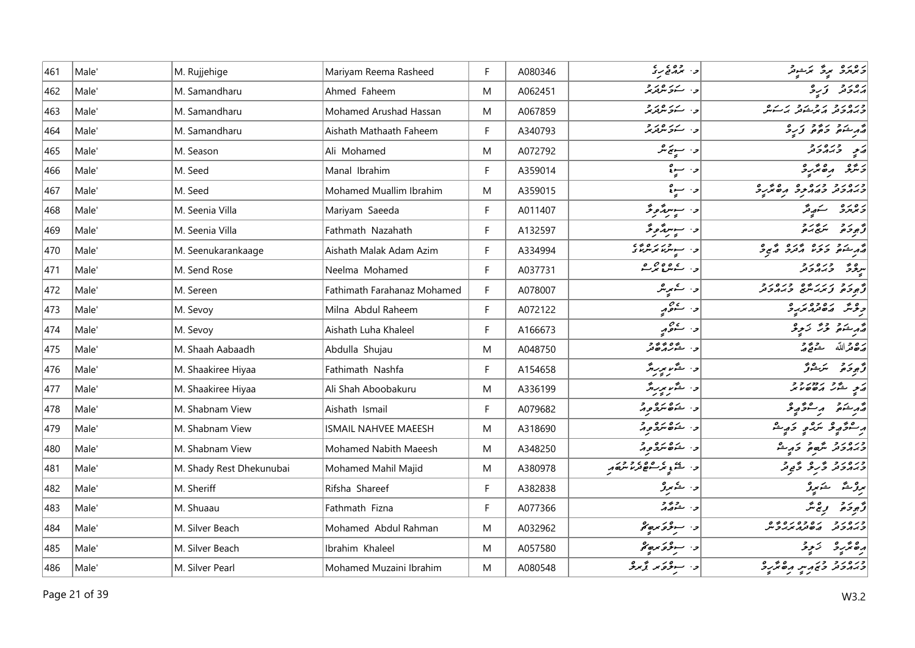| 461 | Male' | M. Rujjehige | Mariyam Reema Rasheed | F | A080346 | މ. ރުއްޖެހިގެ | މަރިޔަމް ރީމާ ރަޝީދު |
|---|---|---|---|---|---|---|---|
| 462 | Male' | M. Samandharu | Ahmed Faheem | M | A062451 | މ. ސަމަންދަރު | އަހުމަދު ފަހީމް |
| 463 | Male' | M. Samandharu | Mohamed Arushad Hassan | M | A067859 | މ. ސަމަންދަރު | މުހައްމަދު އަރުޝަދު ހަސަން |
| 464 | Male' | M. Samandharu | Aishath Mathaath Faheem | F | A340793 | މ. ސަމަންދަރު | އައިޝަތު މަތާތު ފަހީމް |
| 465 | Male' | M. Season | Ali Mohamed | M | A072792 | މ. ސީޒަން | އަލި މުހައްމަދު |
| 466 | Male' | M. Seed | Manal Ibrahim | F | A359014 | މ. ސީޑް | މަނާލް އިބްރާހީމް |
| 467 | Male' | M. Seed | Mohamed Muallim Ibrahim | M | A359015 | މ. ސީޑް | މުހައްމަދު މުޢައްލިމް އިބްރާހީމް |
| 468 | Male' | M. Seenia Villa | Mariyam Saeeda | F | A011407 | މ. ސީނިއާވިލާ | މަރިޔަމް ސައީދާ |
| 469 | Male' | M. Seenia Villa | Fathmath Nazahath | F | A132597 | މ. ސީނިއާވިލާ | ފާތިމަތު ނަޒާހަތު |
| 470 | Male' | M. Seenukarankaage | Aishath Malak Adam Azim | F | A334994 | މ. ސީނުކަރަންކާގެ | އައިޝަތު މަލަކް އާދަމް އާޒިމް |
| 471 | Male' | M. Send Rose | Neelma Mohamed | F | A037731 | މ. ސެންޑްރޯސް | ނީލްމާ މުހައްމަދު |
| 472 | Male' | M. Sereen | Fathimath Farahanaz Mohamed | F | A078007 | މ. ސެރީން | ފާތިމަތު ފަރަހަނާޒް މުހައްމަދު |
| 473 | Male' | M. Sevoy | Milna Abdul Raheem | F | A072122 | މ. ސެވޮއި | މިލްނާ އަބްދުލްރަހީމް |
| 474 | Male' | M. Sevoy | Aishath Luha Khaleel | F | A166673 | މ. ސެވޮއި | އައިޝަތު ލުހާ ޚަލީލް |
| 475 | Male' | M. Shaah Aabaadh | Abdulla Shujau | M | A048750 | މ. ޝާހްއާބާދު | އަބްދުﷲ ޝުޖާއު |
| 476 | Male' | M. Shaakiree Hiyaa | Fathimath Nashfa | F | A154658 | މ. ޝާކިރީހިޔާ | ފާތިމަތު ނަޝްފާ |
| 477 | Male' | M. Shaakiree Hiyaa | Ali Shah Aboobakuru | M | A336199 | މ. ޝާކިރީހިޔާ | އަލި ޝާހް އަބޫބަކުރު |
| 478 | Male' | M. Shabnam View | Aishath Ismail | F | A079682 | މ. ޝަބްނަމްވިއު | އައިޝަތު އިސްމާއިލް |
| 479 | Male' | M. Shabnam View | ISMAIL NAHVEE MAEESH | M | A318690 | މ. ޝަބްނަމްވިއު | އިސްމާއިލް ނަޙްވީ މައީޝް |
| 480 | Male' | M. Shabnam View | Mohamed Nabith Maeesh | M | A348250 | މ. ޝަބްނަމްވިއު | މުހައްމަދު ނާބިތު މައީޝް |
| 481 | Male' | M. Shady Rest Dhekunubai | Mohamed Mahil Majid | M | A380978 | މ. ޝޭޑީރެސްޓްދެކުނުބައި | މުހައްމަދު މާހިލް މާޖިދު |
| 482 | Male' | M. Sheriff | Rifsha Shareef | F | A382838 | މ. ޝެރިފް | ރިފްޝާ ޝަރީފް |
| 483 | Male' | M. Shuaau | Fathmath Fizna | F | A077366 | މ. ޝުޢާއު | ފާތިމަތު ފިޒްނާ |
| 484 | Male' | M. Silver Beach | Mohamed Abdul Rahman | M | A032962 | މ. ސިލްވަރބީޗް | މުހައްމަދު އަބްދުއްރަހްމާން |
| 485 | Male' | M. Silver Beach | Ibrahim Khaleel | M | A057580 | މ. ސިލްވަރބީޗް | އިބްރާހީމް ޚަލީލް |
| 486 | Male' | M. Silver Pearl | Mohamed Muzaini Ibrahim | M | A080548 | މ. ސިލްވަރ ޕާރލް | މުހައްމަދު މުޒައިނީ އިބްރާހީމް |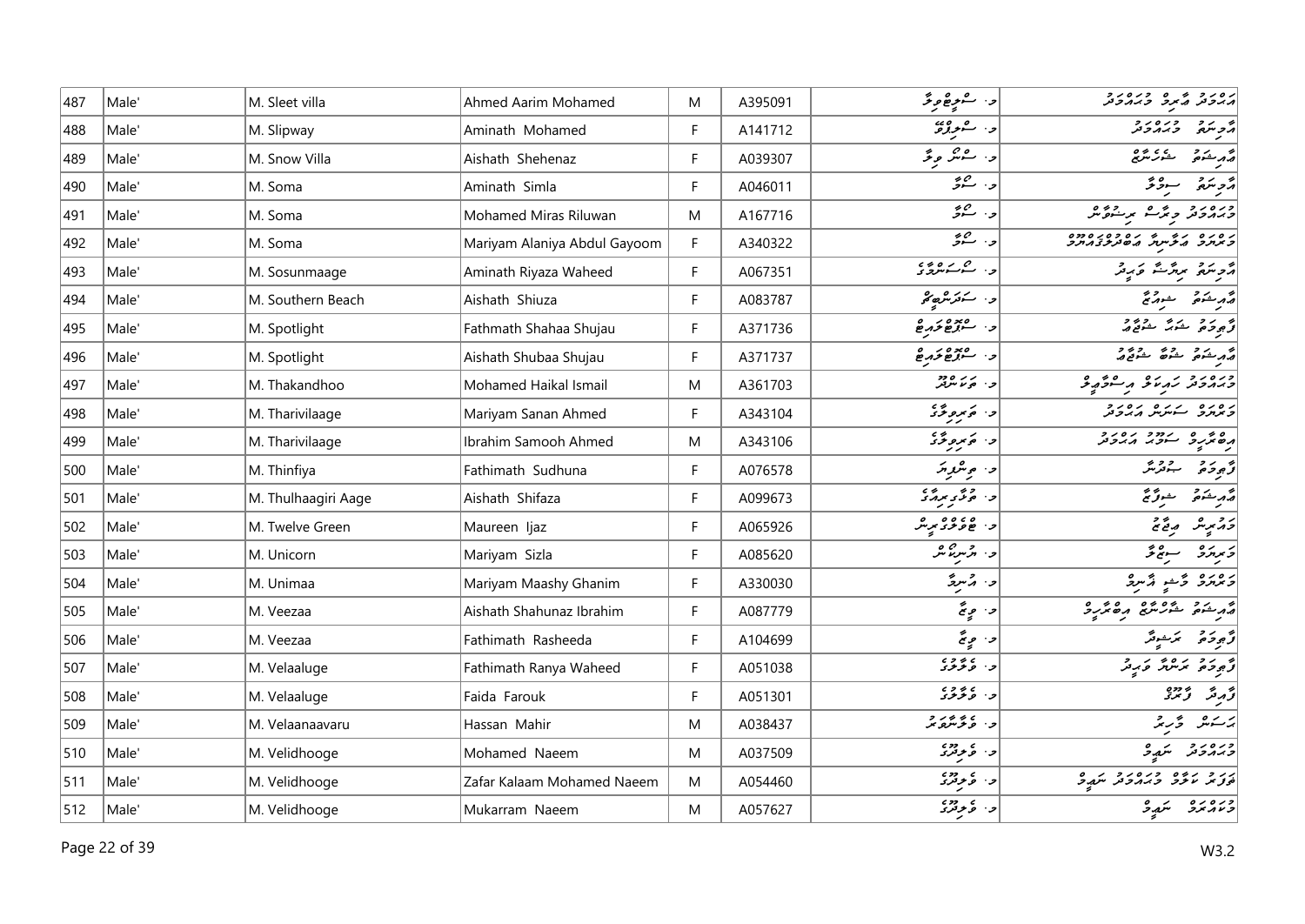| 487 | Male' | M. Sleet villa | Ahmed Aarim Mohamed | M | A395091 | މ. ސްލީޓްވިލާ | އަހުމަދު އާރިމް މުހައްމަދު |
|---|---|---|---|---|---|---|---|
| 488 | Male' | M. Slipway | Aminath Mohamed | F | A141712 | މ. ސްލިޕްވޭ | އާމިނަތު މުހައްމަދު |
| 489 | Male' | M. Snow Villa | Aishath Shehenaz | F | A039307 | މ. ސްނޯ ވިލާ | އައިށަތު ޝެހެނާޒް |
| 490 | Male' | M. Soma | Aminath Simla | F | A046011 | މ. ސޯމާ | އާމިނަތު ސިމްލާ |
| 491 | Male' | M. Soma | Mohamed Miras Riluwan | M | A167716 | މ. ސޯމާ | މުހައްމަދު މިރާސް ރިލުވާން |
| 492 | Male' | M. Soma | Mariyam Alaniya Abdul Gayoom | F | A340322 | މ. ސޯމާ | މަރިޔަމް އަލާނިޔާ އަބްދުލްޤައްޔޫމް |
| 493 | Male' | M. Sosunmaage | Aminath Riyaza Waheed | F | A067351 | މ. ސޯސަންމާގެ | އާމިނަތު ރިޔާޒާ ވަހީދު |
| 494 | Male' | M. Southern Beach | Aishath Shiuza | F | A083787 | މ. ސަދަރންބީޗް | އައިށަތު ޝިއުޒާ |
| 495 | Male' | M. Spotlight | Fathmath Shahaa Shujau | F | A371736 | މ. ސްޕޮޓްލައިޓް | ފާތިމަތު ޝަހާ ޝުޖާއު |
| 496 | Male' | M. Spotlight | Aishath Shubaa Shujau | F | A371737 | މ. ސްޕޮޓްލައިޓް | އައިށަތު ޝުބާ ޝުޖާއު |
| 497 | Male' | M. Thakandhoo | Mohamed Haikal Ismail | M | A361703 | މ. ތަކަންދޫ | މުހައްމަދު ހައިކަލް އިސްމާޢީލް |
| 498 | Male' | M. Tharivilaage | Mariyam Sanan Ahmed | F | A343104 | މ. ތަރިވިލާގެ | މަރިޔަމް ސަނަން އަހުމަދު |
| 499 | Male' | M. Tharivilaage | Ibrahim Samooh Ahmed | M | A343106 | މ. ތަރިވިލާގެ | އިބްރާހިމް ސަމޫހު އަހުމަދު |
| 500 | Male' | M. Thinfiya | Fathimath Sudhuna | F | A076578 | މ. ތިންފިޔަ | ފާތިމަތު ސުދުނާ |
| 501 | Male' | M. Thulhaagiri Aage | Aishath Shifaza | F | A099673 | މ. ތުޅާގިރިއާގެ | އައިށަތު ޝިފާޒާ |
| 502 | Male' | M. Twelve Green | Maureen Ijaz | F | A065926 | މ. ޓްވެލްވްގްރީން | މައުރީން އިޖާޒް |
| 503 | Male' | M. Unicorn | Mariyam Sizla | F | A085620 | މ. ޔުނިކޯން | މަރިޔަމް ސިޒްލާ |
| 504 | Male' | M. Unimaa | Mariyam Maashy Ghanim | F | A330030 | މ. އުނިމާ | މަރިޔަމް މާޝީ ޣާނިމް |
| 505 | Male' | M. Veezaa | Aishath Shahunaz Ibrahim | F | A087779 | މ. ވީޒާ | އައިށަތު ޝާހުނާޒް އިބްރާހިމް |
| 506 | Male' | M. Veezaa | Fathimath Rasheeda | F | A104699 | މ. ވީޒާ | ފާތިމަތު ރަޝީދާ |
| 507 | Male' | M. Velaaluge | Fathimath Ranya Waheed | F | A051038 | މ. ވެލާލުގެ | ފާތިމަތު ރަނިޔާ ވަހީދު |
| 508 | Male' | M. Velaaluge | Faida Farouk | F | A051301 | މ. ވެލާލުގެ | ފާއިދާ ފާރޫގު |
| 509 | Male' | M. Velaanaavaru | Hassan Mahir | M | A038437 | މ. ވެލާނާވަރު | ހަސަން މާހިރު |
| 510 | Male' | M. Velidhooge | Mohamed Naeem | M | A037509 | މ. ވެލިދޫގެ | މުހައްމަދު ނަޢީމް |
| 511 | Male' | M. Velidhooge | Zafar Kalaam Mohamed Naeem | M | A054460 | މ. ވެލިދޫގެ | ޒަފަރު ކަލާމް މުހައްމަދު ނަޢީމް |
| 512 | Male' | M. Velidhooge | Mukarram Naeem | M | A057627 | މ. ވެލިދޫގެ | މުކައްރަމް ނަޢީމް |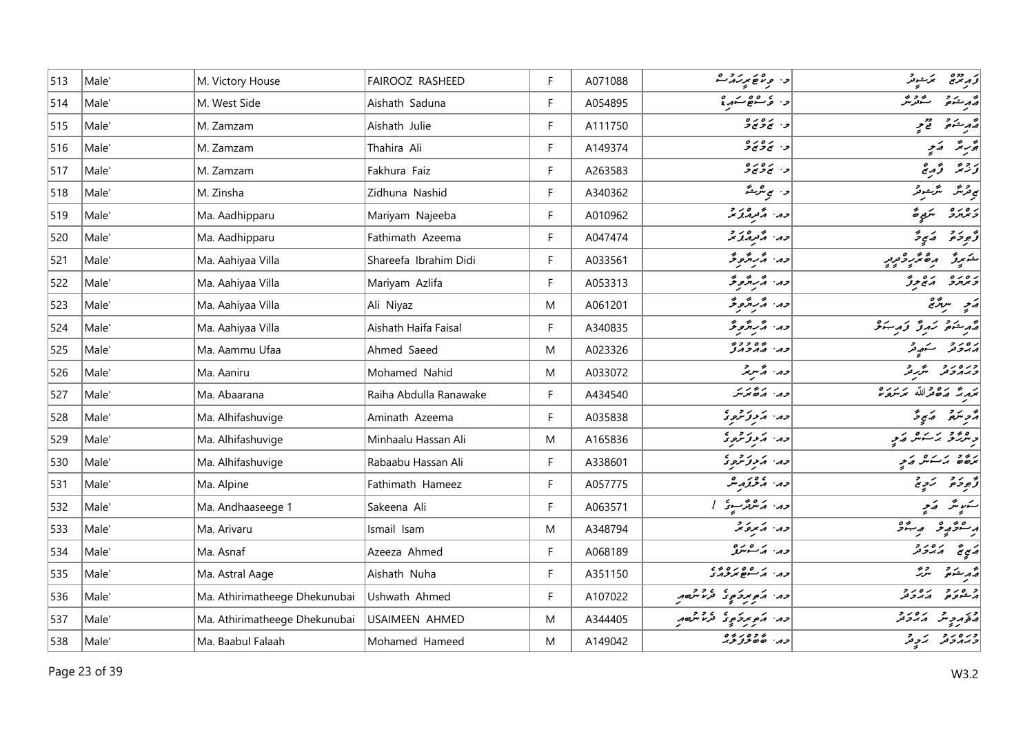| 513 | Male' | M. Victory House | FAIROOZ RASHEED | F | A071088 | މ. ވިކްޓަރީހައުސް | ފައިރޫޒު ރަޝީދު |
|---|---|---|---|---|---|---|---|
| 514 | Male' | M. West Side | Aishath Saduna | F | A054895 | މ. ވެސްޓްސައިޑް | އާއިޝަތު ސަދުނާ |
| 515 | Male' | M. Zamzam | Aishath Julie | F | A111750 | މ. ޒަމްޒަމް | އާއިޝަތު ޖޫލީ |
| 516 | Male' | M. Zamzam | Thahira Ali | F | A149374 | މ. ޒަމްޒަމް | ތާހިރާ ޢަލީ |
| 517 | Male' | M. Zamzam | Fakhura Faiz | F | A263583 | މ. ޒަމްޒަމް | ފަޚުރާ ފާއިޒް |
| 518 | Male' | M. Zinsha | Zidhuna Nashid | F | A340362 | މ. ޒިންޝާ | ޒިދުނާ ނާޝިދު |
| 519 | Male' | Ma. Aadhipparu | Mariyam Najeeba | F | A010962 | މއ. އާދިއްޕަރު | މަރިޔަމް ނަޖީބާ |
| 520 | Male' | Ma. Aadhipparu | Fathimath Azeema | F | A047474 | މއ. އާދިއްޕަރު | ފާތިމަތު އަޒީމާ |
| 521 | Male' | Ma. Aahiyaa Villa | Shareefa Ibrahim Didi | F | A033561 | މއ. އާހިޔާވިލާ | ޝަރީފާ އިބްރާހީމްދީދީ |
| 522 | Male' | Ma. Aahiyaa Villa | Mariyam Azlifa | F | A053313 | މއ. އާހިޔާވިލާ | މަރިޔަމް އަޒްލިފާ |
| 523 | Male' | Ma. Aahiyaa Villa | Ali Niyaz | M | A061201 | މއ. އާހިޔާވިލާ | ޢަލީ ނިޔާޒް |
| 524 | Male' | Ma. Aahiyaa Villa | Aishath Haifa Faisal | F | A340835 | މއ. އާހިޔާވިލާ | އާއިޝަތު ހައިފާ ފައިސަލް |
| 525 | Male' | Ma. Aammu Ufaa | Ahmed Saeed | M | A023326 | މއ. އައްމުއުފާ | އަޙްމަދު ސަޢީދު |
| 526 | Male' | Ma. Aaniru | Mohamed Nahid | M | A033072 | މއ. އާނިރު | މުޙައްމަދު ނާހިދު |
| 527 | Male' | Ma. Abaarana | Raiha Abdulla Ranawake | F | A434540 | މއ. އަބާރަނަ | ރައިހާ عبدالله ރަނަވަކެ |
| 528 | Male' | Ma. Alhifashuvige | Aminath Azeema | F | A035838 | މއ. އަލްހިފަޝުވިގެ | އާމިނަތު އަޒީމާ |
| 529 | Male' | Ma. Alhifashuvige | Minhaalu Hassan Ali | M | A165836 | މއ. އަލްހިފަޝުވިގެ | މިންހާލު ހަސަން ޢަލީ |
| 530 | Male' | Ma. Alhifashuvige | Rabaabu Hassan Ali | F | A338601 | މއ. އަލްހިފަޝުވިގެ | ރަބާބު ހަސަން ޢަލީ |
| 531 | Male' | Ma. Alpine | Fathimath Hameez | F | A057775 | މއ. އަލްޕައިން | ފާތިމަތު ހަމީޒް |
| 532 | Male' | Ma. Andhaaseege 1 | Sakeena Ali | F | A063571 | މއ. އަންދާސީގެ 1 | ސަކީނާ ޢަލީ |
| 533 | Male' | Ma. Arivaru | Ismail Isam | M | A348794 | މއ. އަރިވަރު | އިސްމާޢީލް ޢިސާމް |
| 534 | Male' | Ma. Asnaf | Azeeza Ahmed | F | A068189 | މއ. އަސްނަފް | އަޒީޒާ އަޙްމަދު |
| 535 | Male' | Ma. Astral Aage | Aishath Nuha | F | A351150 | މއ. އަސްޓްރަލްއާގެ | އާއިޝަތު ނުހާ |
| 536 | Male' | Ma. Athirimatheege Dhekunubai | Ushwath Ahmed | F | A107022 | މއ. އަތިރިމަތީގެ ދެކުނުބައި | އުޝްވަތު އަޙްމަދު |
| 537 | Male' | Ma. Athirimatheege Dhekunubai | USAIMEEN AHMED | M | A344405 | މއ. އަތިރިމަތީގެ ދެކުނުބައި | އުސައިމީން އަޙްމަދު |
| 538 | Male' | Ma. Baabul Falaah | Mohamed Hameed | M | A149042 | މއ. ބާބުލްފަލާހް | މުޙައްމަދު ހަމީދު |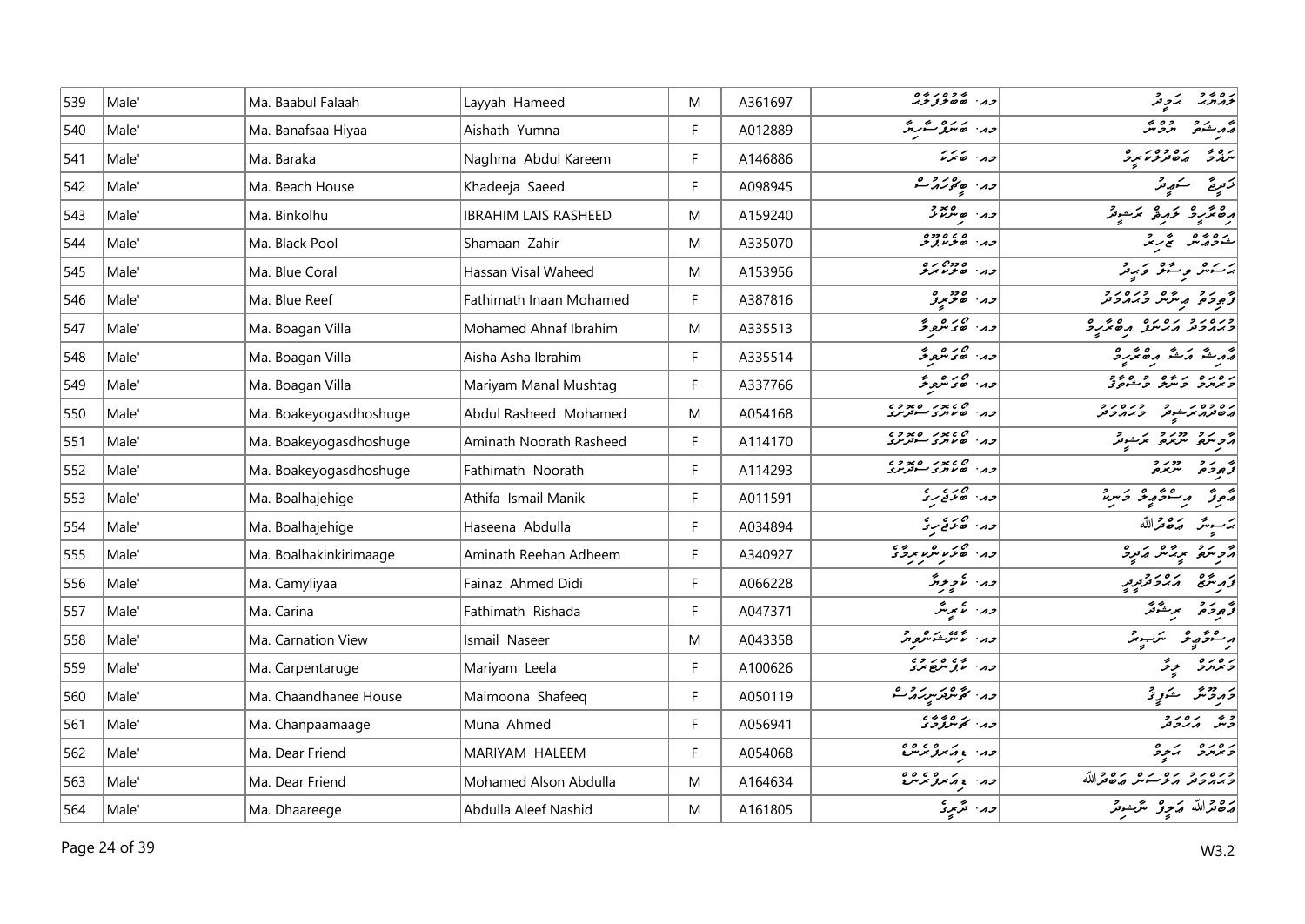| 539 | Male' | Ma. Baabul Falaah | Layyah Hameed | M | A361697 | މއ. ބާބުލްފަލާހް | ލައްޔާ ހަމީދު |
|---|---|---|---|---|---|---|---|
| 540 | Male' | Ma. Banafsaa Hiyaa | Aishath Yumna | F | A012889 | މއ. ބަނަފްސާހިޔާ | އައިޝަތު ޔުމްނާ |
| 541 | Male' | Ma. Baraka | Naghma Abdul Kareem | F | A146886 | މއ. ބަރަކަ | ނަޣްމާ އަބްދުލްކަރީމް |
| 542 | Male' | Ma. Beach House | Khadeeja Saeed | F | A098945 | މއ. ބީޗްހައުސް | ޚަދީޖާ ސައީދު |
| 543 | Male' | Ma. Binkolhu | IBRAHIM LAIS RASHEED | M | A159240 | މއ. ބިންކޮޅު | އިބްރާހީމް ލައިޘް ރަޝީދު |
| 544 | Male' | Ma. Black Pool | Shamaan Zahir | M | A335070 | މއ. ބްލެކްޕޫލް | ޝަމްއާން ޒާހިރު |
| 545 | Male' | Ma. Blue Coral | Hassan Visal Waheed | M | A153956 | މއ. ބްލޫކޯރަލް | ހަސަން ވިޞާލް ވަހީދު |
| 546 | Male' | Ma. Blue Reef | Fathimath Inaan Mohamed | F | A387816 | މއ. ބްލޫރީފް | ފާތިމަތު އިނާން މުހައްމަދު |
| 547 | Male' | Ma. Boagan Villa | Mohamed Ahnaf Ibrahim | M | A335513 | މއ. ބޯގަންވިލާ | މުހައްމަދު އަޙްނަފް އިބްރާހީމް |
| 548 | Male' | Ma. Boagan Villa | Aisha Asha Ibrahim | F | A335514 | މއ. ބޯގަންވިލާ | އާއިޝާ އަޝާ އިބްރާހީމް |
| 549 | Male' | Ma. Boagan Villa | Mariyam Manal Mushtag | F | A337766 | މއ. ބޯގަންވިލާ | މަރްޔަމް މަނާލް މުޝްތާޤު |
| 550 | Male' | Ma. Boakeyogasdhoshuge | Abdul Rasheed Mohamed | M | A054168 | މއ. ބޮކެޔޮގަސްދޮށުގެ | އަބްދުއްރަޝީދު މުހައްމަދު |
| 551 | Male' | Ma. Boakeyogasdhoshuge | Aminath Noorath Rasheed | F | A114170 | މއ. ބޮކެޔޮގަސްދޮށުގެ | އާމިނަތު ނޫރަތު ރަޝީދު |
| 552 | Male' | Ma. Boakeyogasdhoshuge | Fathimath Noorath | F | A114293 | މއ. ބޮކެޔޮގަސްދޮށުގެ | ފާތިމަތު ނޫރަތު |
| 553 | Male' | Ma. Boalhajehige | Athifa Ismail Manik | F | A011591 | މއ. ބޮޅަޖެހިގެ | އާތިފާ އިސްމާޢީލް މަނިކު |
| 554 | Male' | Ma. Boalhajehige | Haseena Abdulla | F | A034894 | މއ. ބޮޅަޖެހިގެ | ހަސީނާ އަބްދުﷲ |
| 555 | Male' | Ma. Boalhakinkirimaage | Aminath Reehan Adheem | F | A340927 | މއ. ބޮޅަކިންކިރިމާގެ | އާމިނަތު ރީހާން އަދީމް |
| 556 | Male' | Ma. Camyliyaa | Fainaz Ahmed Didi | F | A066228 | މއ. ކެމިލިޔާ | ފައިނާޒް އަޙްމަދުދީދީ |
| 557 | Male' | Ma. Carina | Fathimath Rishada | F | A047371 | މއ. ކެރީނާ | ފާތިމަތު ރިޝާދާ |
| 558 | Male' | Ma. Carnation View | Ismail Naseer | M | A043358 | މއ. ކާނޭޝަންވިއު | އިސްމާޢީލް ނަސީރު |
| 559 | Male' | Ma. Carpentaruge | Mariyam Leela | F | A100626 | މއ. ކާޕެންޓަރުގެ | މަރްޔަމް ލީލާ |
| 560 | Male' | Ma. Chaandhanee House | Maimoona Shafeeq | F | A050119 | މއ. ޗާނދަނީހައުސް | މައިމޫނާ ޝަފީޤު |
| 561 | Male' | Ma. Chanpaamaage | Muna Ahmed | F | A056941 | މއ. ޗަންޕާމާގެ | މުނާ އަޙްމަދު |
| 562 | Male' | Ma. Dear Friend | MARIYAM HALEEM | F | A054068 | މއ. ޑިއަރފްރެންޑް | މަރްޔަމް ހަލީމް |
| 563 | Male' | Ma. Dear Friend | Mohamed Alson Abdulla | M | A164634 | މއ. ޑިއަރފްރެންޑް | މުހައްމަދު އަލްސަން އަބްދުﷲ |
| 564 | Male' | Ma. Dhaareege | Abdulla Aleef Nashid | M | A161805 | މއ. ދާރީގެ | އަބްދުﷲ އަލީފް ނާޝިދު |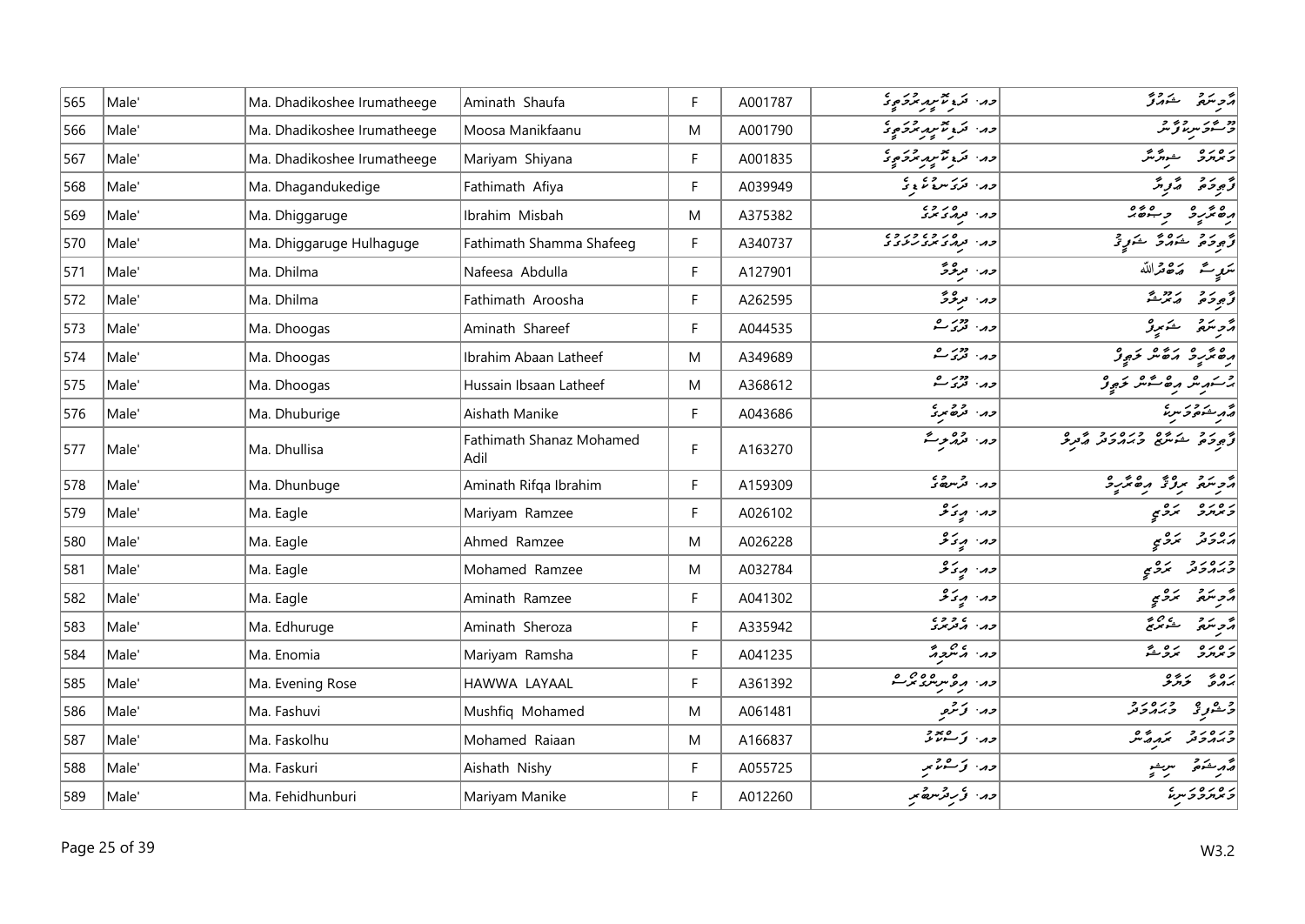| 565 | Male' | Ma. Dhadikoshee Irumatheege | Aminath Shaufa | F | A001787 | މއ. ދަޑިކޮށީ އިރުމަތީގެ | އާމިނަތު ޝައުފާ |
|---|---|---|---|---|---|---|---|
| 566 | Male' | Ma. Dhadikoshee Irumatheege | Moosa Manikfaanu | M | A001790 | މއ. ދަޑިކޮށީ އިރުމަތީގެ | މޫސާމަނިކުފާނު |
| 567 | Male' | Ma. Dhadikoshee Irumatheege | Mariyam Shiyana | F | A001835 | މއ. ދަޑިކޮށީ އިރުމަތީގެ | މަރިޔަމް ޝިޔާނާ |
| 568 | Male' | Ma. Dhagandukedige | Fathimath Afiya | F | A039949 | މއ. ދަގަނޑުކެޑިގެ | ފާތިމަތު އާފިޔާ |
| 569 | Male' | Ma. Dhiggaruge | Ibrahim Misbah | M | A375382 | މއ. ދިއްގަރުގެ | އިބްރާހީމް މިސްބާހް |
| 570 | Male' | Ma. Dhiggaruge Hulhaguge | Fathimath Shamma Shafeeg | F | A340737 | މއ. ދިއްގަރުގެ ހުޅަގުގެ | ފާތިމަތު ޝައްމާ ޝަފީގު |
| 571 | Male' | Ma. Dhilma | Nafeesa Abdulla | F | A127901 | މއ. ދިލްމާ | ނަފީސާ އަބްދުﷲ |
| 572 | Male' | Ma. Dhilma | Fathimath Aroosha | F | A262595 | މއ. ދިލްމާ | ފާތިމަތު އަރޫޝާ |
| 573 | Male' | Ma. Dhoogas | Aminath Shareef | F | A044535 | މއ. ދޫގަސް | އާމިނަތު ޝަރީފު |
| 574 | Male' | Ma. Dhoogas | Ibrahim Abaan Latheef | M | A349689 | މއ. ދޫގަސް | އިބްރާހީމް އަބާން ލަތީފު |
| 575 | Male' | Ma. Dhoogas | Hussain Ibsaan Latheef | M | A368612 | މއ. ދޫގަސް | ހުސައިން އިބްސާން ލަތީފު |
| 576 | Male' | Ma. Dhuburige | Aishath Manike | F | A043686 | މއ. ދުބުރިގެ | އައިޝަތުމަނިކެ |
| 577 | Male' | Ma. Dhullisa | Fathimath Shanaz Mohamed Adil | F | A163270 | މއ. ދުއްލިސާ | ފާތިމަތު ޝަނާޒް މުޙައްމަދު އާދިލް |
| 578 | Male' | Ma. Dhunbuge | Aminath Rifqa Ibrahim | F | A159309 | މއ. ދުންބުގެ | އާމިނަތު ރިފްޤާ އިބްރާހީމް |
| 579 | Male' | Ma. Eagle | Mariyam Ramzee | F | A026102 | މއ. އީގަލް | މަރިޔަމް ރަމްޒީ |
| 580 | Male' | Ma. Eagle | Ahmed Ramzee | M | A026228 | މއ. އީގަލް | އަޙްމަދު ރަމްޒީ |
| 581 | Male' | Ma. Eagle | Mohamed Ramzee | M | A032784 | މއ. އީގަލް | މުޙައްމަދު ރަމްޒީ |
| 582 | Male' | Ma. Eagle | Aminath Ramzee | F | A041302 | މއ. އީގަލް | އާމިނަތު ރަމްޒީ |
| 583 | Male' | Ma. Edhuruge | Aminath Sheroza | F | A335942 | މއ. އެދުރުގެ | އާމިނަތު ޝެރޯޒާ |
| 584 | Male' | Ma. Enomia | Mariyam Ramsha | F | A041235 | މއ. އެނޮމިއާ | މަރިޔަމް ރަމްޝާ |
| 585 | Male' | Ma. Evening Rose | HAWWA LAYAAL | F | A361392 | މއ. އިވްނިންގ ރޯސް | ހައްވާ ލަޔާލް |
| 586 | Male' | Ma. Fashuvi | Mushfiq Mohamed | M | A061481 | މއ. ފަށުވި | މުޝްފިޤު މުޙައްމަދު |
| 587 | Male' | Ma. Faskolhu | Mohamed Raiaan | M | A166837 | މއ. ފަސްކޮޅު | މުޙައްމަދު ރައިއާން |
| 588 | Male' | Ma. Faskuri | Aishath Nishy | F | A055725 | މއ. ފަސްކުރި | އައިޝަތު ނިޝީ |
| 589 | Male' | Ma. Fehidhunburi | Mariyam Manike | F | A012260 | މއ. ފެހިދުންބުރި | މަރިޔަމްމަނިކެ |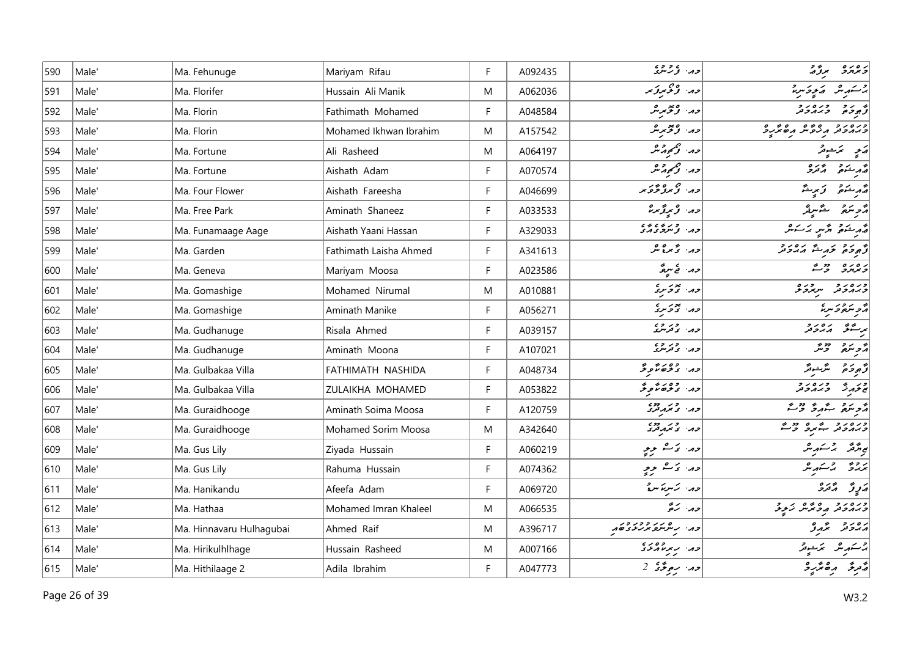| 590 | Male' | Ma. Fehunuge | Mariyam Rifau | F | A092435 | މއ. ފެހުނުގެ | މަރިޔަމް ރިފާއު |
|---|---|---|---|---|---|---|---|
| 591 | Male' | Ma. Florifer | Hussain Ali Manik | M | A062036 | މއ. ފްލޯރިފަރ | ޙުސައިން އަލިމަނިކު |
| 592 | Male' | Ma. Florin | Fathimath Mohamed | F | A048584 | މއ. ފްލޯރިން | ފާތިމަތު މުޙައްމަދު |
| 593 | Male' | Ma. Florin | Mohamed Ikhwan Ibrahim | M | A157542 | މއ. ފްލޯރިން | މުޙައްމަދު އިޚްވާން އިބްރާހިމް |
| 594 | Male' | Ma. Fortune | Ali Rasheed | M | A064197 | މއ. ފޯޗުއުން | އަލި ރަޝީދު |
| 595 | Male' | Ma. Fortune | Aishath Adam | F | A070574 | މއ. ފޯޗުއުން | އާއިޝަތު އާދަމް |
| 596 | Male' | Ma. Four Flower | Aishath Fareesha | F | A046699 | މއ. ފޯފްލާވަރ | އާއިޝަތު ފަރީޝާ |
| 597 | Male' | Ma. Free Park | Aminath Shaneez | F | A033533 | މއ. ފްރީޕާރކް | އާމިނަތު ޝާނީޒް |
| 598 | Male' | Ma. Funamaage Aage | Aishath Yaani Hassan | F | A329033 | މއ. ފުނަމާގެއާގެ | އާއިޝަތު ޔާނީ ހަސަން |
| 599 | Male' | Ma. Garden | Fathimath Laisha Ahmed | F | A341613 | މއ. ގާރޑްން | ފާތިމަތު ލައިޝާ އަޙްމަދު |
| 600 | Male' | Ma. Geneva | Mariyam Moosa | F | A023586 | މއ. ޖިނީވާ | މަރިޔަމް މޫސާ |
| 601 | Male' | Ma. Gomashige | Mohamed Nirumal | M | A010881 | މއ. ގޯމަށިގެ | މުޙައްމަދު ނިރުމަލް |
| 602 | Male' | Ma. Gomashige | Aminath Manike | F | A056271 | މއ. ގޯމަށިގެ | އާމިނަތުމަނިކެ |
| 603 | Male' | Ma. Gudhanuge | Risala Ahmed | F | A039157 | މއ. ގުދަނުގެ | ރިސާލާ އަޙްމަދު |
| 604 | Male' | Ma. Gudhanuge | Aminath Moona | F | A107021 | މއ. ގުދަނުގެ | އާމިނަތު މޫނާ |
| 605 | Male' | Ma. Gulbakaa Villa | FATHIMATH NASHIDA | F | A048734 | މއ. ގުލްބަކާވިލާ | ފާތިމަތު ނާޝިދާ |
| 606 | Male' | Ma. Gulbakaa Villa | ZULAIKHA MOHAMED | F | A053822 | މއ. ގުލްބަކާވިލާ | ޒުލައިޚާ މުޙައްމަދު |
| 607 | Male' | Ma. Guraidhooge | Aminath Soima Moosa | F | A120759 | މއ. ގުރައިދޫގެ | އާމިނަތު ސޯއިމާ މޫސާ |
| 608 | Male' | Ma. Guraidhooge | Mohamed Sorim Moosa | M | A342640 | މއ. ގުރައިދޫގެ | މުޙައްމަދު ސޯރިމް މޫސާ |
| 609 | Male' | Ma. Gus Lily | Ziyada Hussain | F | A060219 | މއ. ގަސް ލިލީ | ޒިޔާދާ ޙުސައިން |
| 610 | Male' | Ma. Gus Lily | Rahuma Hussain | F | A074362 | މއ. ގަސް ލިލީ | ރަހުމާ ޙުސައިން |
| 611 | Male' | Ma. Hanikandu | Afeefa Adam | F | A069720 | މއ. ހަނިކަނޑު | އަފީފާ އާދަމް |
| 612 | Male' | Ma. Hathaa | Mohamed Imran Khaleel | M | A066535 | މއ. ހަތާ | މުޙައްމަދު އިމްރާން ޚަލީލް |
| 613 | Male' | Ma. Hinnavaru Hulhagubai | Ahmed Raif | M | A396717 | މއ. ހިންނަވަރުހުޅަގުބައި | އަޙްމަދު ރާއިފް |
| 614 | Male' | Ma. Hirikulhlhage | Hussain Rasheed | M | A007166 | މއ. ހިރިކުޅްޅަގެ | ޙުސައިން ރަޝީދު |
| 615 | Male' | Ma. Hithilaage 2 | Adila Ibrahim | F | A047773 | މއ. ހިތިލާގެ 2 | އާދިލާ އިބްރާހިމް |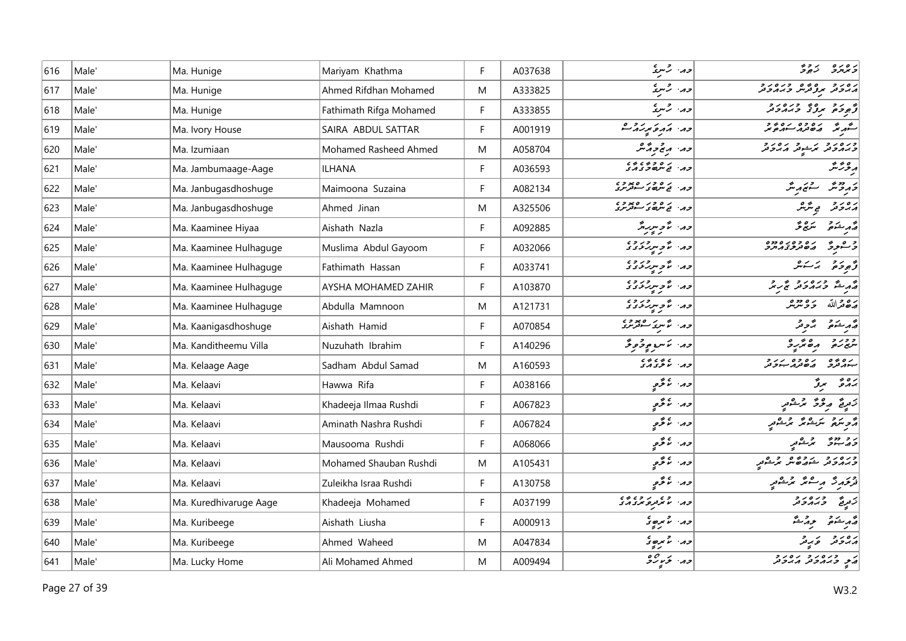| 616 | Male' | Ma. Hunige | Mariyam Khathma | F | A037638 | މއ. ހުނިގެ | މަރިޔަމް ޚަތުމާ |
|---|---|---|---|---|---|---|---|
| 617 | Male' | Ma. Hunige | Ahmed Rifdhan Mohamed | M | A333825 | މއ. ހުނިގެ | އަޙްމަދު ރިފްދާން މުޙައްމަދު |
| 618 | Male' | Ma. Hunige | Fathimath Rifga Mohamed | F | A333855 | މއ. ހުނިގެ | ފާތިމަތު ރިފްގާ މުޙައްމަދު |
| 619 | Male' | Ma. Ivory House | SAIRA ABDUL SATTAR | F | A001919 | މއ. އައިވަރީހައުސް | ސާއިރާ އަބްދުލް ސައްތާރު |
| 620 | Male' | Ma. Izumiaan | Mohamed Rasheed Ahmed | M | A058704 | މއ. އިޒުމިއާން | މުޙައްމަދު ރަޝީދު އަޙްމަދު |
| 621 | Male' | Ma. Jambumaage-Aage | ILHANA | F | A036593 | މއ. ޖަންބުމާގެއާގެ | އިލްހާނާ |
| 622 | Male' | Ma. Janbugasdhoshuge | Maimoona Suzaina | F | A082134 | މއ. ޖަނބުގަސްދޮށުގެ | މައިމޫނާ ސުޒައިނާ |
| 623 | Male' | Ma. Janbugasdhoshuge | Ahmed Jinan | M | A325506 | މއ. ޖަނބުގަސްދޮށުގެ | އަޙްމަދު ޖިނާން |
| 624 | Male' | Ma. Kaaminee Hiyaa | Aishath Nazla | F | A092885 | މއ. ކާމިނީހިޔާ | އާއިޝަތު ނަޒްލާ |
| 625 | Male' | Ma. Kaaminee Hulhaguge | Muslima Abdul Gayoom | F | A032066 | މއ. ކާމިނީހުޅަގުގެ | މުސްލިމާ އަބްދުލްގައްޔޫމް |
| 626 | Male' | Ma. Kaaminee Hulhaguge | Fathimath Hassan | F | A033741 | މއ. ކާމިނީހުޅަގުގެ | ފާތިމަތު ޙަސަން |
| 627 | Male' | Ma. Kaaminee Hulhaguge | AYSHA MOHAMED ZAHIR | F | A103870 | މއ. ކާމިނީހުޅަގުގެ | އާއިޝާ މުޙައްމަދު ޒާހިރު |
| 628 | Male' | Ma. Kaaminee Hulhaguge | Abdulla Mamnoon | M | A121731 | މއ. ކާމިނީހުޅަގުގެ | އަބްދުﷲ މަމްނޫން |
| 629 | Male' | Ma. Kaanigasdhoshuge | Aishath Hamid | F | A070854 | މއ. ކާނިގަސްދޮށުގެ | އާއިޝަތު ޙާމިދު |
| 630 | Male' | Ma. Kanditheemu Villa | Nuzuhath Ibrahim | F | A140296 | މއ. ކަނޑިތީމުވިލާ | ނުޒުހަތު އިބްރާހިމް |
| 631 | Male' | Ma. Kelaage Aage | Sadham Abdul Samad | M | A160593 | މއ. ކެލާގެއާގެ | ސައްދާމް އަބްދުލްޞަމަދު |
| 632 | Male' | Ma. Kelaavi | Hawwa Rifa | F | A038166 | މއ. ކެލާވި | ޙައްވާ ރިފާ |
| 633 | Male' | Ma. Kelaavi | Khadeeja Ilmaa Rushdi | F | A067823 | މއ. ކެލާވި | ޚަދީޖާ އިލްމާ ރުޝްދީ |
| 634 | Male' | Ma. Kelaavi | Aminath Nashra Rushdi | F | A067824 | މއ. ކެލާވި | އާމިނަތު ނަޝްރާ ރުޝްދީ |
| 635 | Male' | Ma. Kelaavi | Mausooma Rushdi | F | A068066 | މއ. ކެލާވި | މައުޞޫމާ ރުޝްދީ |
| 636 | Male' | Ma. Kelaavi | Mohamed Shauban Rushdi | M | A105431 | މއ. ކެލާވި | މުޙައްމަދު ޝައުބާން ރުޝްދީ |
| 637 | Male' | Ma. Kelaavi | Zuleikha Israa Rushdi | F | A130758 | މއ. ކެލާވި | ޒުލައިޚާ އިސްރާ ރުޝްދީ |
| 638 | Male' | Ma. Kuredhivaruge Aage | Khadeeja Mohamed | F | A037199 | މއ. ކުރެދިވަރުގެއާގެ | ޚަދީޖާ މުޙައްމަދު |
| 639 | Male' | Ma. Kuribeege | Aishath Liusha | F | A000913 | މއ. ކުރިބީގެ | އާއިޝަތު ލިއުޝާ |
| 640 | Male' | Ma. Kuribeege | Ahmed Waheed | M | A047834 | މއ. ކުރިބީގެ | އަޙްމަދު ވަޙީދު |
| 641 | Male' | Ma. Lucky Home | Ali Mohamed Ahmed | M | A009494 | މއ. ލަކީހޯމް | ޢަލި މުޙައްމަދު އަޙްމަދު |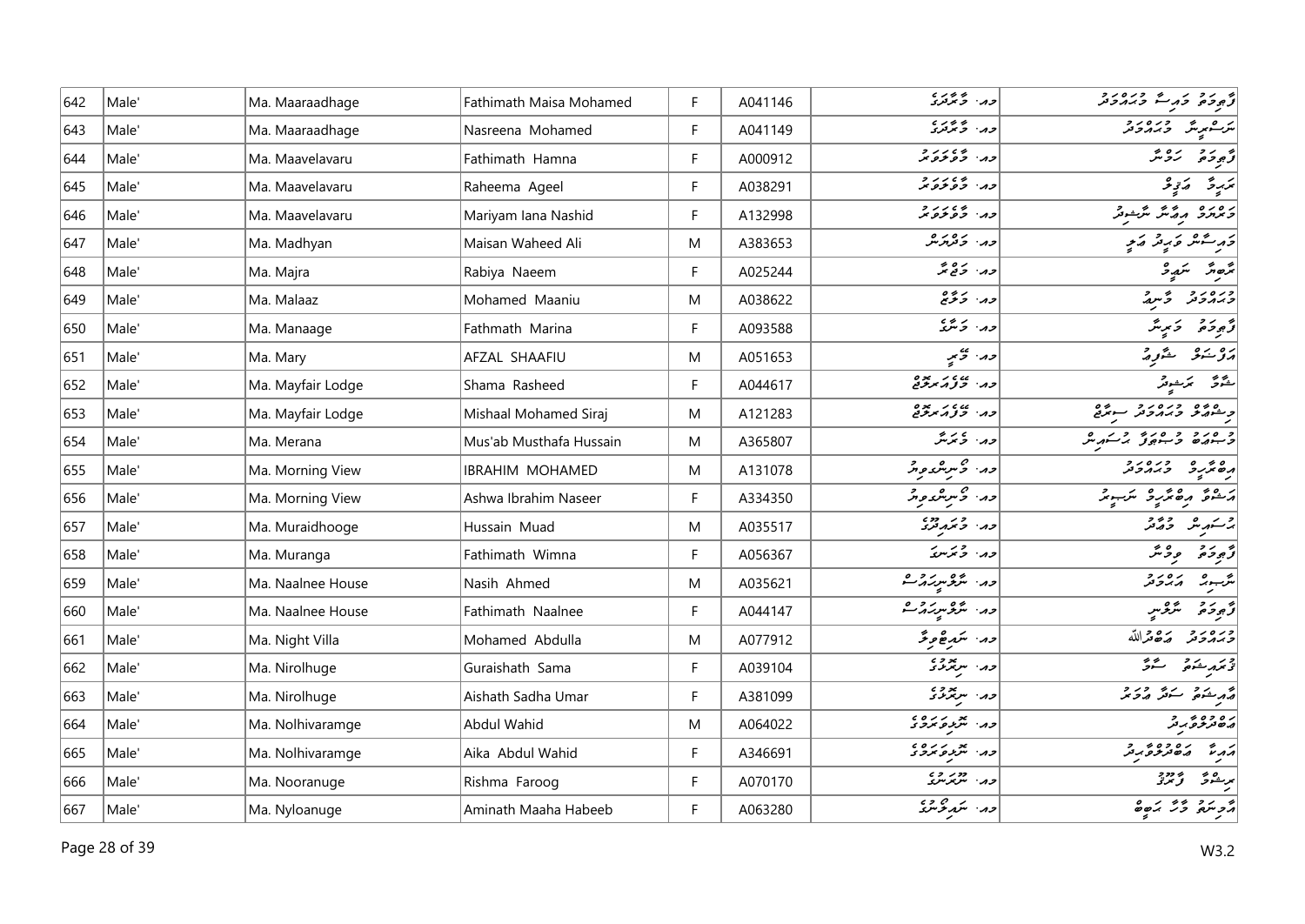| 642 | Male' | Ma. Maaraadhage | Fathimath Maisa Mohamed | F | A041146 | މއ. މާރާދގެ | ފާތިމަތު މައިސާ މުހައްމަދު |
|---|---|---|---|---|---|---|---|
| 643 | Male' | Ma. Maaraadhage | Nasreena Mohamed | F | A041149 | މއ. މާރާދގެ | ނަސްރީނާ މުހައްމަދު |
| 644 | Male' | Ma. Maavelavaru | Fathimath Hamna | F | A000912 | މއ. މާވެލަވަރު | ފާތިމަތު ހަމްނާ |
| 645 | Male' | Ma. Maavelavaru | Raheema Ageel | F | A038291 | މއ. މާވެލަވަރު | ރަހީމާ އަޤީލް |
| 646 | Male' | Ma. Maavelavaru | Mariyam Iana Nashid | F | A132998 | މއ. މާވެލަވަރު | މަރިޔަމް އިއާނާ ނާޝިދު |
| 647 | Male' | Ma. Madhyan | Maisan Waheed Ali | M | A383653 | މއ. މަދްޔަން | މައިސާން ވަހީދު އަލި |
| 648 | Male' | Ma. Majra | Rabiya Naeem | F | A025244 | މއ. މަޖްރާ | ރާބިޔާ ނަޢީމް |
| 649 | Male' | Ma. Malaaz | Mohamed Maaniu | M | A038622 | މއ. މަލާޒް | މުހައްމަދު މާނިއު |
| 650 | Male' | Ma. Manaage | Fathmath Marina | F | A093588 | މއ. މަނާގެ | ފާތިމަތު މަރީނާ |
| 651 | Male' | Ma. Mary | AFZAL SHAAFIU | M | A051653 | މއ. މޭރީ | އަފްޟަލް ޝާފިއު |
| 652 | Male' | Ma. Mayfair Lodge | Shama Rasheed | F | A044617 | މއ. މޭފެއަރލޮޖް | ޝަމާ ރަޝީދު |
| 653 | Male' | Ma. Mayfair Lodge | Mishaal Mohamed Siraj | M | A121283 | މއ. މޭފެއަރލޮޖް | މިޝާއަލް މުހައްމަދު ސިރާޖް |
| 654 | Male' | Ma. Merana | Mus'ab Musthafa Hussain | M | A365807 | މއ. މެރަނާ | މުސްޢަބް މުސްތަފާ ހުސައިން |
| 655 | Male' | Ma. Morning View | IBRAHIM MOHAMED | M | A131078 | މއ. މޯނިންގވިއު | އިބްރާހީމް މުހައްމަދު |
| 656 | Male' | Ma. Morning View | Ashwa Ibrahim Naseer | F | A334350 | މއ. މޯނިންގވިއު | އަޝްވާ އިބްރާހީމް ނަސީރު |
| 657 | Male' | Ma. Muraidhooge | Hussain Muad | M | A035517 | މއ. މުރައިދޫގެ | ހުސައިން މުޢާދު |
| 658 | Male' | Ma. Muranga | Fathimath Wimna | F | A056367 | މއ. މުރަނގަ | ފާތިމަތު ވިމްނާ |
| 659 | Male' | Ma. Naalnee House | Nasih Ahmed | M | A035621 | މއ. ނާލްނީހައުސް | ނާސިހް އަހްމަދު |
| 660 | Male' | Ma. Naalnee House | Fathimath Naalnee | F | A044147 | މއ. ނާލްނީހައުސް | ފާތިމަތު ނާލްނީ |
| 661 | Male' | Ma. Night Villa | Mohamed Abdulla | M | A077912 | މއ. ނައިޓްވިލާ | މުހައްމަދު އަބްދުﷲ |
| 662 | Male' | Ma. Nirolhuge | Guraishath Sama | F | A039104 | މއ. ނިރޮޅުގެ | ގުރައިޝަތު ސަމާ |
| 663 | Male' | Ma. Nirolhuge | Aishath Sadha Umar | F | A381099 | މއ. ނިރޮޅުގެ | އާއިޝަތު ސަދާ އުމަރު |
| 664 | Male' | Ma. Nolhivaramge | Abdul Wahid | M | A064022 | މއ. ނޮޅިވަރަމްގެ | އަބްދުލްވާހިދު |
| 665 | Male' | Ma. Nolhivaramge | Aika Abdul Wahid | F | A346691 | މއ. ނޮޅިވަރަމްގެ | އައިކާ އަބްދުލްވާހިދު |
| 666 | Male' | Ma. Nooranuge | Rishma Faroog | F | A070170 | މއ. ނޫރަނުގެ | ރިޝްމާ ފާރޫގު |
| 667 | Male' | Ma. Nyloanuge | Aminath Maaha Habeeb | F | A063280 | މއ. ނައިލޯނުގެ | އާމިނަތު މާހާ ހަބީބު |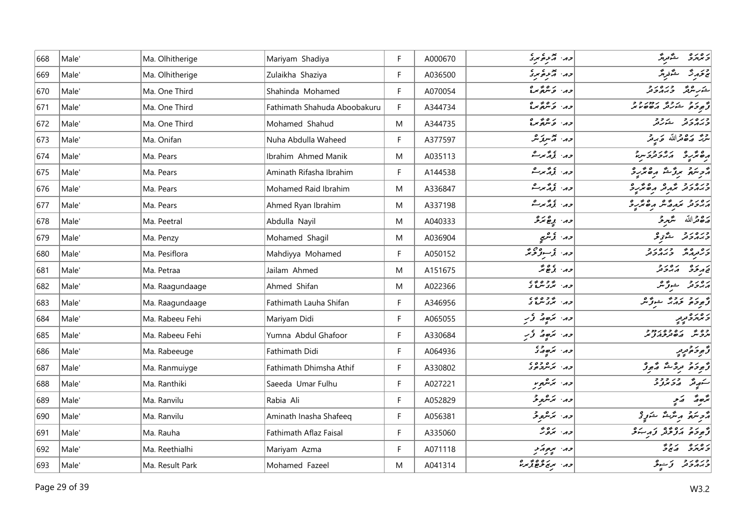| 668 | Male' | Ma. Olhitherige | Mariyam Shadiya | F | A000670 | މއ. އޮޅިތެރިގެ | މަރިޔަމް ޝާދިޔާ |
|---|---|---|---|---|---|---|---|
| 669 | Male' | Ma. Olhitherige | Zulaikha Shaziya | F | A036500 | މއ. އޮޅިތެރިގެ | ޒުލައިހާ ޝާޒިޔާ |
| 670 | Male' | Ma. One Third | Shahinda Mohamed | F | A070054 | މއ. ވަންތާރޑް | ޝަހިންދާ މުހައްމަދު |
| 671 | Male' | Ma. One Third | Fathimath Shahuda Aboobakuru | F | A344734 | މއ. ވަންތާރޑް | ފާތިމަތު ޝަހުދާ އަބޫބަކުރު |
| 672 | Male' | Ma. One Third | Mohamed Shahud | M | A344735 | މއ. ވަންތާރޑް | މުހައްމަދު ޝަހުދު |
| 673 | Male' | Ma. Onifan | Nuha Abdulla Waheed | F | A377597 | މއ. އޮނިފަން | ނުހާ އަބްދުﷲ ވަޙީދު |
| 674 | Male' | Ma. Pears | Ibrahim Ahmed Manik | M | A035113 | މއ. ޕެއާރސް | އިބްރާހީމް އަޙްމަދުމަނިކު |
| 675 | Male' | Ma. Pears | Aminath Rifasha Ibrahim | F | A144538 | މއ. ޕެއާރސް | އާމިނަތު ރިފާޝާ އިބްރާހީމް |
| 676 | Male' | Ma. Pears | Mohamed Raid Ibrahim | M | A336847 | މއ. ޕެއާރސް | މުހައްމަދު ރާއިދު އިބްރާހީމް |
| 677 | Male' | Ma. Pears | Ahmed Ryan Ibrahim | M | A337198 | މއ. ޕެއާރސް | އަޙްމަދު ރަޔާން އިބްރާހީމް |
| 678 | Male' | Ma. Peetral | Abdulla Nayil | M | A040333 | މއ. ޕީޓްރަލް | އަބްދުﷲ ނާއިލް |
| 679 | Male' | Ma. Penzy | Mohamed Shagil | M | A036904 | މއ. ޕެންޒީ | މުހައްމަދު ޝާގިލް |
| 680 | Male' | Ma. Pesiflora | Mahdiyya Mohamed | F | A050152 | މއ. ޕެސިފްލޯރާ | މަހްދިއްޔާ މުހައްމަދު |
| 681 | Male' | Ma. Petraa | Jailam Ahmed | M | A151675 | މއ. ޕެޓްރާ | ޖައިލަމް އަޙްމަދު |
| 682 | Male' | Ma. Raagundaage | Ahmed Shifan | M | A022366 | މއ. ރާގުނޑާގެ | އަޙްމަދު ޝިފާން |
| 683 | Male' | Ma. Raagundaage | Fathimath Lauha Shifan | F | A346956 | މއ. ރާގުނޑާގެ | ފާތިމަތު ލައުހާ ޝިފާން |
| 684 | Male' | Ma. Rabeeu Fehi | Mariyam Didi | F | A065055 | މއ. ރަބީޢު ފެހި | މަރިޔަމްދީދީ |
| 685 | Male' | Ma. Rabeeu Fehi | Yumna Abdul Ghafoor | F | A330684 | މއ. ރަބީޢު ފެހި | ޔުމްނާ އަބްދުލްޣަފޫރު |
| 686 | Male' | Ma. Rabeeuge | Fathimath Didi | F | A064936 | މއ. ރަބީޢުގެ | ފާތިމަތުދީދީ |
| 687 | Male' | Ma. Ranmuiyge | Fathimath Dhimsha Athif | F | A330802 | މއ. ރަންމުއިގެ | ފާތިމަތު ދިމްޝާ އާތިފް |
| 688 | Male' | Ma. Ranthiki | Saeeda Umar Fulhu | F | A027221 | މއ. ރަންތިކި | ސަޢީދާ އުމަރުފުޅު |
| 689 | Male' | Ma. Ranvilu | Rabia Ali | F | A052829 | މއ. ރަންވިލު | ރާބިޢާ ޢަލީ |
| 690 | Male' | Ma. Ranvilu | Aminath Inasha Shafeeq | F | A056381 | މއ. ރަންވިލު | އާމިނަތު އިނާޝާ ޝަފީޤު |
| 691 | Male' | Ma. Rauha | Fathimath Aflaz Faisal | F | A335060 | މއ. ރައުހާ | ފާތިމަތު އަފްލާޒް ފައިސަލް |
| 692 | Male' | Ma. Reethialhi | Mariyam Azma | F | A071118 | މއ. ރީތިއަޅި | މަރިޔަމް އަޒްމާ |
| 693 | Male' | Ma. Result Park | Mohamed Fazeel | M | A041314 | މއ. ރިޒަލްޓްޕާރކް | މުހައްމަދު ފަޒީލް |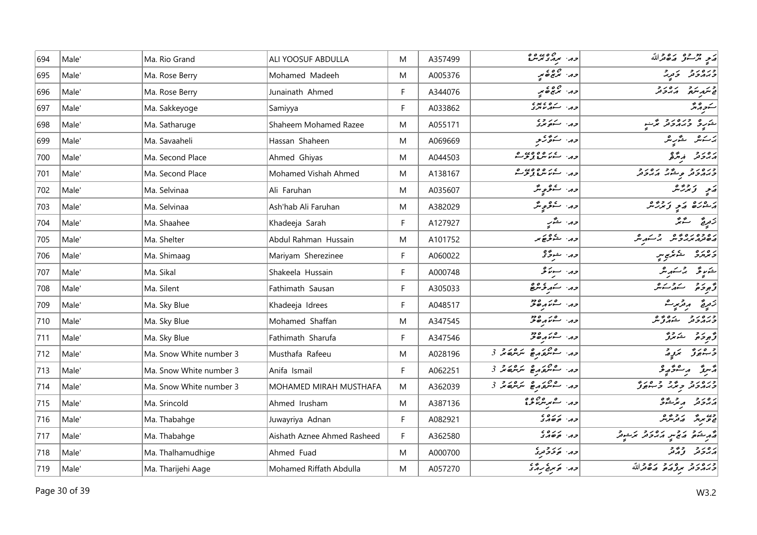| 694 | Male' | Ma. Rio Grand | ALI YOOSUF ABDULLA | M | A357499 | މއ. ރިއޯގްރޭންޑް | އަލި ޔޫސުފް އަބްދުﷲ |
|---|---|---|---|---|---|---|---|
| 695 | Male' | Ma. Rose Berry | Mohamed Madeeh | M | A005376 | މއ. ރޯޒްބެރީ | މުހައްމަދު މަދީހު |
| 696 | Male' | Ma. Rose Berry | Junainath Ahmed | F | A344076 | މއ. ރޯޒްބެރީ | ޖުނައިނަތު އަހުމަދު |
| 697 | Male' | Ma. Sakkeyoge | Samiyya | F | A033862 | މއ. ސައްކެޔޯގެ | ސަމިއްޔާ |
| 698 | Male' | Ma. Satharuge | Shaheem Mohamed Razee | M | A055171 | މއ. ސަތަރުގެ | ޝަހީމް މުހައްމަދު ރާޒީ |
| 699 | Male' | Ma. Savaaheli | Hassan Shaheen | M | A069669 | މއ. ސަވާހެލި | ހަސަން ޝާހީން |
| 700 | Male' | Ma. Second Place | Ahmed Ghiyas | M | A044503 | މއ. ސެކަންޑްޕްލޭސް | އަހުމަދު ޣިޔާޘް |
| 701 | Male' | Ma. Second Place | Mohamed Vishah Ahmed | M | A138167 | މއ. ސެކަންޑްޕްލޭސް | މުހައްމަދު ވިޝާހު އަހުމަދު |
| 702 | Male' | Ma. Selvinaa | Ali Faruhan | M | A035607 | މއ. ސެލްވިނާ | އަލި ފަރުހާން |
| 703 | Male' | Ma. Selvinaa | Ash'hab Ali Faruhan | M | A382029 | މއ. ސެލްވިނާ | އަޝްހަބް އަލި ފަރުހާން |
| 704 | Male' | Ma. Shaahee | Khadeeja Sarah | F | A127927 | މއ. ޝާހީ | ޚަދީޖާ ސާރާ |
| 705 | Male' | Ma. Shelter | Abdul Rahman Hussain | M | A101752 | މއ. ޝެލްޓަރ | އަބްދުއްރަޙްމާން ހުސައިން |
| 706 | Male' | Ma. Shimaag | Mariyam Sherezinee | F | A060022 | މއ. ޝިމާގު | މަރިޔަމް ޝެރެޒިނީ |
| 707 | Male' | Ma. Sikal | Shakeela Hussain | F | A000748 | މއ. ސިކަލް | ޝަކީލާ ހުސައިން |
| 708 | Male' | Ma. Silent | Fathimath Sausan | F | A305033 | މއ. ސައިލެންޓް | ފާތިމަތު ސައުސަން |
| 709 | Male' | Ma. Sky Blue | Khadeeja Idrees | F | A048517 | މއ. ސްކައިބްލޫ | ޚަދީޖާ އިދްރީސް |
| 710 | Male' | Ma. Sky Blue | Mohamed Shaffan | M | A347545 | މއ. ސްކައިބްލޫ | މުހައްމަދު ޝައްފާން |
| 711 | Male' | Ma. Sky Blue | Fathimath Sharufa | F | A347546 | މއ. ސްކައިބްލޫ | ފާތިމަތު ޝަރުފާ |
| 712 | Male' | Ma. Snow White number 3 | Musthafa Rafeeu | M | A028196 | މއ. ސްނޯވައިޓް ނަންބަރު 3 | މުސްތަފާ ރަފީޢު |
| 713 | Male' | Ma. Snow White number 3 | Anifa Ismail | F | A062251 | މއ. ސްނޯވައިޓް ނަންބަރު 3 | އާނިފާ އިސްމާއިލް |
| 714 | Male' | Ma. Snow White number 3 | MOHAMED MIRAH MUSTHAFA | M | A362039 | މއ. ސްނޯވައިޓް ނަންބަރު 3 | މުހައްމަދު މިރާހު މުސްތަފާ |
| 715 | Male' | Ma. Srincold | Ahmed Irusham | M | A387136 | މއ. ސްރިންކޯލްޑް | އަހުމަދު އިރުޝާމް |
| 716 | Male' | Ma. Thabahge | Juwayriya Adnan | F | A082921 | މއ. ތަބައްގެ | ޖުވައިރިޔާ އަދުނާން |
| 717 | Male' | Ma. Thabahge | Aishath Aznee Ahmed Rasheed | F | A362580 | މއ. ތަބައްގެ | އާއިޝަތު އަޒްނީ އަހުމަދު ރަޝީދު |
| 718 | Male' | Ma. Thalhamudhige | Ahmed Fuad | M | A000700 | މއ. ތަލްހަމުދީގެ | އަހުމަދު ފުއާދު |
| 719 | Male' | Ma. Tharijehi Aage | Mohamed Riffath Abdulla | M | A057270 | މއ. ތަރިޖެހިއާގެ | މުހައްމަދު ރިފްއަތު އަބްދުﷲ |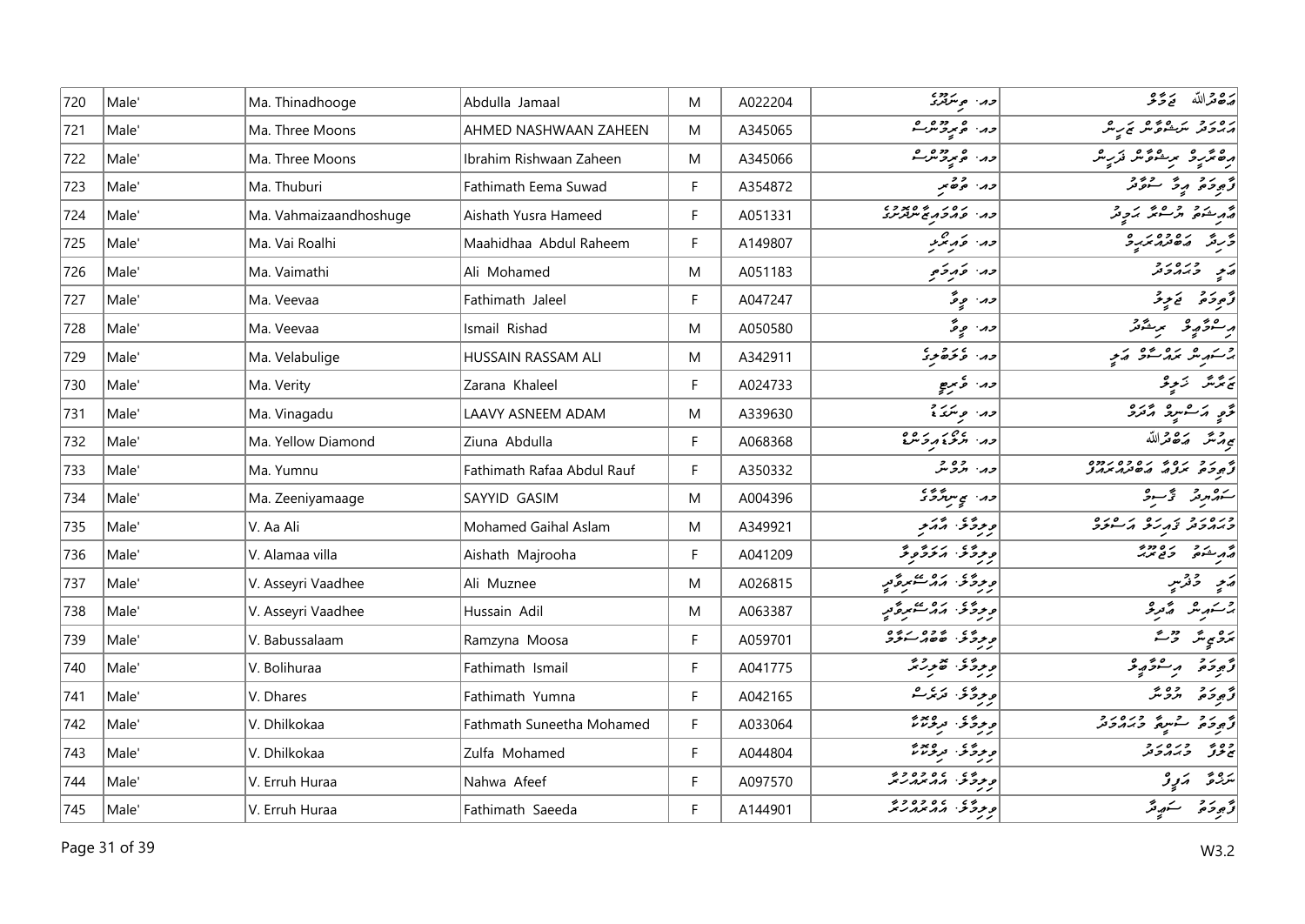| 720 | Male' | Ma. Thinadhooge | Abdulla Jamaal | M | A022204 | މއ. ތިނަދޫގެ | އަބްދުﷲ ޖަމާލް |
|---|---|---|---|---|---|---|---|
| 721 | Male' | Ma. Three Moons | AHMED NASHWAAN ZAHEEN | M | A345065 | މއ. ތްރީމޫންސް | އަޙްމަދު ނަޝްވާން ޒަހީން |
| 722 | Male' | Ma. Three Moons | Ibrahim Rishwaan Zaheen | M | A345066 | މއ. ތްރީމޫންސް | އިބްރާހީމް ރިޝްވާން ޒަހީން |
| 723 | Male' | Ma. Thuburi | Fathimath Eema Suwad | F | A354872 | މއ. ތުބުރި | ފާތިމަތު އީމާ ސުވާދު |
| 724 | Male' | Ma. Vahmaizaandhoshuge | Aishath Yusra Hameed | F | A051331 | މއ. ވަހްމައިޒާންދޯޝުގެ | އާއިޝަތު ޔުސްރާ ހަމީދު |
| 725 | Male' | Ma. Vai Roalhi | Maahidhaa Abdul Raheem | F | A149807 | މއ. ވައިރޯޅި | މާހިދާ އަބްދުއްރަޙީމް |
| 726 | Male' | Ma. Vaimathi | Ali Mohamed | M | A051183 | މއ. ވައިމަތި | އަލި މުޙައްމަދު |
| 727 | Male' | Ma. Veevaa | Fathimath Jaleel | F | A047247 | މއ. ވީވާ | ފާތިމަތު ޖަލީލް |
| 728 | Male' | Ma. Veevaa | Ismail Rishad | M | A050580 | މއ. ވީވާ | އިސްމާއީލް ރިޝާދު |
| 729 | Male' | Ma. Velabulige | HUSSAIN RASSAM ALI | M | A342911 | މއ. ވެލަބުލިގެ | ހުސައިން ރައްސާމް އަލި |
| 730 | Male' | Ma. Verity | Zarana Khaleel | F | A024733 | މއ. ވެރިޓީ | ޒަރާނާ ޚަލީލް |
| 731 | Male' | Ma. Vinagadu | LAAVY ASNEEM ADAM | M | A339630 | މއ. ވިނަގަޑު | ލާވީ އަސްނީމް އާދަމް |
| 732 | Male' | Ma. Yellow Diamond | Ziuna Abdulla | F | A068368 | މއ. ޔެލޯޑައިމަންޑް | ޒިއުނާ އަބްދުﷲ |
| 733 | Male' | Ma. Yumnu | Fathimath Rafaa Abdul Rauf | F | A350332 | މއ. ޔުމްނު | ފާތިމަތު ރަފާއު އަބްދުއްރައޫފް |
| 734 | Male' | Ma. Zeeniyamaage | SAYYID GASIM | M | A004396 | މއ. ޒީނިޔާމާގެ | ސައްޔިދު ޤާސިމް |
| 735 | Male' | V. Aa Ali | Mohamed Gaihal Aslam | M | A349921 | ވިލިމާލެ. އާއަލި | މުޙައްމަދު ގައިހަލް އަސްލަމް |
| 736 | Male' | V. Alamaa villa | Aishath Majrooha | F | A041209 | ވިލިމާލެ. އަލަމާވިލާ | އާއިޝަތު މަޖްރޫޙާ |
| 737 | Male' | V. Asseyri Vaadhee | Ali Muznee | M | A026815 | ވިލިމާލެ. އައްސޭރިވާދީ | އަލި މުޒްނީ |
| 738 | Male' | V. Asseyri Vaadhee | Hussain Adil | M | A063387 | ވިލިމާލެ. އައްސޭރިވާދީ | ހުސައިން އާދިލް |
| 739 | Male' | V. Babussalaam | Ramzyna Moosa | F | A059701 | ވިލިމާލެ. ބާބުއްސަލާމް | ރަމްޒީނާ މޫސާ |
| 740 | Male' | V. Bolihuraa | Fathimath Ismail | F | A041775 | ވިލިމާލެ. ބޮލިހުރާ | ފާތިމަތު އިސްމާއީލް |
| 741 | Male' | V. Dhares | Fathimath Yumna | F | A042165 | ވިލިމާލެ. ދަރެސް | ފާތިމަތު ޔުމްނާ |
| 742 | Male' | V. Dhilkokaa | Fathmath Suneetha Mohamed | F | A033064 | ވިލިމާލެ. ދިލްކޮކާ | ފާތިމަތު ސުނީތާ މުޙައްމަދު |
| 743 | Male' | V. Dhilkokaa | Zulfa Mohamed | F | A044804 | ވިލިމާލެ. ދިލްކޮކާ | ޒުލްފާ މުޙައްމަދު |
| 744 | Male' | V. Erruh Huraa | Nahwa Afeef | F | A097570 | ވިލިމާލެ. އެއްރުހުރާ | ނަހްވާ އަފީފް |
| 745 | Male' | V. Erruh Huraa | Fathimath Saeeda | F | A144901 | ވިލިމާލެ. އެއްރުހުރާ | ފާތިމަތު ސަޢީދާ |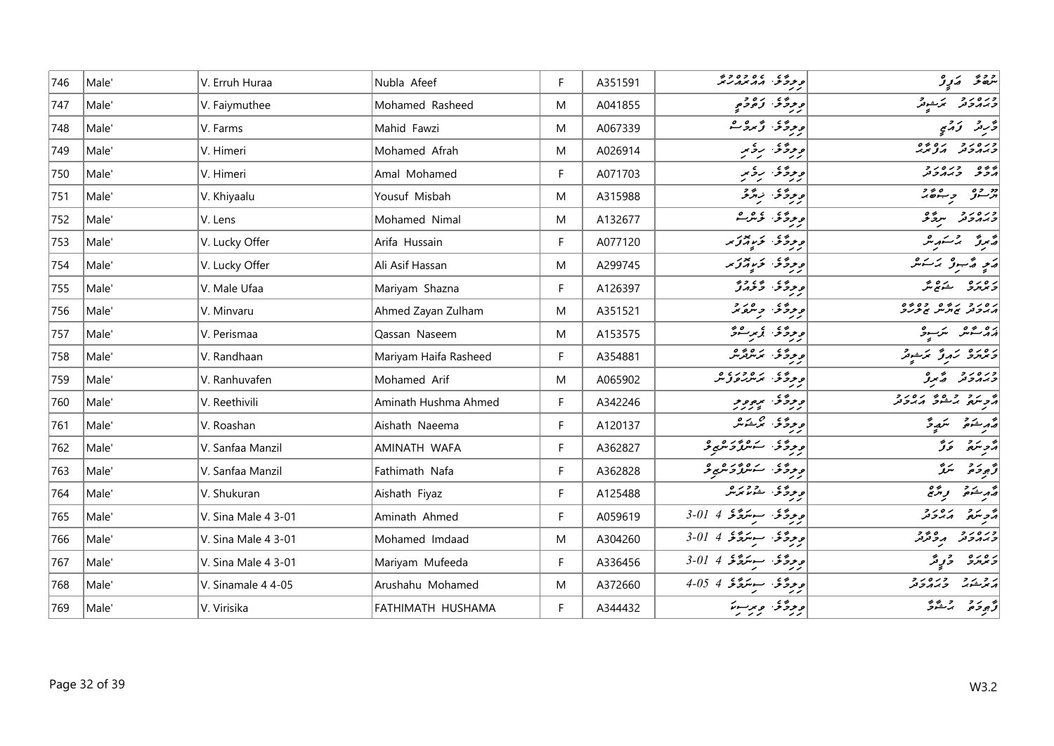| 746 | Male' | V. Erruh Huraa | Nubla Afeef | F | A351591 | ވިލިމާލެ. އެރުރުހުރާ | ނުބްލާ އަފީފް |
|---|---|---|---|---|---|---|---|
| 747 | Male' | V. Faiymuthee | Mohamed Rasheed | M | A041855 | ވިލިމާލެ. ފައިމުތީ | މުހައްމަދު ރަޝީދު |
| 748 | Male' | V. Farms | Mahid Fawzi | M | A067339 | ވިލިމާލެ. ފާރމްސް | މާހިދު ފައުޒީ |
| 749 | Male' | V. Himeri | Mohamed Afrah | M | A026914 | ވިލިމާލެ. ހިމެރި | މުހައްމަދު އަފްރާހް |
| 750 | Male' | V. Himeri | Amal Mohamed | F | A071703 | ވިލިމާލެ. ހިމެރި | އަމާލް މުހައްމަދު |
| 751 | Male' | V. Khiyaalu | Yousuf Misbah | M | A315988 | ވިލިމާލެ. ޚިޔާލު | ޔޫސުފް މިސްބާހް |
| 752 | Male' | V. Lens | Mohamed Nimal | M | A132677 | ވިލިމާލެ. ލެންސް | މުހައްމަދު ނިމާލް |
| 753 | Male' | V. Lucky Offer | Arifa Hussain | F | A077120 | ވިލިމާލެ. ލަކީއޮފަރ | އާރިފާ ހުސައިން |
| 754 | Male' | V. Lucky Offer | Ali Asif Hassan | M | A299745 | ވިލިމާލެ. ލަކީއޮފަރ | އަލީ އާސިފް ހަސަން |
| 755 | Male' | V. Male Ufaa | Mariyam Shazna | F | A126397 | ވިލިމާލެ. މާލެއުފާ | މަރިޔަމް ޝަޒްނާ |
| 756 | Male' | V. Minvaru | Ahmed Zayan Zulham | M | A351521 | ވިލިމާލެ. މިންވަރު | އަހްމަދު ޒަޔާން ޒުލްހަމް |
| 757 | Male' | V. Perismaa | Qassan Naseem | M | A153575 | ވިލިމާލެ. ޕެރިސްމާ | ޤައްސާން ނަސީމް |
| 758 | Male' | V. Randhaan | Mariyam Haifa Rasheed | F | A354881 | ވިލިމާލެ. ރަންދާން | މަރިޔަމް ހައިފާ ރަޝީދު |
| 759 | Male' | V. Ranhuvafen | Mohamed Arif | M | A065902 | ވިލިމާލެ. ރަންހުވަފެން | މުހައްމަދު އާރިފް |
| 760 | Male' | V. Reethivili | Aminath Hushma Ahmed | F | A342246 | ވިލިމާލެ. ރީތިވިލި | އާމިނަތު ހުޝްމާ އަހްމަދު |
| 761 | Male' | V. Roashan | Aishath Naeema | F | A120137 | ވިލިމާލެ. ރޯޝަން | އައިޝަތު ނައީމާ |
| 762 | Male' | V. Sanfaa Manzil | AMINATH WAFA | F | A362827 | ވިލިމާލެ. ސަންފާމަންޒިލް | އާމިނަތު ވަފާ |
| 763 | Male' | V. Sanfaa Manzil | Fathimath Nafa | F | A362828 | ވިލިމާލެ. ސަންފާމަންޒިލް | ފާތިމަތު ނަފާ |
| 764 | Male' | V. Shukuran | Aishath Fiyaz | F | A125488 | ވިލިމާލެ. ޝުކުރަން | އައިޝަތު ފިޔާޒް |
| 765 | Male' | V. Sina Male 4 3-01 | Aminath Ahmed | F | A059619 | ވިލިމާލެ. ސިނަމާލެ 4 3-01 | އާމިނަތު އަހްމަދު |
| 766 | Male' | V. Sina Male 4 3-01 | Mohamed Imdaad | M | A304260 | ވިލިމާލެ. ސިނަމާލެ 4 3-01 | މުހައްމަދު އިމްދާދު |
| 767 | Male' | V. Sina Male 4 3-01 | Mariyam Mufeeda | F | A336456 | ވިލިމާލެ. ސިނަމާލެ 4 3-01 | މަރިޔަމް މުފީދާ |
| 768 | Male' | V. Sinamale 4 4-05 | Arushahu Mohamed | M | A372660 | ވިލިމާލެ. ސިނަމާލެ 4 4-05 | އަރުޝަހު މުހައްމަދު |
| 769 | Male' | V. Virisika | FATHIMATH HUSHAMA | F | A344432 | ވިލިމާލެ. ވިރިސިކަ | ފާތިމަތު ހުޝާމާ |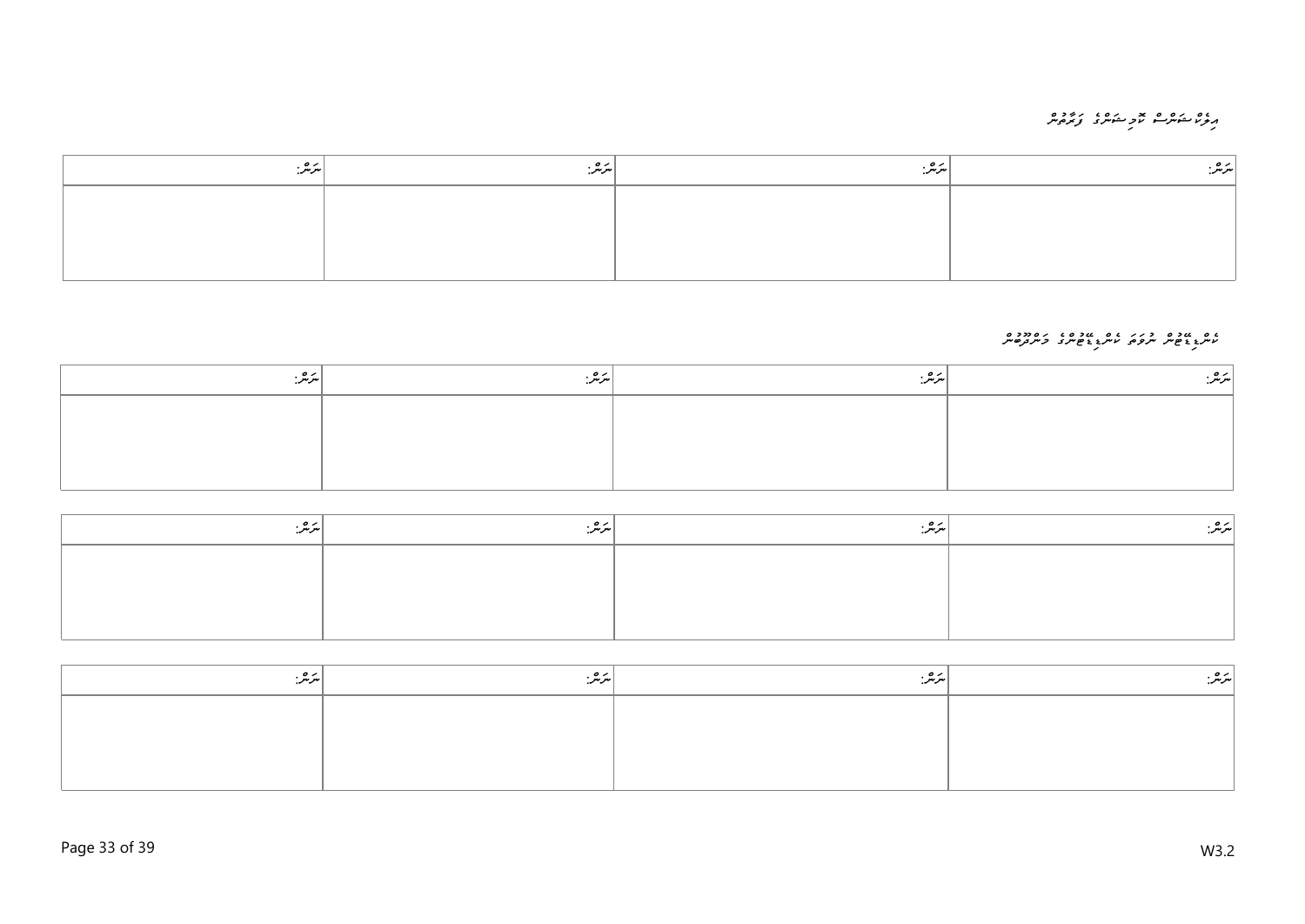# ދިވެހިރާއްޖޭގެ ރަސްމީ ބަހުގެ ގަވާއިދު

| ނަންބަރު: | ނަންބަރު: | ނަންބަރު: | ނަންބަރު: |
|---|---|---|---|
| | | | |

## ރަސްމީ ލިޔުންތަކުގައި ބޭނުންކުރާ އިބާރާތްތައް

| ނަންބަރު: | ނަންބަރު: | ނަންބަރު: | ނަންބަރު: |
|---|---|---|---|
| | | | |

| ނަންބަރު: | ނަންބަރު: | ނަންބަރު: | ނަންބަރު: |
|---|---|---|---|
| | | | |

| ނަންބަރު: | ނަންބަރު: | ނަންބަރު: | ނަންބަރު: |
|---|---|---|---|
| | | | |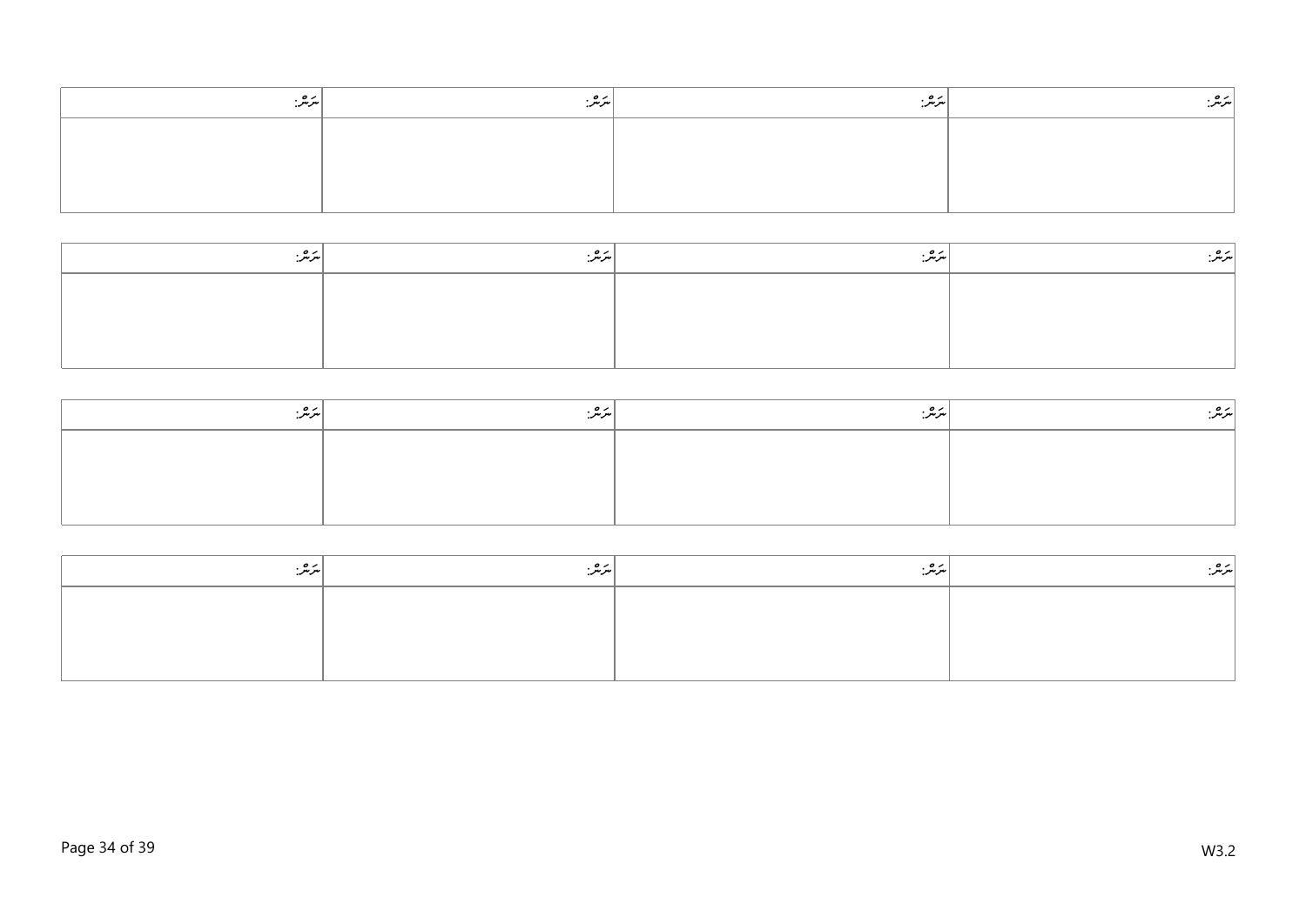| ނަރުދ: | ނަރުދ: | ނަރުދ: | ނަރުދ: |
| --- | --- | --- | --- |
| | | | |

| ނަރުދ: | ނަރުދ: | ނަރުދ: | ނަރުދ: |
| --- | --- | --- | --- |
| | | | |

| ނަރުދ: | ނަރުދ: | ނަރުދ: | ނަރުދ: |
| --- | --- | --- | --- |
| | | | |

| ނަރުދ: | ނަރުދ: | ނަރުދ: | ނަރުދ: |
| --- | --- | --- | --- |
| | | | |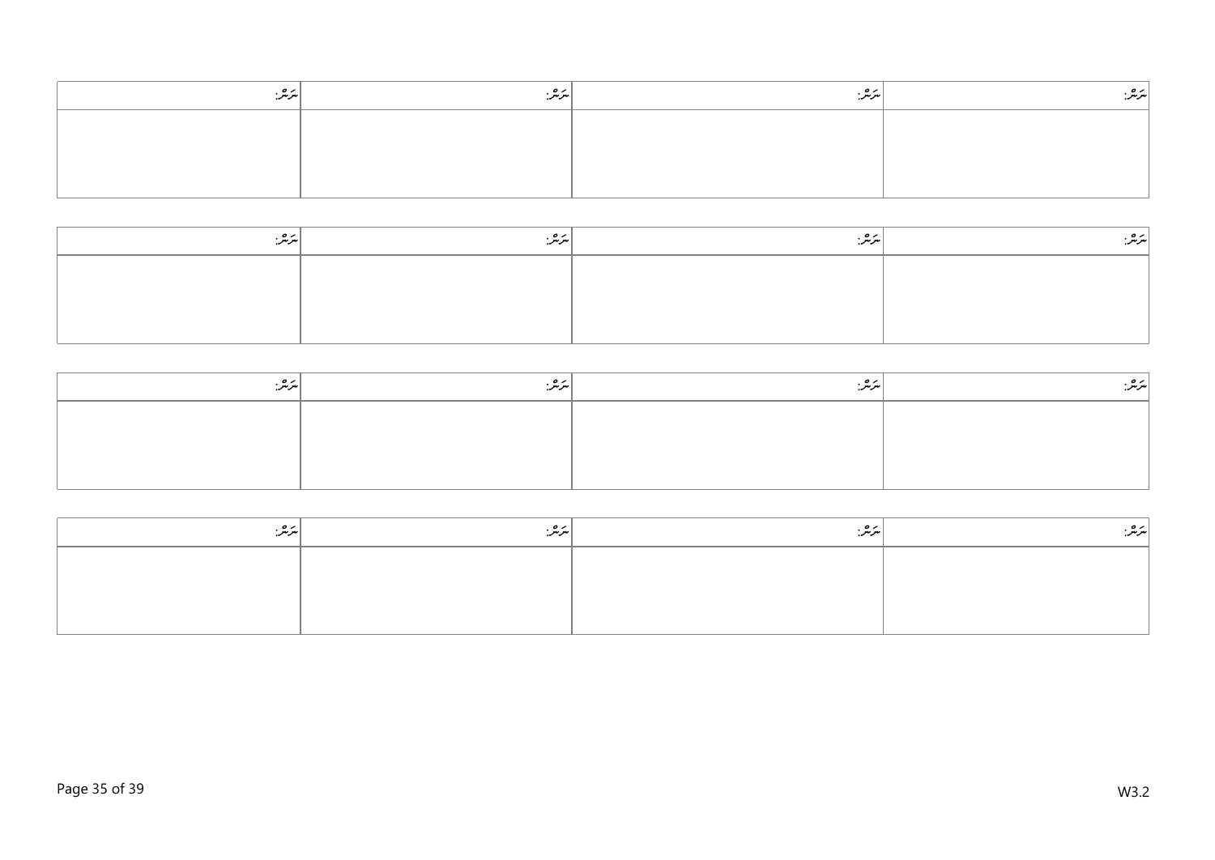| ނަންބަރ: | ނަންބަރ: | ނަންބަރ: | ނަންބަރ: |
| --- | --- | --- | --- |
| | | | |

| ނަންބަރ: | ނަންބަރ: | ނަންބަރ: | ނަންބަރ: |
| --- | --- | --- | --- |
| | | | |

| ނަންބަރ: | ނަންބަރ: | ނަންބަރ: | ނަންބަރ: |
| --- | --- | --- | --- |
| | | | |

| ނަންބަރ: | ނަންބަރ: | ނަންބަރ: | ނަންބަރ: |
| --- | --- | --- | --- |
| | | | |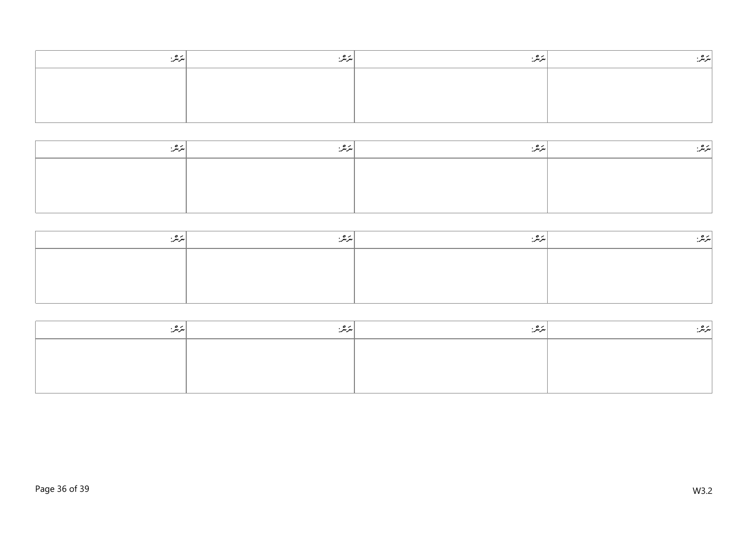| ނަރު: | ނަރު: | ނަރު: | ނަރު: |
| --- | --- | --- | --- |
| | | | |

| ނަރު: | ނަރު: | ނަރު: | ނަރު: |
| --- | --- | --- | --- |
| | | | |

| ނަރު: | ނަރު: | ނަރު: | ނަރު: |
| --- | --- | --- | --- |
| | | | |

| ނަރު: | ނަރު: | ނަރު: | ނަރު: |
| --- | --- | --- | --- |
| | | | |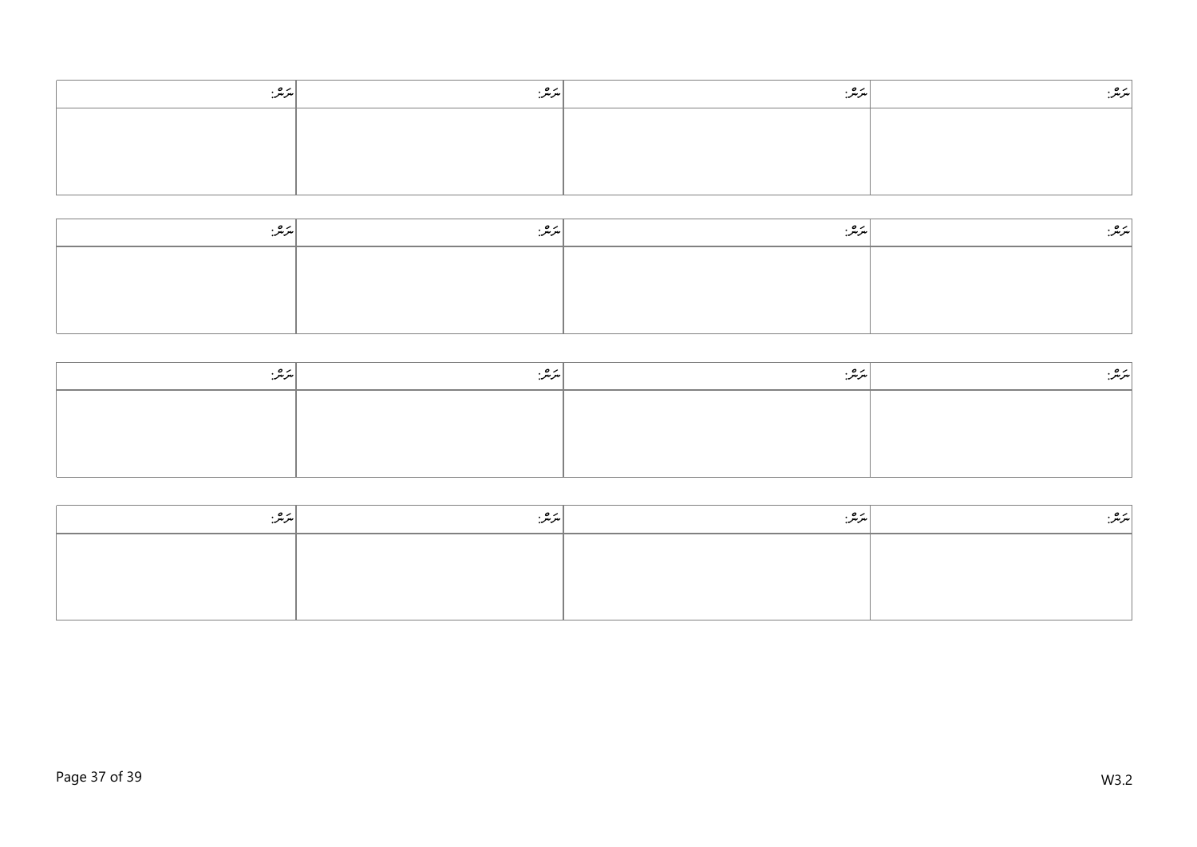| ނަަން: | ނަަން: | ނަަން: | ނަަން: |
| --- | --- | --- | --- |
| | | | |

| ނަަން: | ނަަން: | ނަަން: | ނަަން: |
| --- | --- | --- | --- |
| | | | |

| ނަަން: | ނަަން: | ނަަން: | ނަަން: |
| --- | --- | --- | --- |
| | | | |

| ނަަން: | ނަަން: | ނަަން: | ނަަން: |
| --- | --- | --- | --- |
| | | | |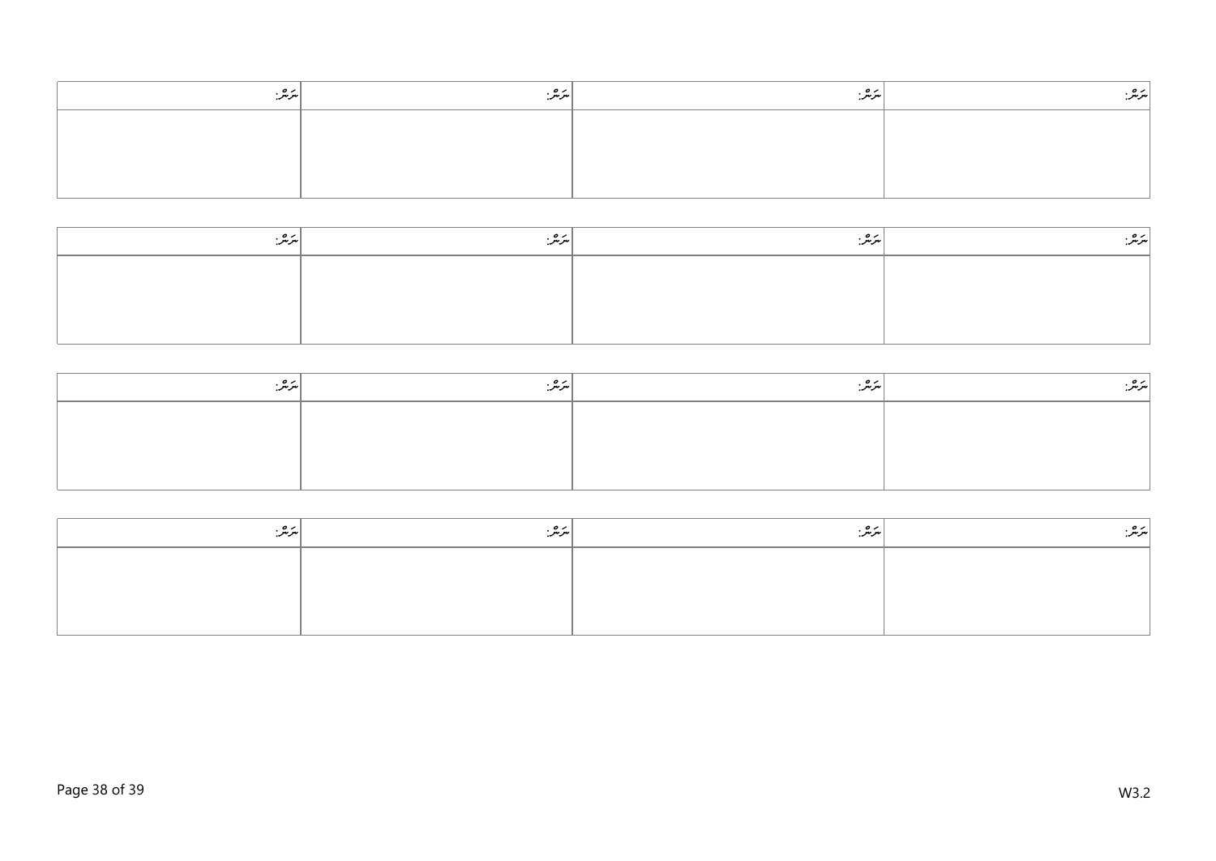| ނަންބަރު: | ނަންބަރު: | ނަންބަރު: | ނަންބަރު: |
|---|---|---|---|
| | | | |

| ނަންބަރު: | ނަންބަރު: | ނަންބަރު: | ނަންބަރު: |
|---|---|---|---|
| | | | |

| ނަންބަރު: | ނަންބަރު: | ނަންބަރު: | ނަންބަރު: |
|---|---|---|---|
| | | | |

| ނަންބަރު: | ނަންބަރު: | ނަންބަރު: | ނަންބަރު: |
|---|---|---|---|
| | | | |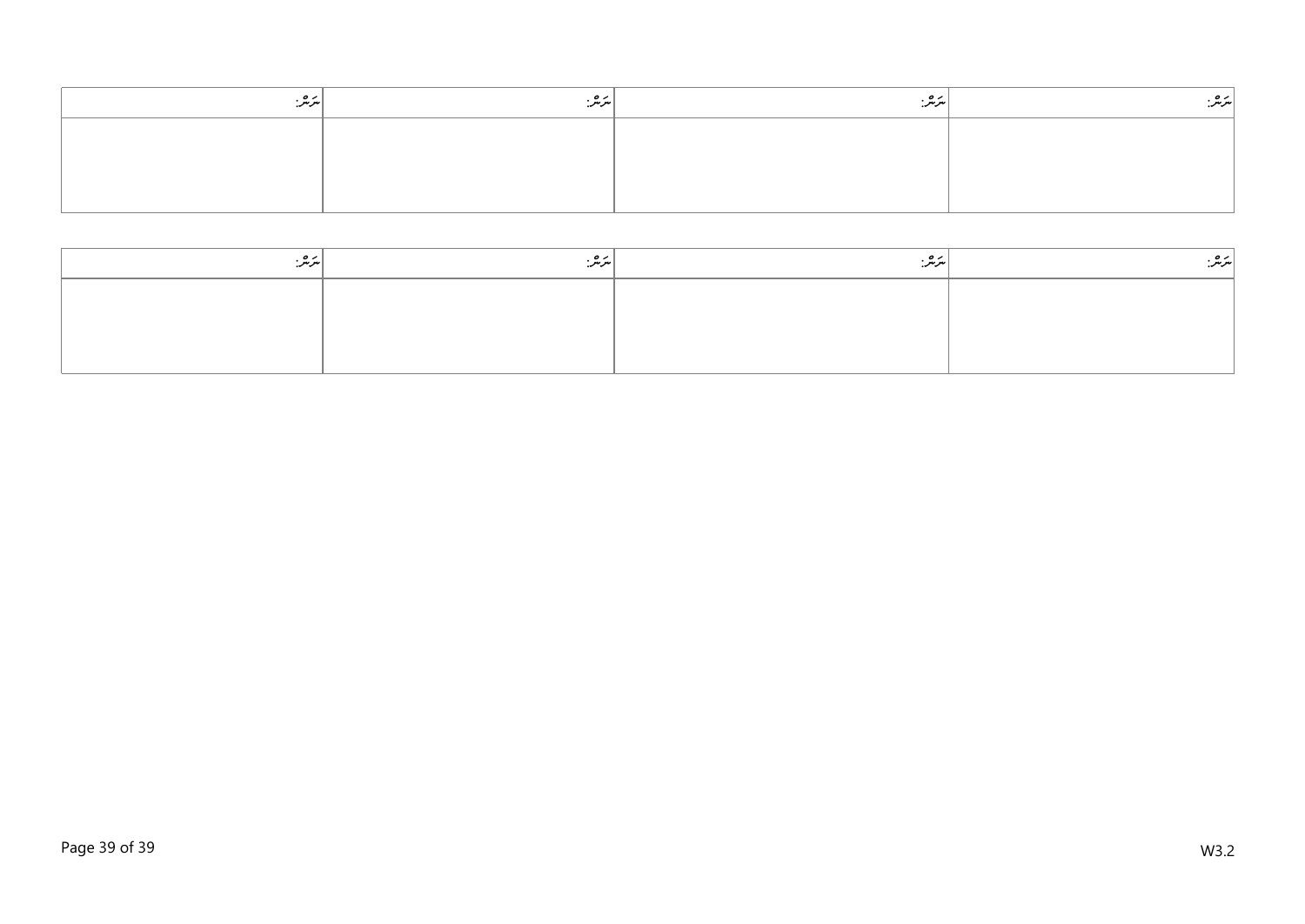| ނަންބަރު: | ނަންބަރު: | ނަންބަރު: | ނަންބަރު: |
|---|---|---|---|
| | | | |

| ނަންބަރު: | ނަންބަރު: | ނަންބަރު: | ނަންބަރު: |
|---|---|---|---|
| | | | |